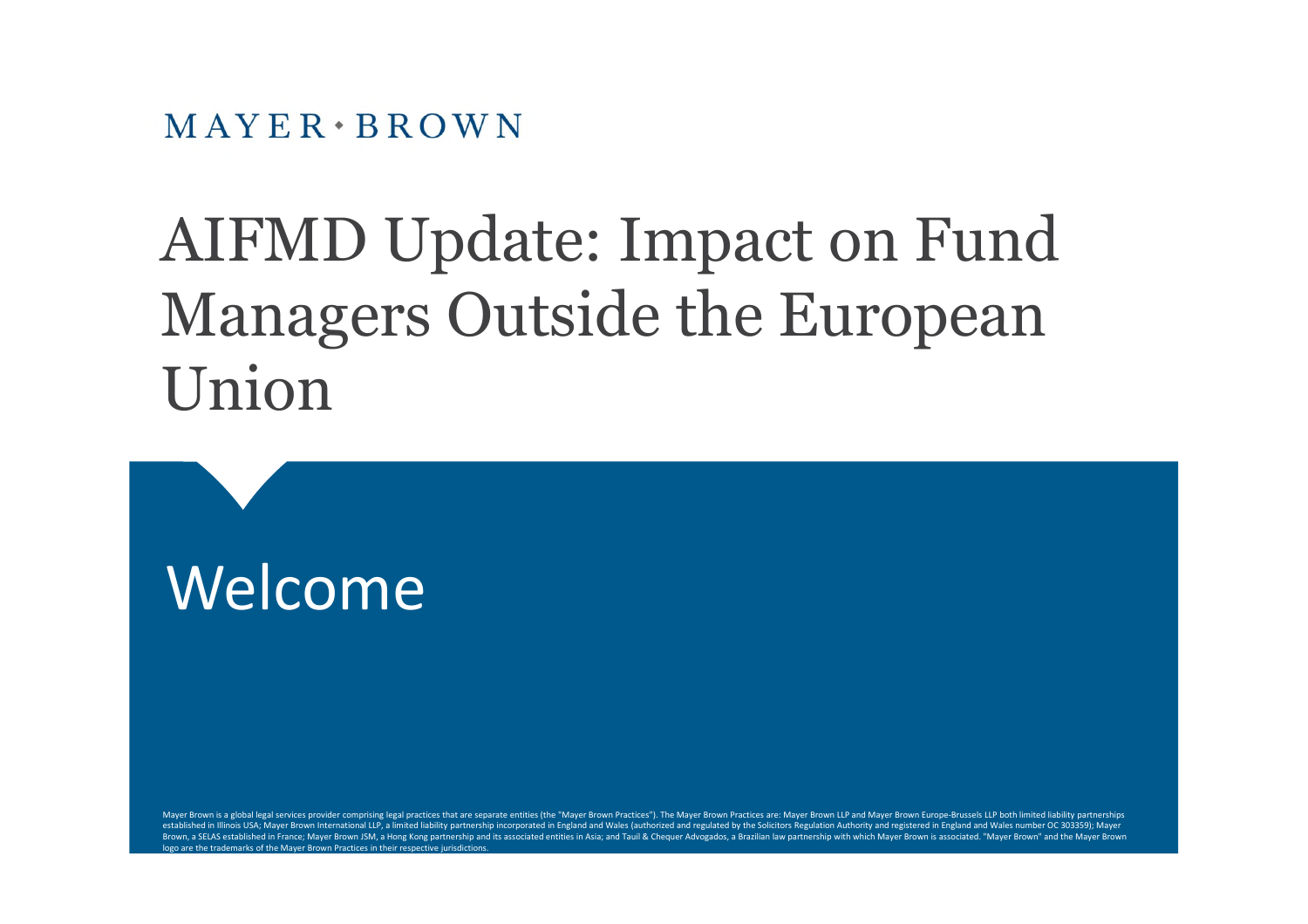MAYER • BROWN

# AIFMD Update: Impact on Fund Managers Outside the European Union

## Welcome

Mayer Brown is a global legal services provider comprising legal practices that are separate entities (the "Mayer Brown Practices"). The Mayer Brown Practices are: Mayer Brown LLP and Mayer Brown Europe-Brussels LLP both limited liability partnerships established in Illinois USA; Mayer Brown International LLP, a limited liability partnership incorporated in England and Wales (authorized and regulated by the Solicitors Regulation Authority and registered in England and Wales number OC 303359); Mayer Brown, a SELAS established in France; Mayer Brown JSM, a Hong Kong partnership and its associated entities in Asia; and Tauil & Chequer Advogados, a Brazilian law partnership with which Mayer Brown is associated. "Mayer Brown" and the Mayer Brown logo are the trademarks of the Mayer Brown Practices in their respective jurisdictions.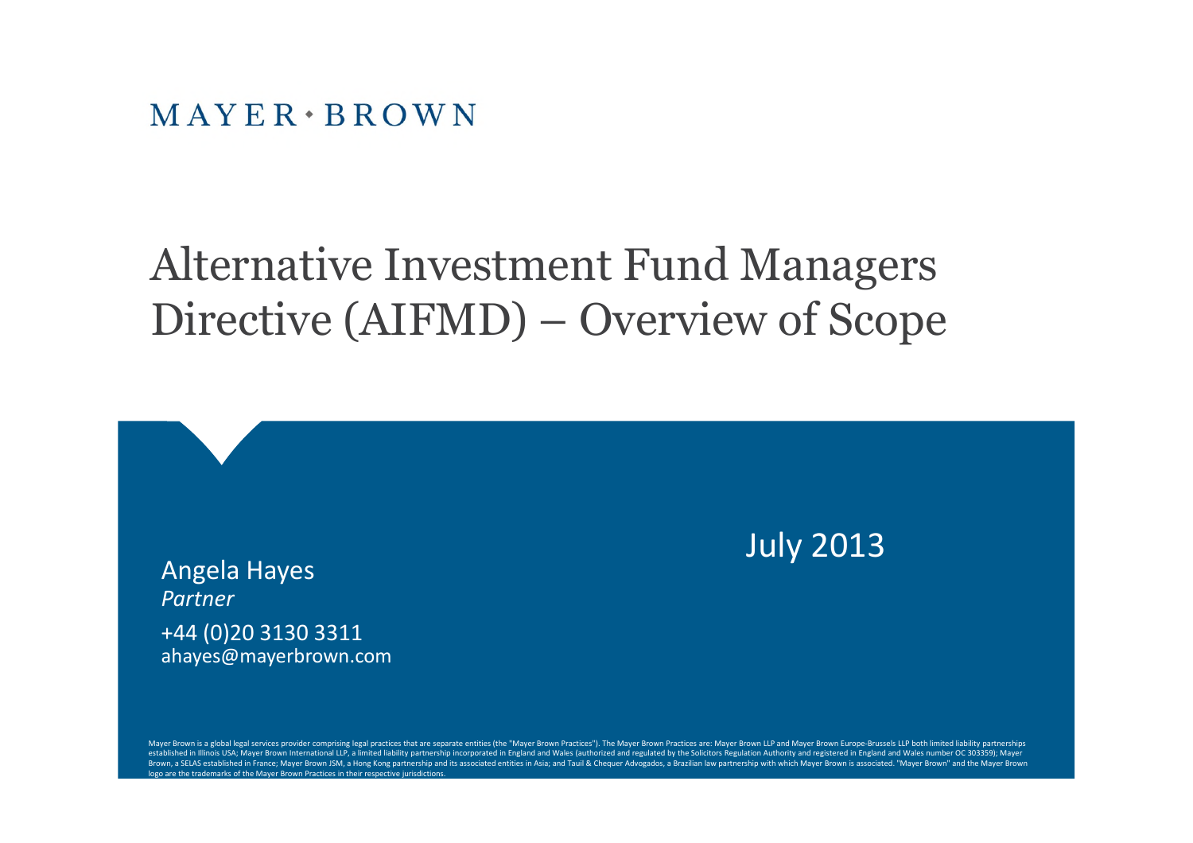MAYER • BROWN

# Alternative Investment Fund Managers Directive (AIFMD) – Overview of Scope

July 2013

Angela Hayes
*Partner*
+44 (0)20 3130 3311
ahayes@mayerbrown.com

Mayer Brown is a global legal services provider comprising legal practices that are separate entities (the "Mayer Brown Practices"). The Mayer Brown Practices are: Mayer Brown LLP and Mayer Brown Europe-Brussels LLP both limited liability partnerships established in Illinois USA; Mayer Brown International LLP, a limited liability partnership incorporated in England and Wales (authorized and regulated by the Solicitors Regulation Authority and registered in England and Wales number OC 303359); Mayer Brown, a SELAS established in France; Mayer Brown JSM, a Hong Kong partnership and its associated entities in Asia; and Tauil & Chequer Advogados, a Brazilian law partnership with which Mayer Brown is associated. "Mayer Brown" and the Mayer Brown logo are the trademarks of the Mayer Brown Practices in their respective jurisdictions.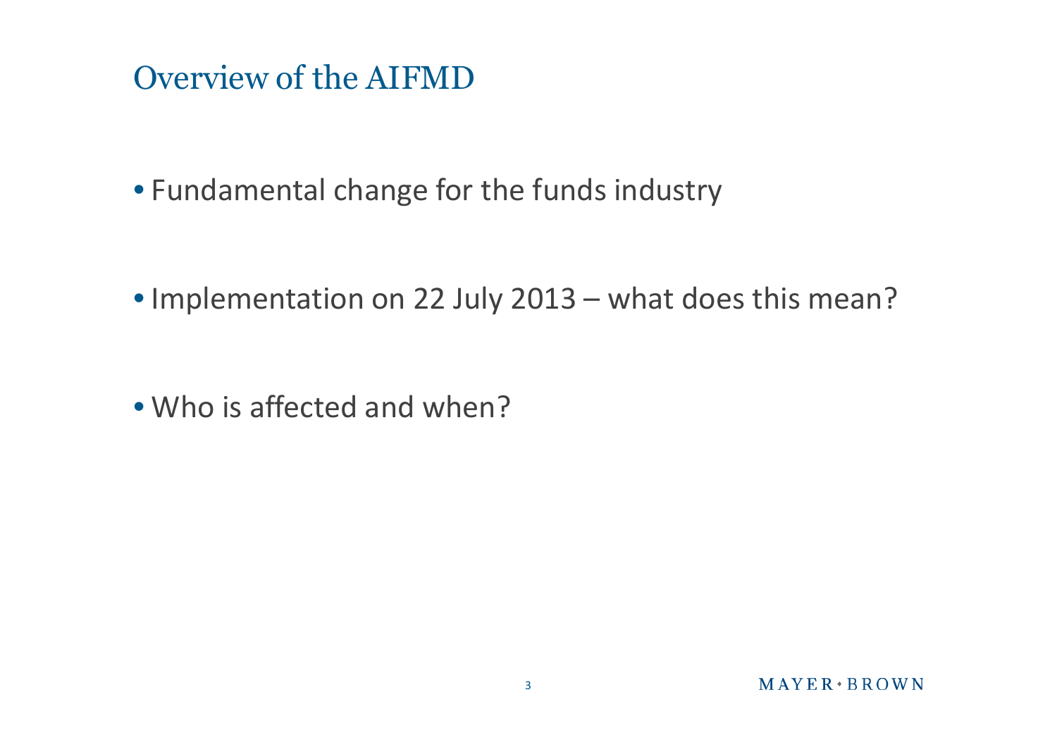# Overview of the AIFMD

- Fundamental change for the funds industry
- Implementation on 22 July 2013 – what does this mean?
- Who is affected and when?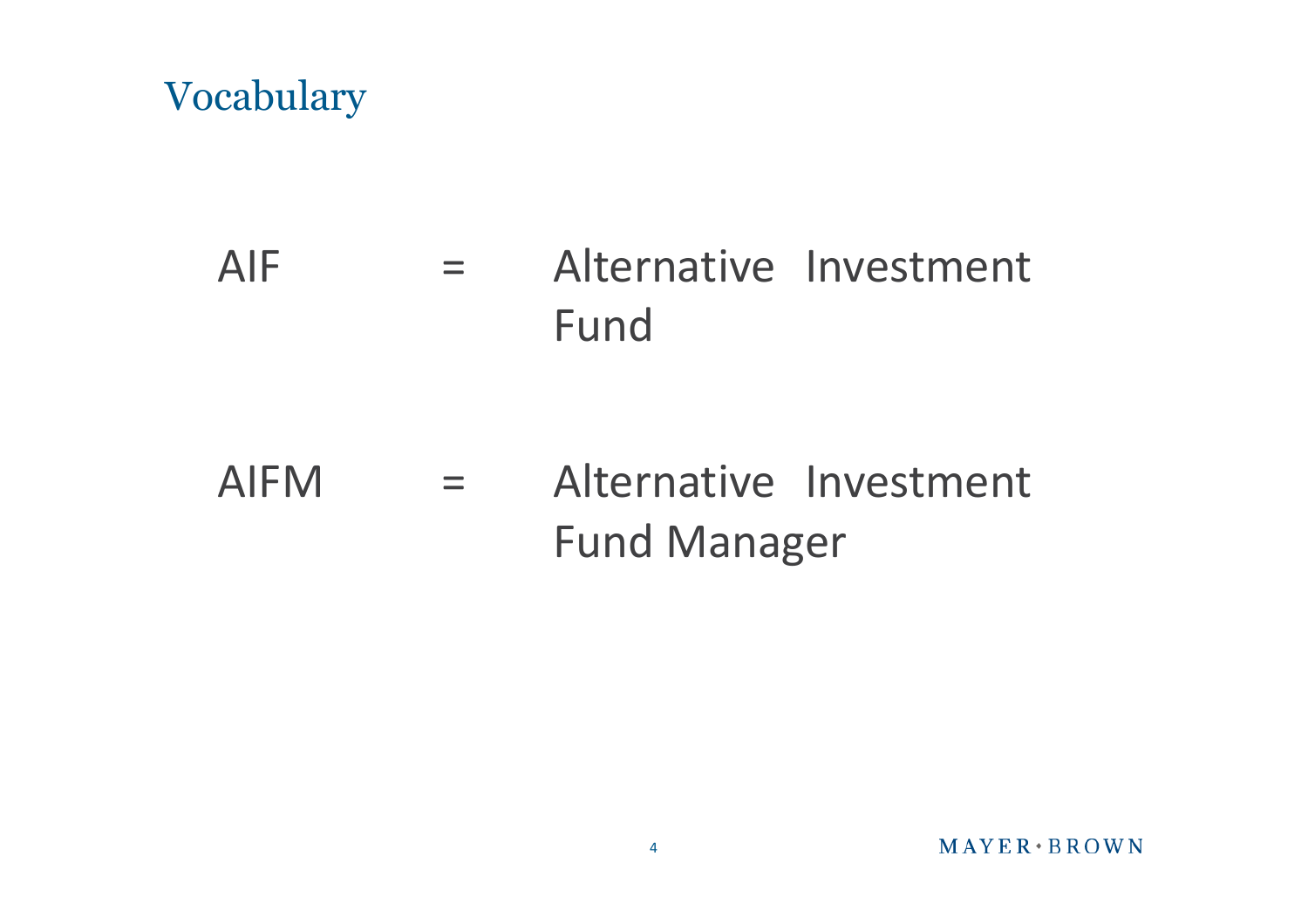## Vocabulary

AIF = Alternative Investment Fund

AIFM = Alternative Investment Fund Manager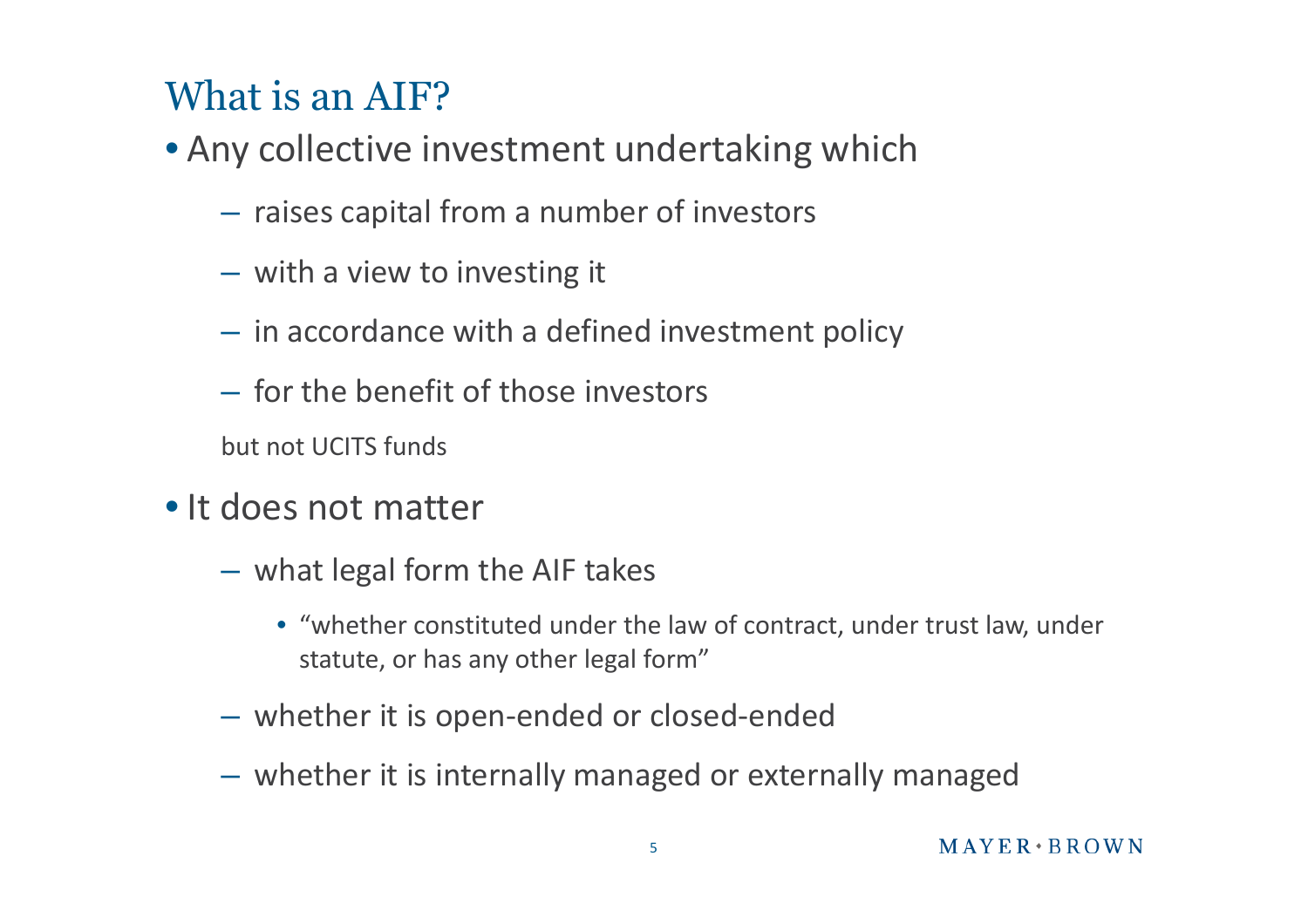## What is an AIF?

- Any collective investment undertaking which
  - raises capital from a number of investors
  - with a view to investing it
  - in accordance with a defined investment policy
  - for the benefit of those investors

  but not UCITS funds

- It does not matter
  - what legal form the AIF takes
    - "whether constituted under the law of contract, under trust law, under statute, or has any other legal form"
  - whether it is open-ended or closed-ended
  - whether it is internally managed or externally managed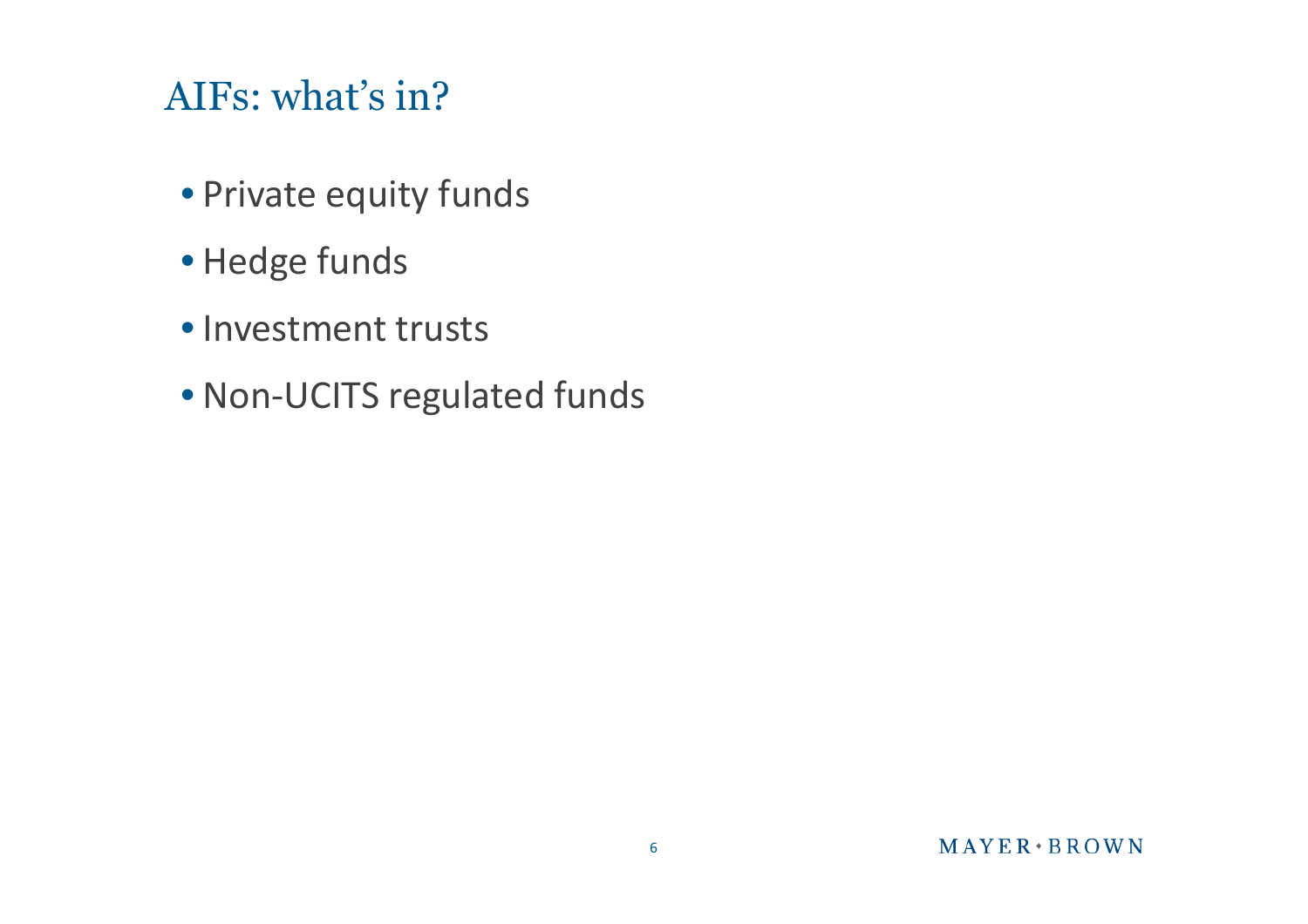# AIFs: what's in?

- Private equity funds
- Hedge funds
- Investment trusts
- Non-UCITS regulated funds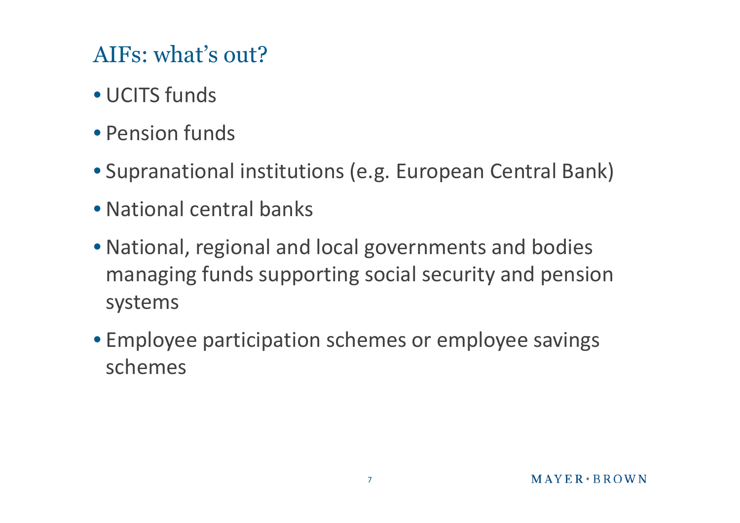## AIFs: what's out?

- UCITS funds
- Pension funds
- Supranational institutions (e.g. European Central Bank)
- National central banks
- National, regional and local governments and bodies managing funds supporting social security and pension systems
- Employee participation schemes or employee savings schemes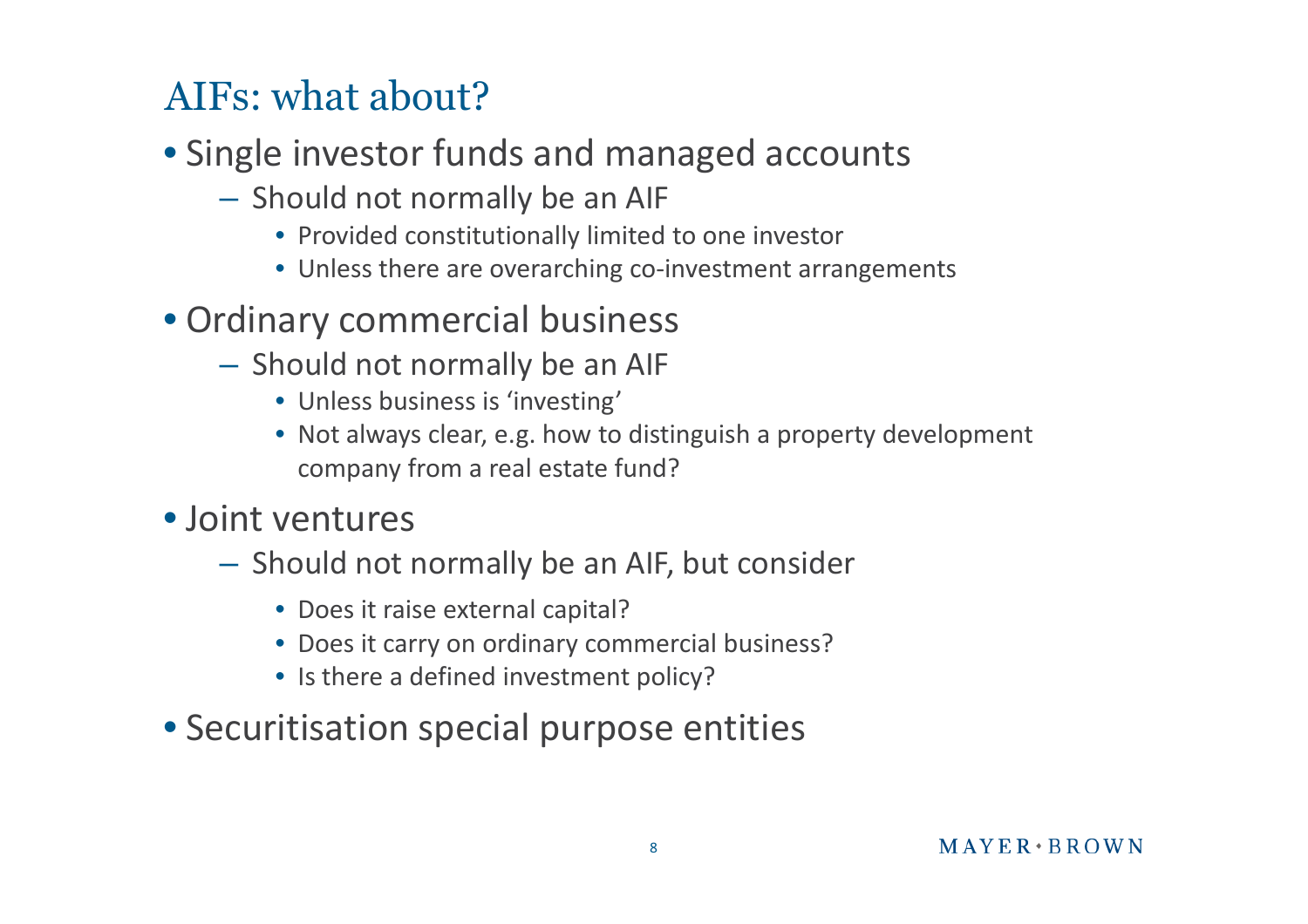# AIFs: what about?

- Single investor funds and managed accounts
  - Should not normally be an AIF
    - Provided constitutionally limited to one investor
    - Unless there are overarching co-investment arrangements
- Ordinary commercial business
  - Should not normally be an AIF
    - Unless business is 'investing'
    - Not always clear, e.g. how to distinguish a property development company from a real estate fund?
- Joint ventures
  - Should not normally be an AIF, but consider
    - Does it raise external capital?
    - Does it carry on ordinary commercial business?
    - Is there a defined investment policy?
- Securitisation special purpose entities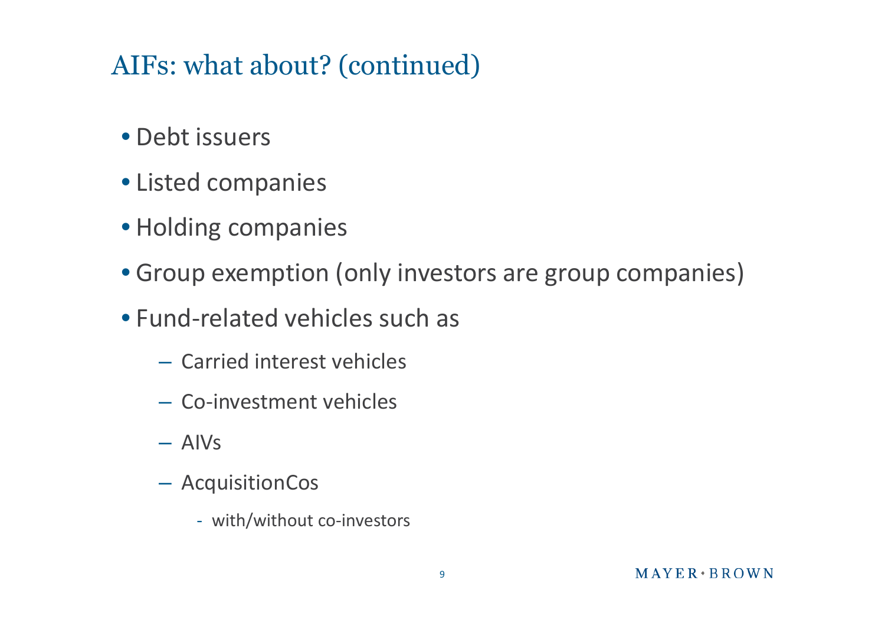# AIFs: what about? (continued)

- Debt issuers
- Listed companies
- Holding companies
- Group exemption (only investors are group companies)
- Fund-related vehicles such as
  - Carried interest vehicles
  - Co-investment vehicles
  - AIVs
  - AcquisitionCos
    - with/without co-investors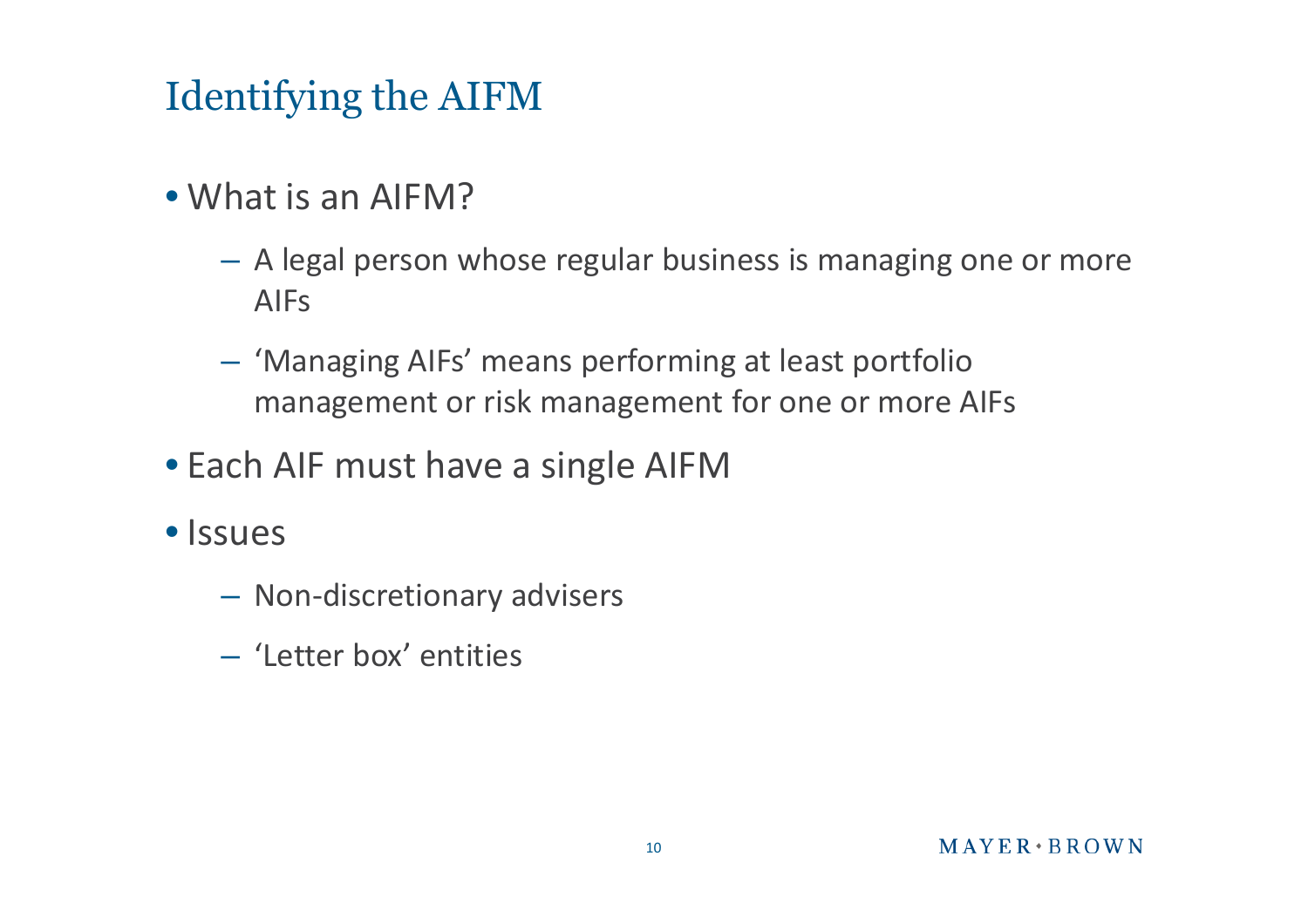# Identifying the AIFM

- What is an AIFM?
  - A legal person whose regular business is managing one or more AIFs
  - 'Managing AIFs' means performing at least portfolio management or risk management for one or more AIFs
- Each AIF must have a single AIFM
- Issues
  - Non-discretionary advisers
  - 'Letter box' entities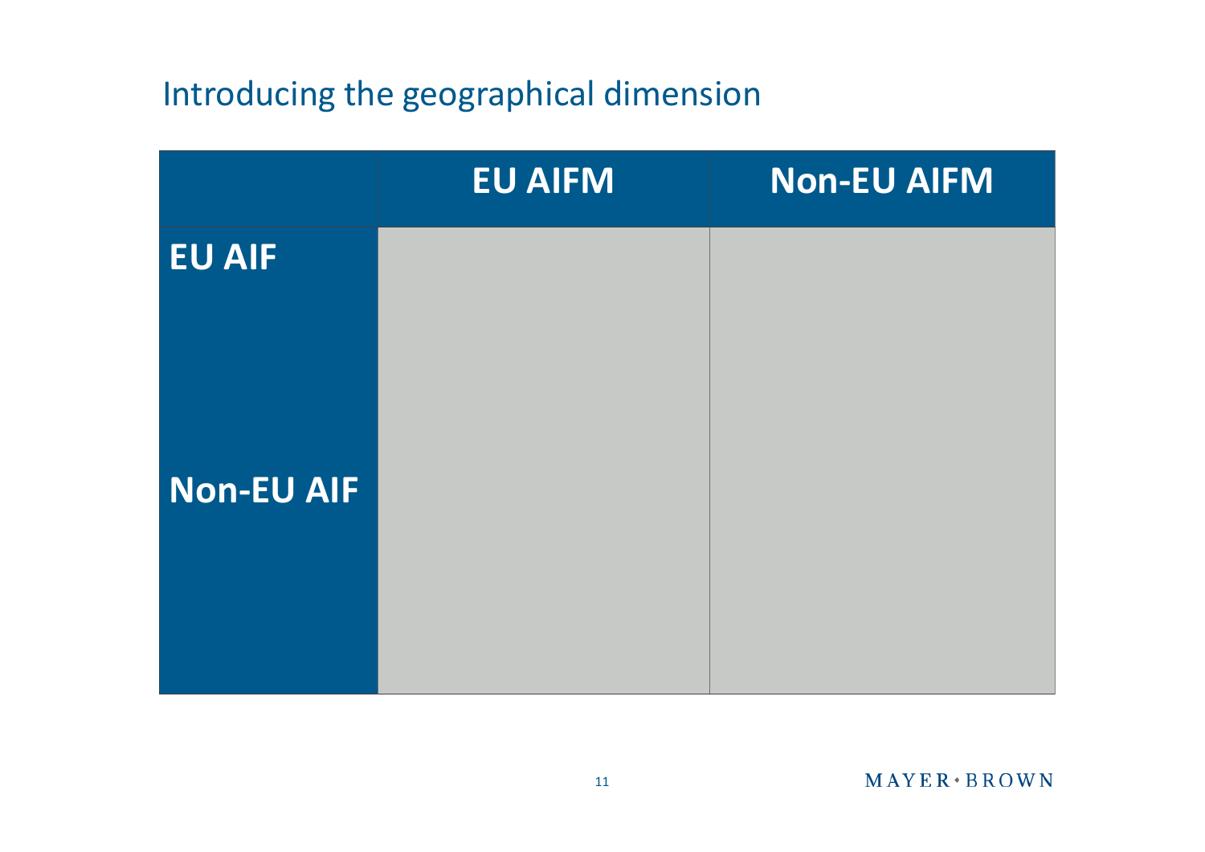## Introducing the geographical dimension

| | EU AIFM | Non-EU AIFM |
|---|---|---|
| EU AIF | | |
| Non-EU AIF | | |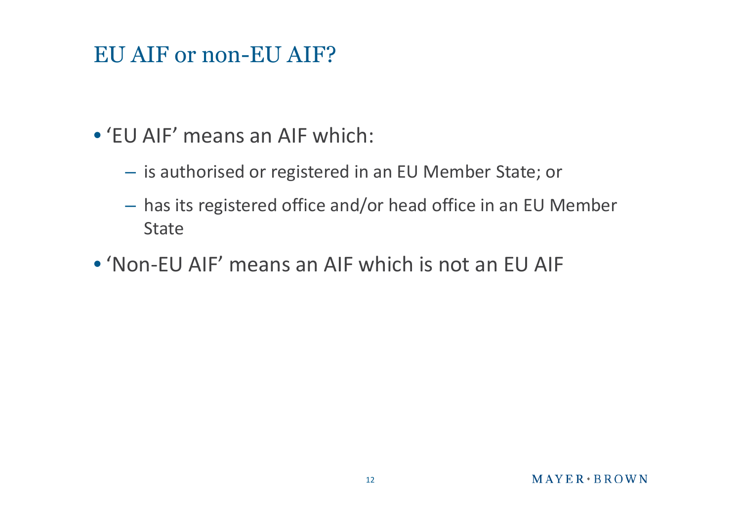# EU AIF or non-EU AIF?

- 'EU AIF' means an AIF which:
  - is authorised or registered in an EU Member State; or
  - has its registered office and/or head office in an EU Member State
- 'Non-EU AIF' means an AIF which is not an EU AIF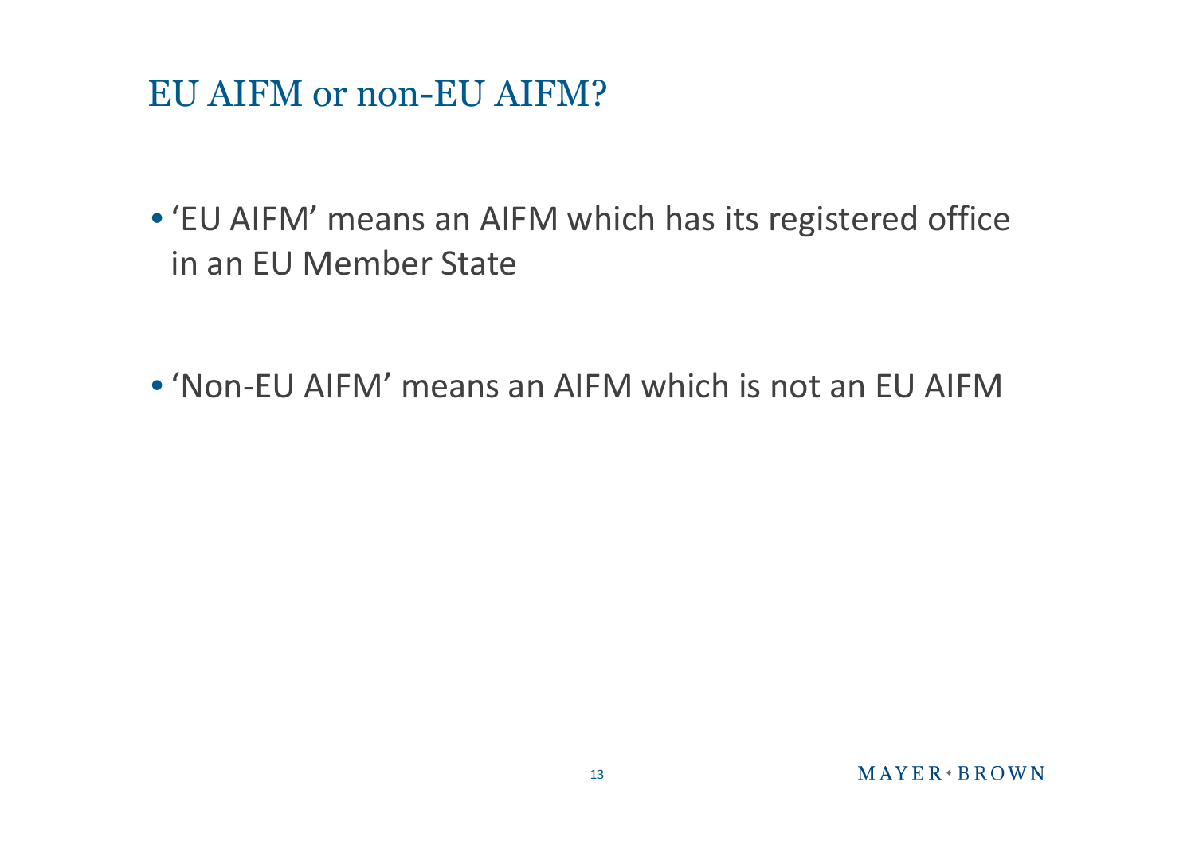# EU AIFM or non-EU AIFM?

- 'EU AIFM' means an AIFM which has its registered office in an EU Member State
- 'Non-EU AIFM' means an AIFM which is not an EU AIFM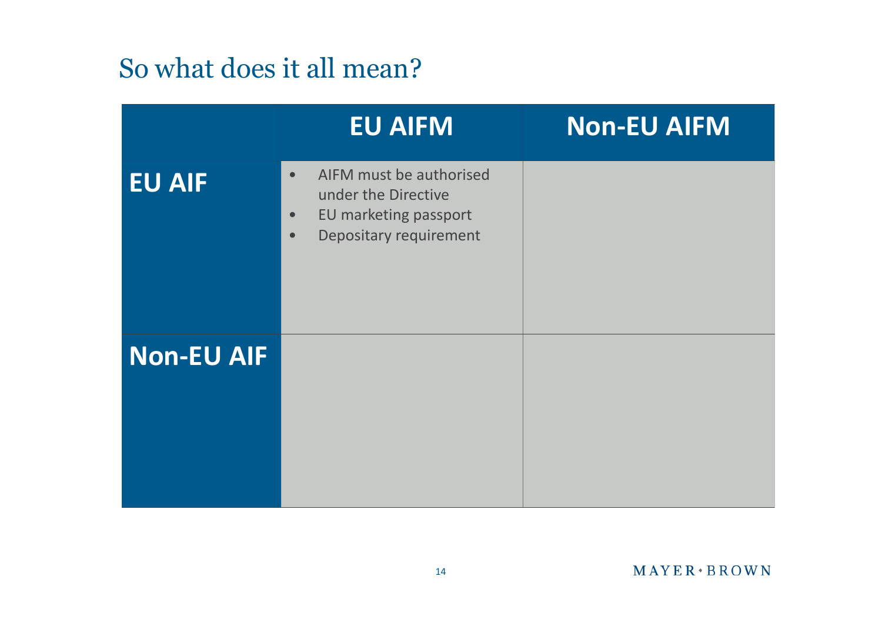# So what does it all mean?

| | EU AIFM | Non-EU AIFM |
|---|---|---|
| **EU AIF** | • AIFM must be authorised under the Directive<br>• EU marketing passport<br>• Depositary requirement | |
| **Non-EU AIF** | | |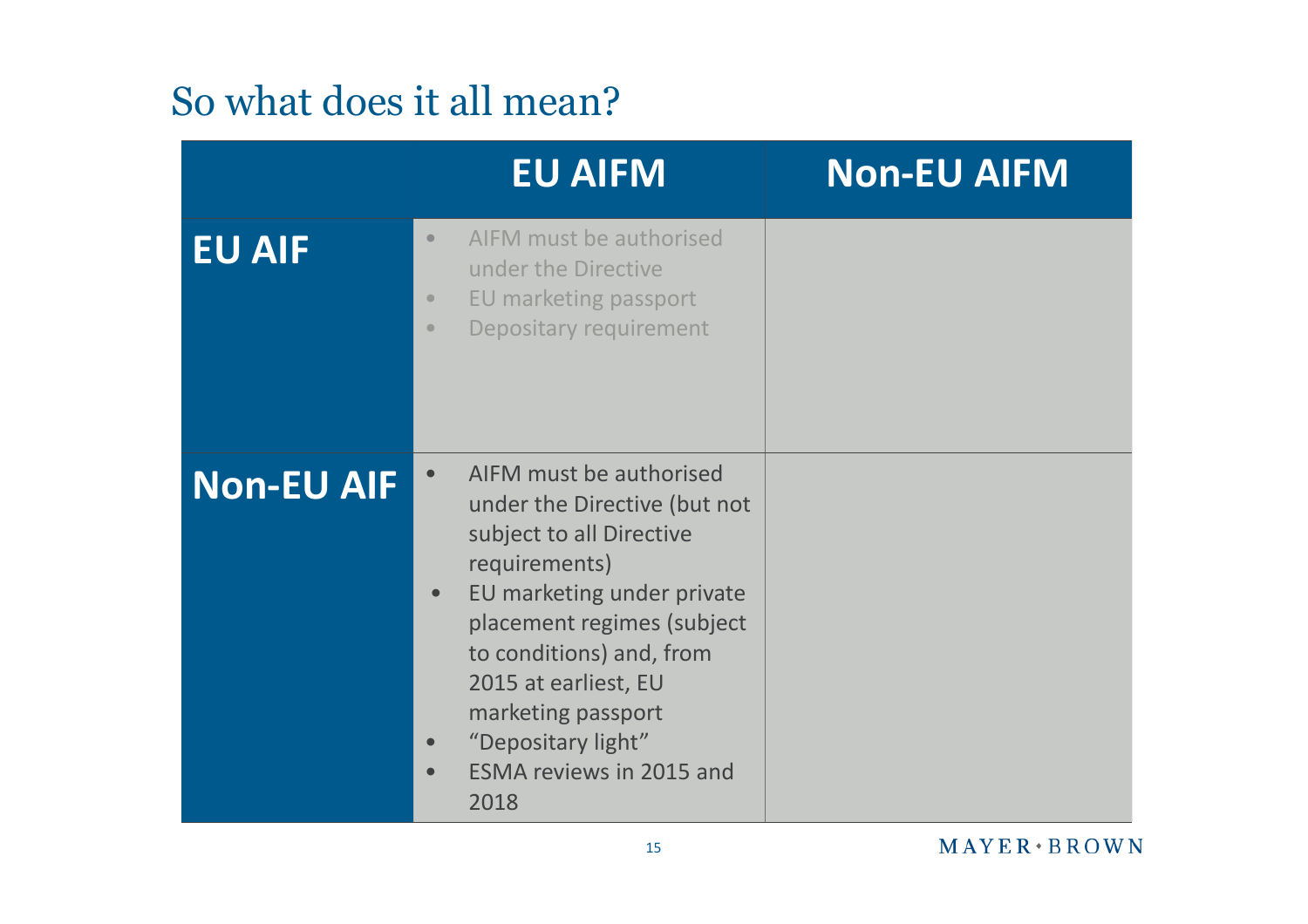## So what does it all mean?

| | EU AIFM | Non-EU AIFM |
|---|---|---|
| **EU AIF** | • AIFM must be authorised under the Directive<br>• EU marketing passport<br>• Depositary requirement | |
| **Non-EU AIF** | • AIFM must be authorised under the Directive (but not subject to all Directive requirements)<br>• EU marketing under private placement regimes (subject to conditions) and, from 2015 at earliest, EU marketing passport<br>• "Depositary light"<br>• ESMA reviews in 2015 and 2018 | |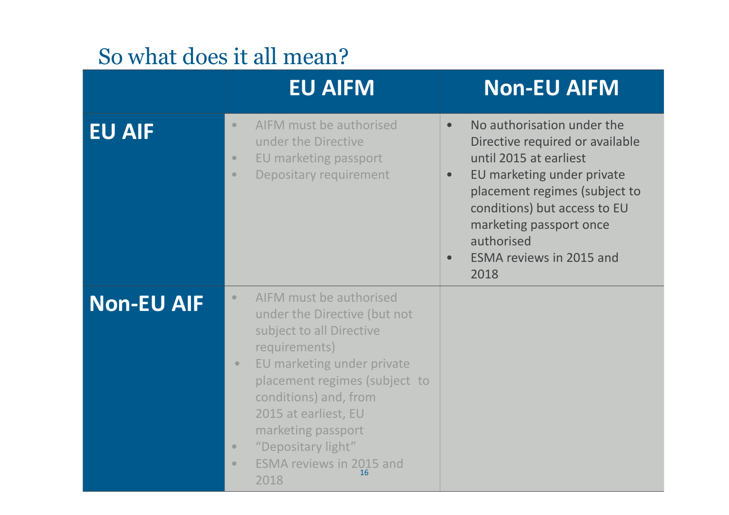# So what does it all mean?

| | EU AIFM | Non-EU AIFM |
|---|---|---|
| **EU AIF** | • AIFM must be authorised under the Directive<br>• EU marketing passport<br>• Depositary requirement | • No authorisation under the Directive required or available until 2015 at earliest<br>• EU marketing under private placement regimes (subject to conditions) but access to EU marketing passport once authorised<br>• ESMA reviews in 2015 and 2018 |
| **Non-EU AIF** | • AIFM must be authorised under the Directive (but not subject to all Directive requirements)<br>• EU marketing under private placement regimes (subject to conditions) and, from 2015 at earliest, EU marketing passport<br>• "Depositary light"<br>• ESMA reviews in 2015 and 2018 | |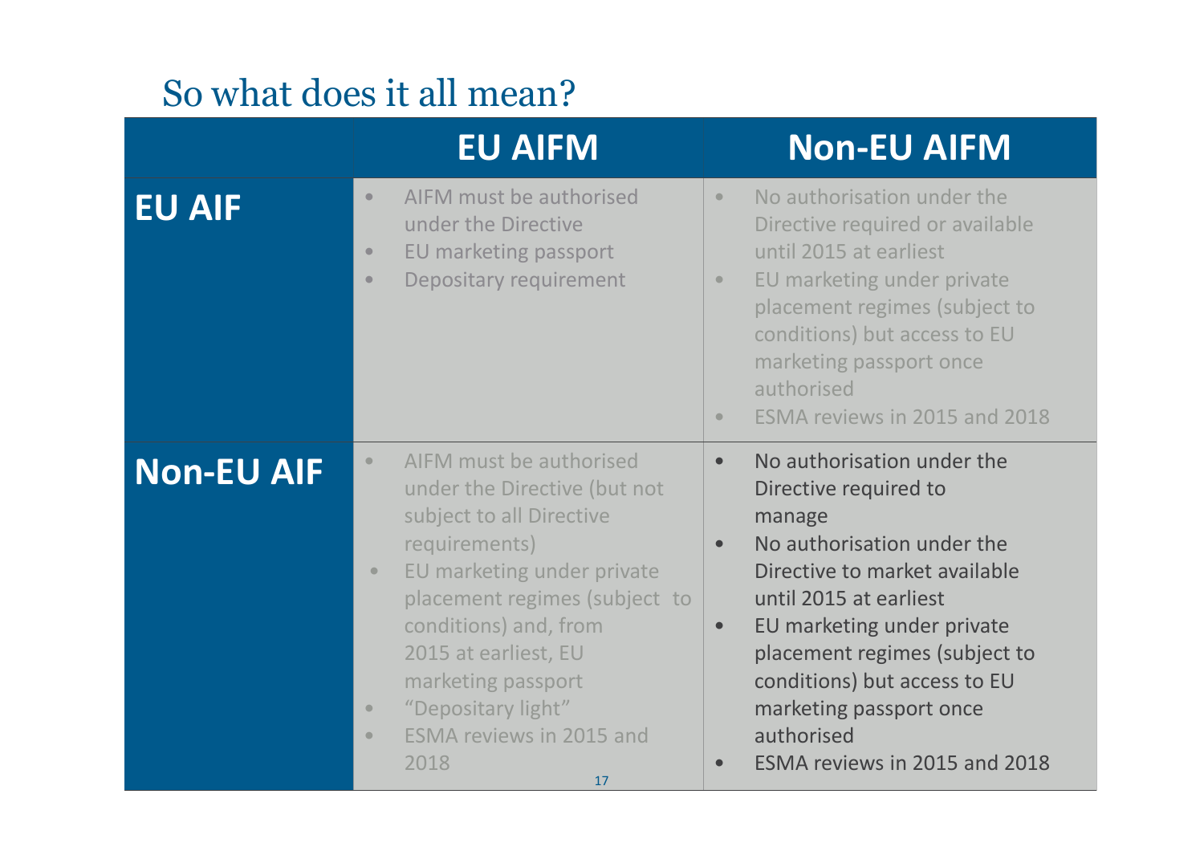## So what does it all mean?

| | EU AIFM | Non-EU AIFM |
|---|---|---|
| **EU AIF** | • AIFM must be authorised under the Directive<br>• EU marketing passport<br>• Depositary requirement | • No authorisation under the Directive required or available until 2015 at earliest<br>• EU marketing under private placement regimes (subject to conditions) but access to EU marketing passport once authorised<br>• ESMA reviews in 2015 and 2018 |
| **Non-EU AIF** | • AIFM must be authorised under the Directive (but not subject to all Directive requirements)<br>• EU marketing under private placement regimes (subject to conditions) and, from 2015 at earliest, EU marketing passport<br>• "Depositary light"<br>• ESMA reviews in 2015 and 2018 | • No authorisation under the Directive required to manage<br>• No authorisation under the Directive to market available until 2015 at earliest<br>• EU marketing under private placement regimes (subject to conditions) but access to EU marketing passport once authorised<br>• ESMA reviews in 2015 and 2018 |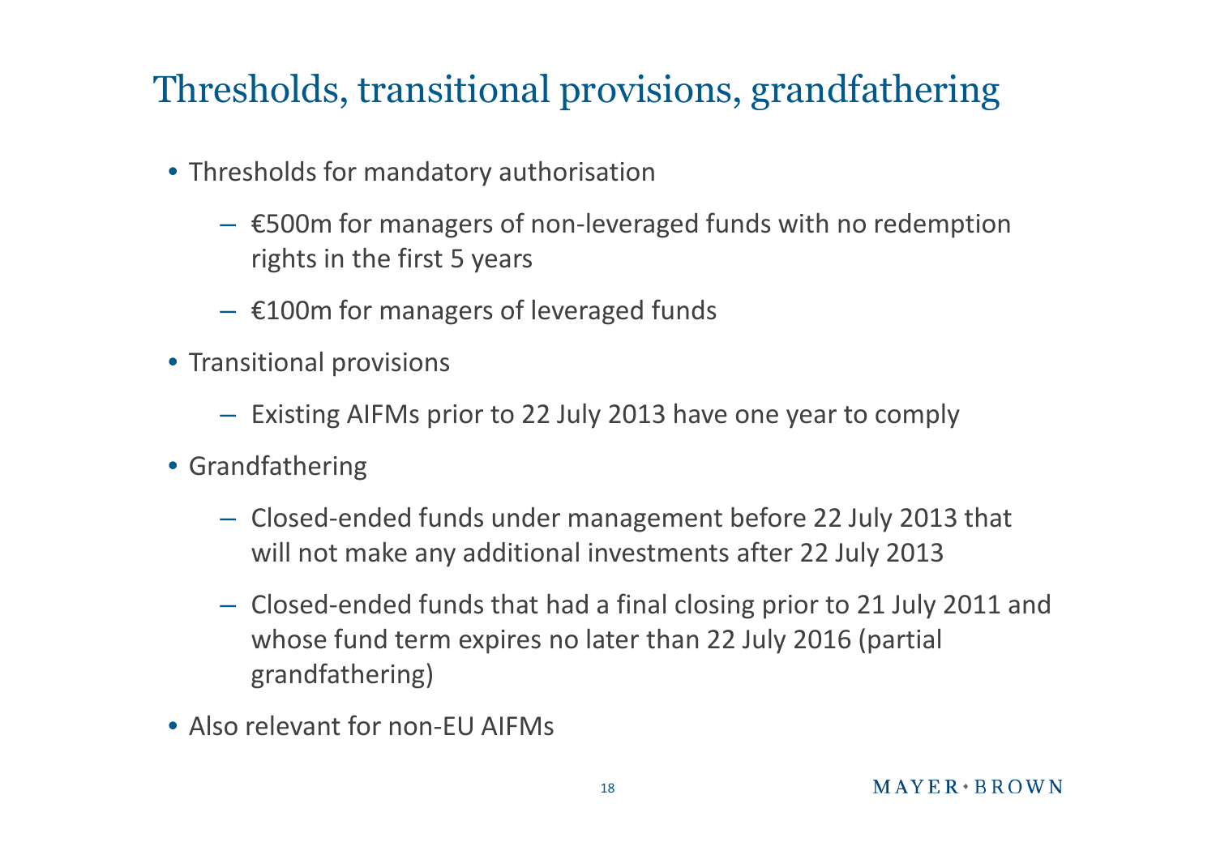# Thresholds, transitional provisions, grandfathering

- Thresholds for mandatory authorisation
  - €500m for managers of non-leveraged funds with no redemption rights in the first 5 years
  - €100m for managers of leveraged funds
- Transitional provisions
  - Existing AIFMs prior to 22 July 2013 have one year to comply
- Grandfathering
  - Closed-ended funds under management before 22 July 2013 that will not make any additional investments after 22 July 2013
  - Closed-ended funds that had a final closing prior to 21 July 2011 and whose fund term expires no later than 22 July 2016 (partial grandfathering)
- Also relevant for non-EU AIFMs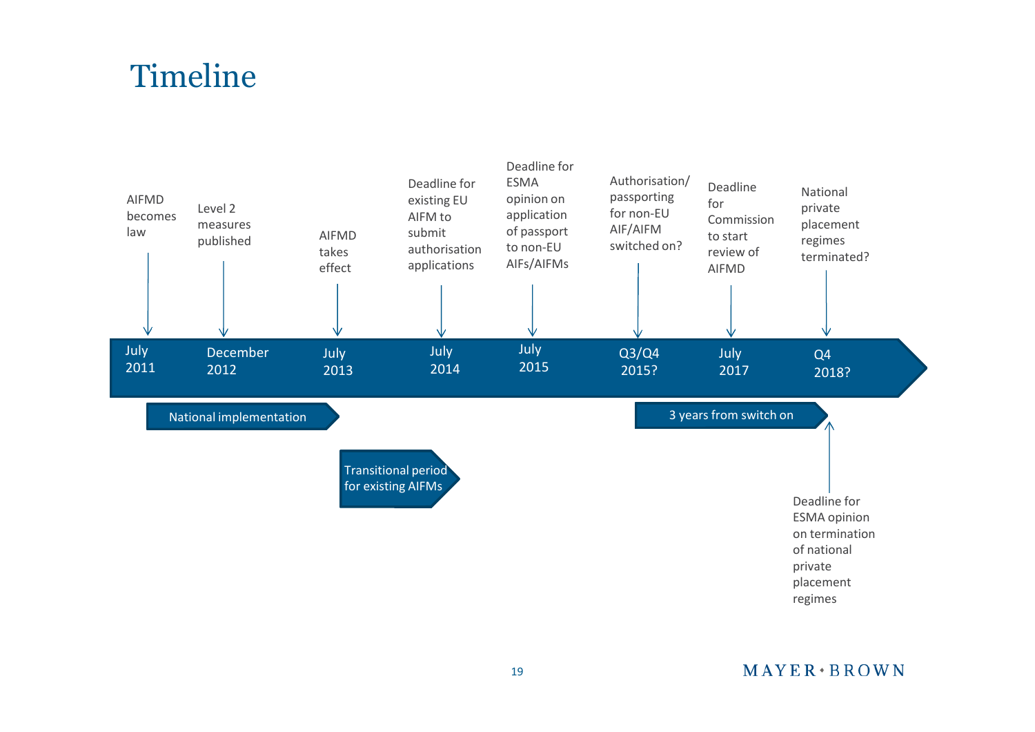# Timeline

| Date | Event |
| --- | --- |
| July 2011 | AIFMD becomes law |
| December 2012 | Level 2 measures published |
| July 2013 | AIFMD takes effect |
| July 2014 | Deadline for existing EU AIFM to submit authorisation applications |
| July 2015 | Deadline for ESMA opinion on application of passport to non-EU AIFs/AIFMs |
| Q3/Q4 2015? | Authorisation/ passporting for non-EU AIF/AIFM switched on? |
| July 2017 | Deadline for Commission to start review of AIFMD |
| Q4 2018? | National private placement regimes terminated? |

- National implementation (July 2011 – July 2013)
- Transitional period for existing AIFMs (July 2013 – July 2014)
- 3 years from switch on (Q3/Q4 2015 – Q4 2018?)
- Deadline for ESMA opinion on termination of national private placement regimes (Q4 2018?)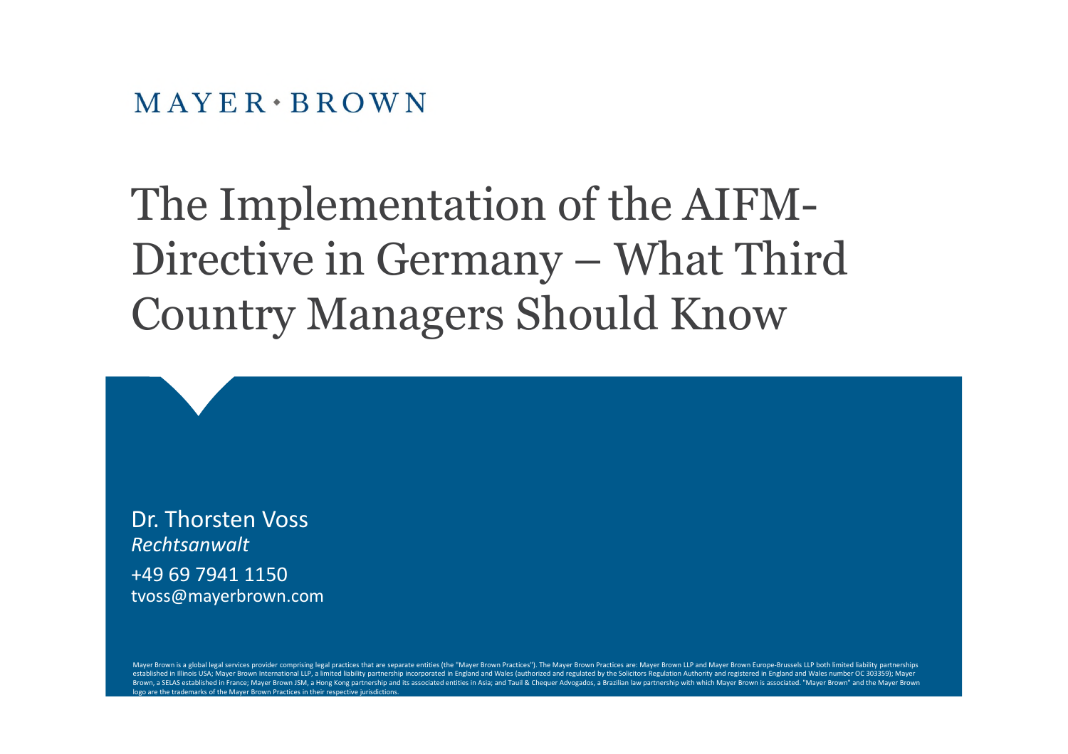MAYER • BROWN

# The Implementation of the AIFM-Directive in Germany – What Third Country Managers Should Know

Dr. Thorsten Voss
*Rechtsanwalt*

+49 69 7941 1150
tvoss@mayerbrown.com

Mayer Brown is a global legal services provider comprising legal practices that are separate entities (the "Mayer Brown Practices"). The Mayer Brown Practices are: Mayer Brown LLP and Mayer Brown Europe-Brussels LLP both limited liability partnerships established in Illinois USA; Mayer Brown International LLP, a limited liability partnership incorporated in England and Wales (authorized and regulated by the Solicitors Regulation Authority and registered in England and Wales number OC 303359); Mayer Brown, a SELAS established in France; Mayer Brown JSM, a Hong Kong partnership and its associated entities in Asia; and Tauil & Chequer Advogados, a Brazilian law partnership with which Mayer Brown is associated. "Mayer Brown" and the Mayer Brown logo are the trademarks of the Mayer Brown Practices in their respective jurisdictions.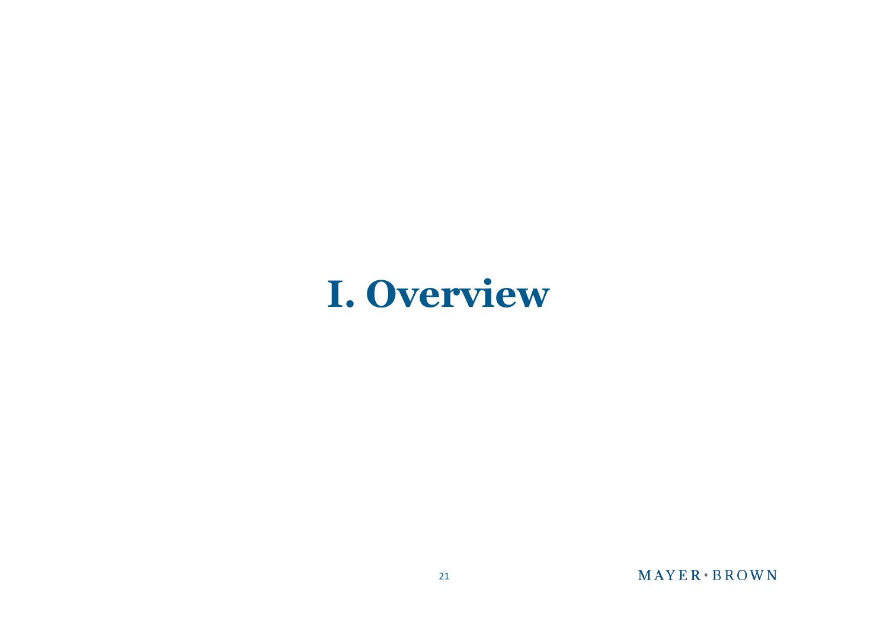# I. Overview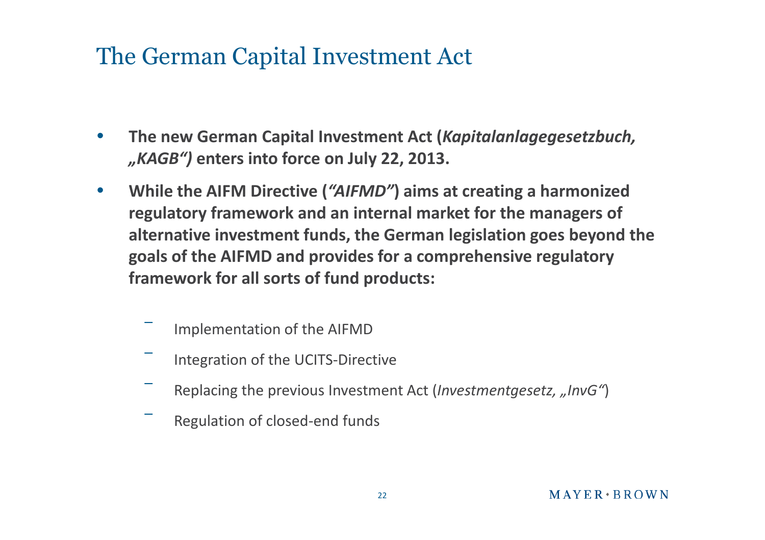# The German Capital Investment Act

- **The new German Capital Investment Act (*Kapitalanlagegesetzbuch, „KAGB“)* enters into force on July 22, 2013.**
- **While the AIFM Directive (*“AIFMD”*) aims at creating a harmonized regulatory framework and an internal market for the managers of alternative investment funds, the German legislation goes beyond the goals of the AIFMD and provides for a comprehensive regulatory framework for all sorts of fund products:**
  - Implementation of the AIFMD
  - Integration of the UCITS-Directive
  - Replacing the previous Investment Act (*Investmentgesetz, „InvG“*)
  - Regulation of closed-end funds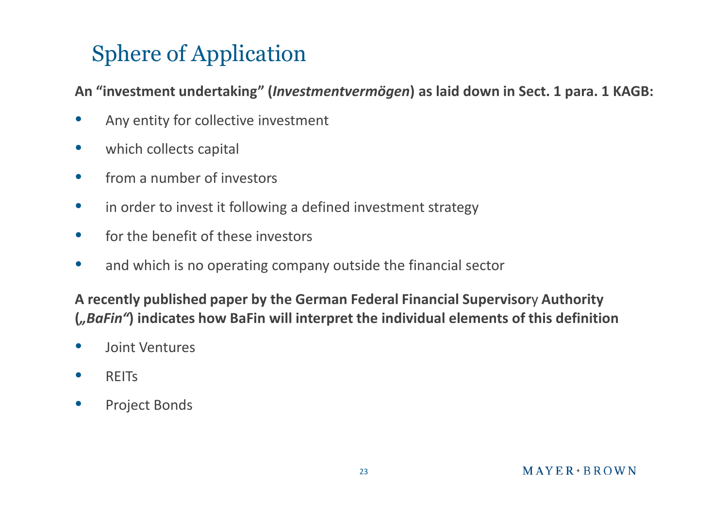# Sphere of Application

**An "investment undertaking" (*Investmentvermögen*) as laid down in Sect. 1 para. 1 KAGB:**

- Any entity for collective investment
- which collects capital
- from a number of investors
- in order to invest it following a defined investment strategy
- for the benefit of these investors
- and which is no operating company outside the financial sector

**A recently published paper by the German Federal Financial Supervisory Authority (*„BaFin"*) indicates how BaFin will interpret the individual elements of this definition**

- Joint Ventures
- REITs
- Project Bonds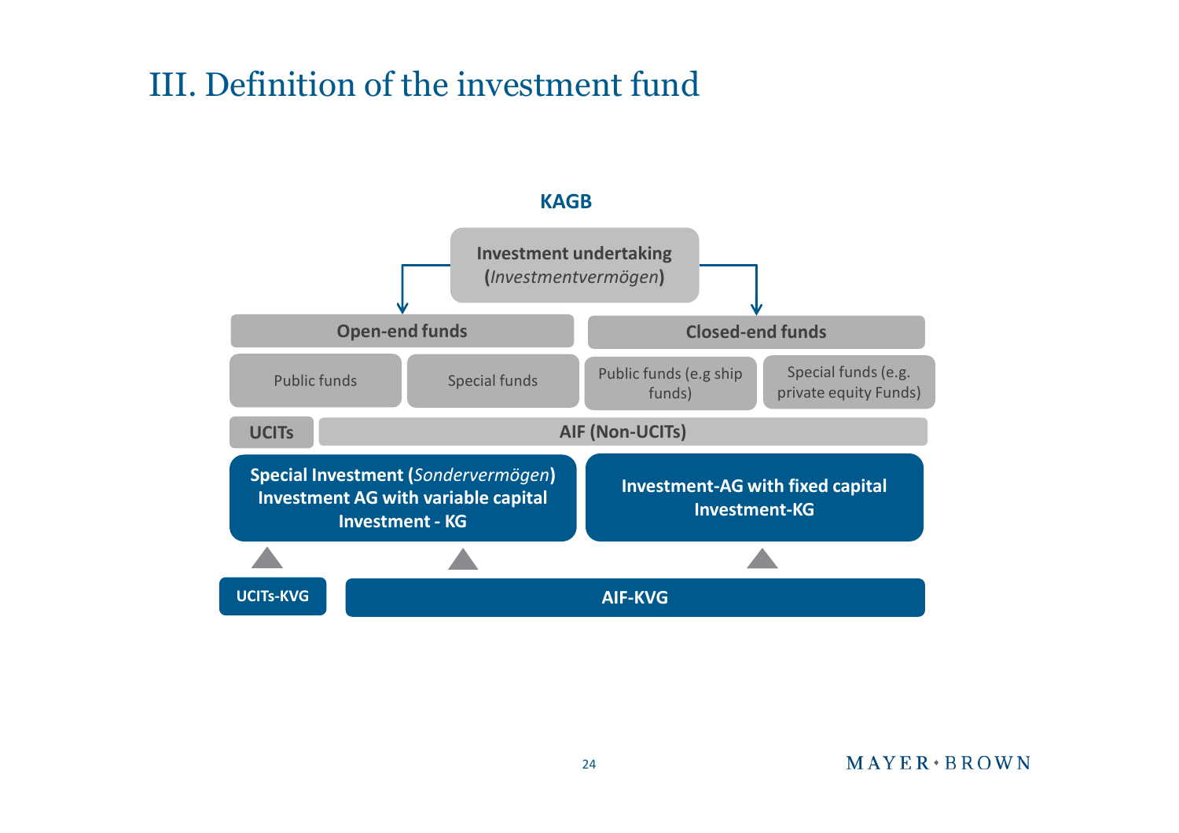# III. Definition of the investment fund

**KAGB**

**Investment undertaking (*Investmentvermögen*)**

| Open-end funds | | Closed-end funds | |
|---|---|---|---|
| Public funds | Special funds | Public funds (e.g ship funds) | Special funds (e.g. private equity Funds) |
| UCITs | AIF (Non-UCITs) | | |
| **Special Investment (*Sondervermögen*)**<br>**Investment AG with variable capital**<br>**Investment - KG** | | **Investment-AG with fixed capital**<br>**Investment-KG** | |
| UCITs-KVG | AIF-KVG | | |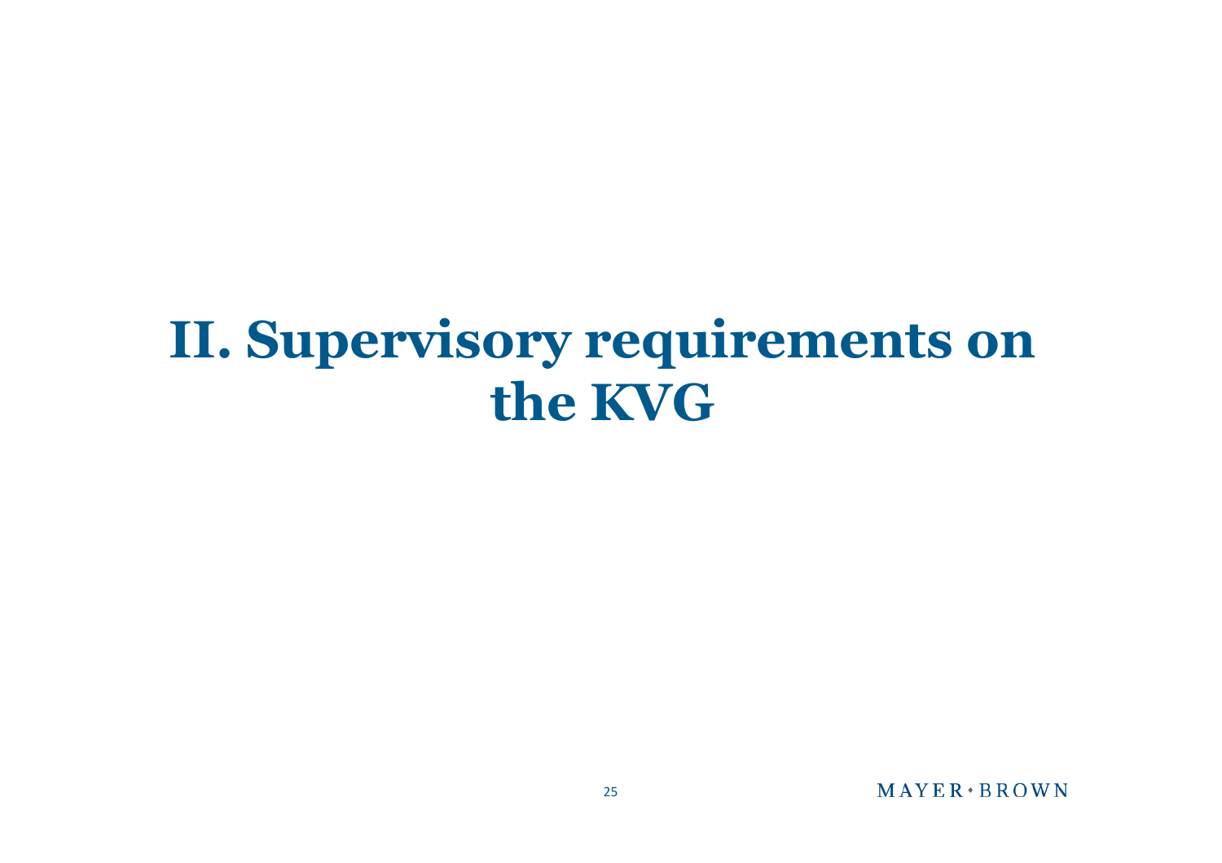# II. Supervisory requirements on the KVG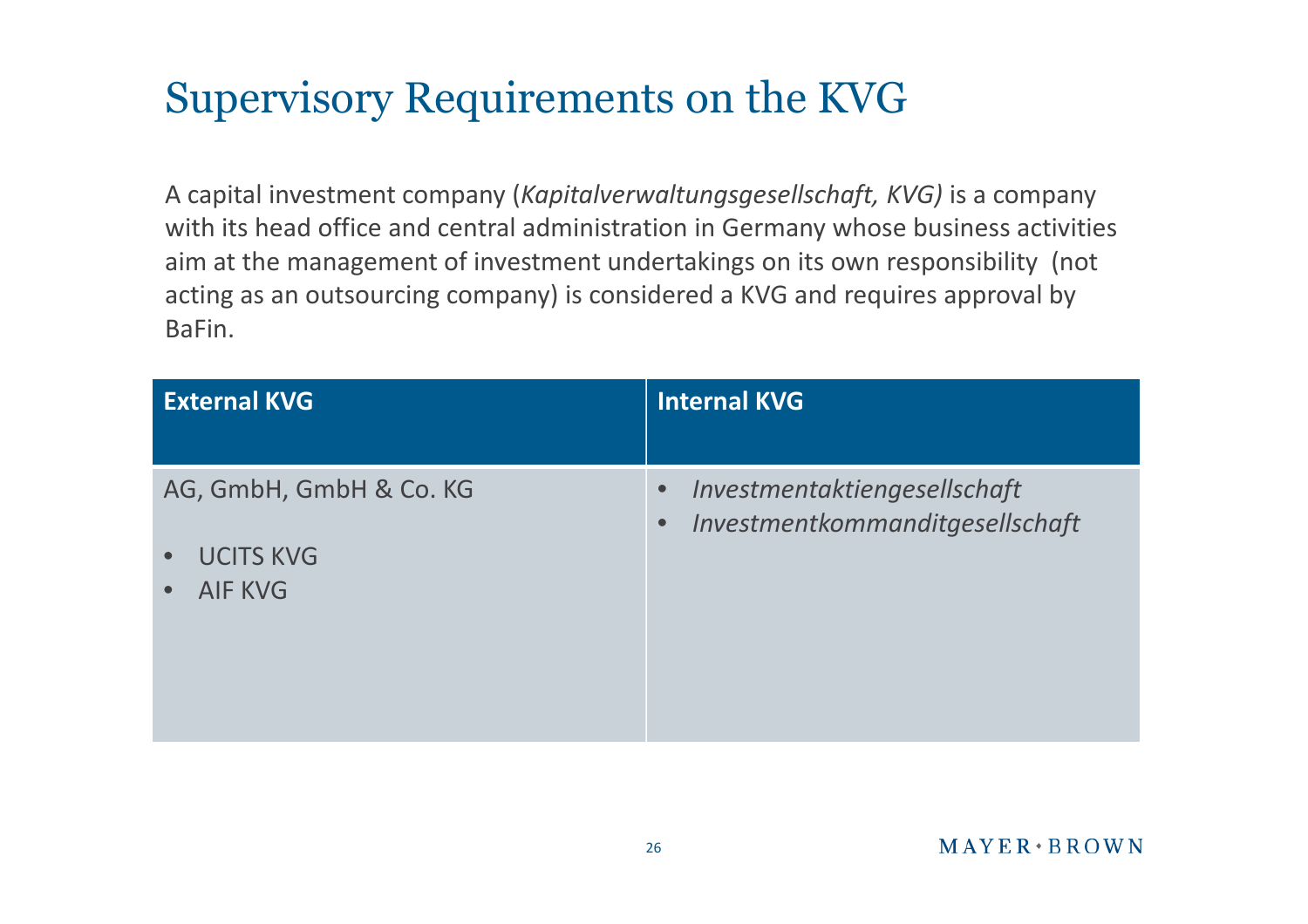# Supervisory Requirements on the KVG

A capital investment company (*Kapitalverwaltungsgesellschaft, KVG)* is a company with its head office and central administration in Germany whose business activities aim at the management of investment undertakings on its own responsibility (not acting as an outsourcing company) is considered a KVG and requires approval by BaFin.

| External KVG | Internal KVG |
|---|---|
| AG, GmbH, GmbH & Co. KG<br><br>• UCITS KVG<br>• AIF KVG | • *Investmentaktiengesellschaft*<br>• *Investmentkommanditgesellschaft* |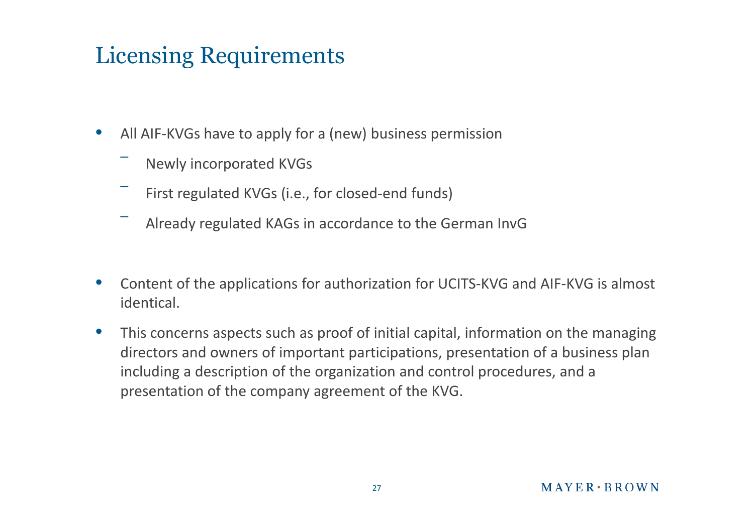# Licensing Requirements

- All AIF-KVGs have to apply for a (new) business permission
  - Newly incorporated KVGs
  - First regulated KVGs (i.e., for closed-end funds)
  - Already regulated KAGs in accordance to the German InvG

- Content of the applications for authorization for UCITS-KVG and AIF-KVG is almost identical.
- This concerns aspects such as proof of initial capital, information on the managing directors and owners of important participations, presentation of a business plan including a description of the organization and control procedures, and a presentation of the company agreement of the KVG.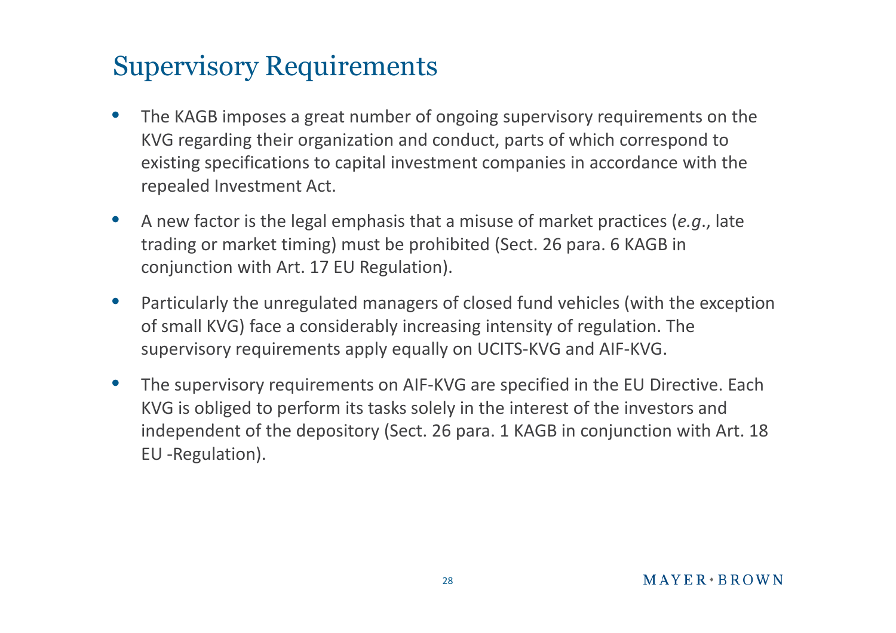# Supervisory Requirements

- The KAGB imposes a great number of ongoing supervisory requirements on the KVG regarding their organization and conduct, parts of which correspond to existing specifications to capital investment companies in accordance with the repealed Investment Act.
- A new factor is the legal emphasis that a misuse of market practices (*e.g.*, late trading or market timing) must be prohibited (Sect. 26 para. 6 KAGB in conjunction with Art. 17 EU Regulation).
- Particularly the unregulated managers of closed fund vehicles (with the exception of small KVG) face a considerably increasing intensity of regulation. The supervisory requirements apply equally on UCITS-KVG and AIF-KVG.
- The supervisory requirements on AIF-KVG are specified in the EU Directive. Each KVG is obliged to perform its tasks solely in the interest of the investors and independent of the depository (Sect. 26 para. 1 KAGB in conjunction with Art. 18 EU -Regulation).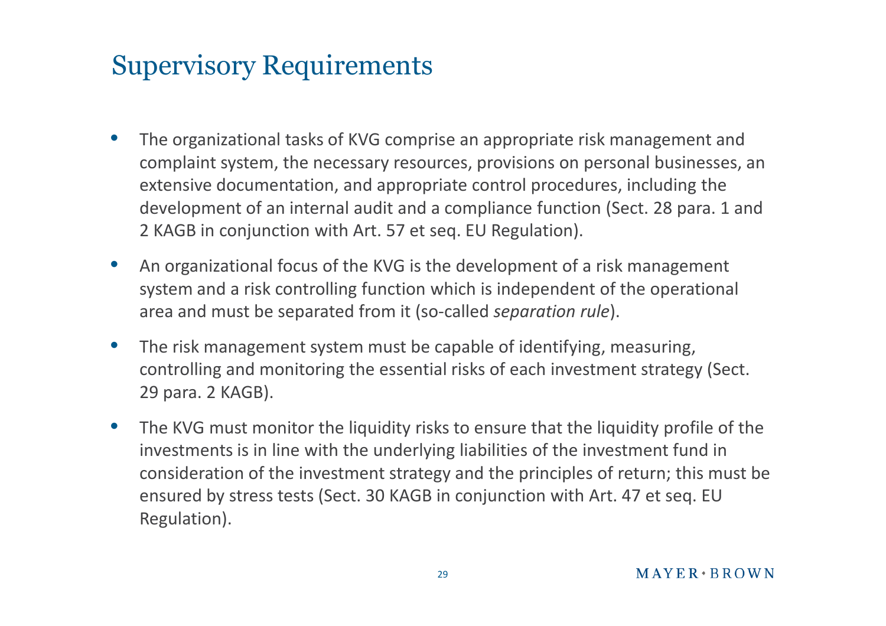# Supervisory Requirements

- The organizational tasks of KVG comprise an appropriate risk management and complaint system, the necessary resources, provisions on personal businesses, an extensive documentation, and appropriate control procedures, including the development of an internal audit and a compliance function (Sect. 28 para. 1 and 2 KAGB in conjunction with Art. 57 et seq. EU Regulation).
- An organizational focus of the KVG is the development of a risk management system and a risk controlling function which is independent of the operational area and must be separated from it (so-called *separation rule*).
- The risk management system must be capable of identifying, measuring, controlling and monitoring the essential risks of each investment strategy (Sect. 29 para. 2 KAGB).
- The KVG must monitor the liquidity risks to ensure that the liquidity profile of the investments is in line with the underlying liabilities of the investment fund in consideration of the investment strategy and the principles of return; this must be ensured by stress tests (Sect. 30 KAGB in conjunction with Art. 47 et seq. EU Regulation).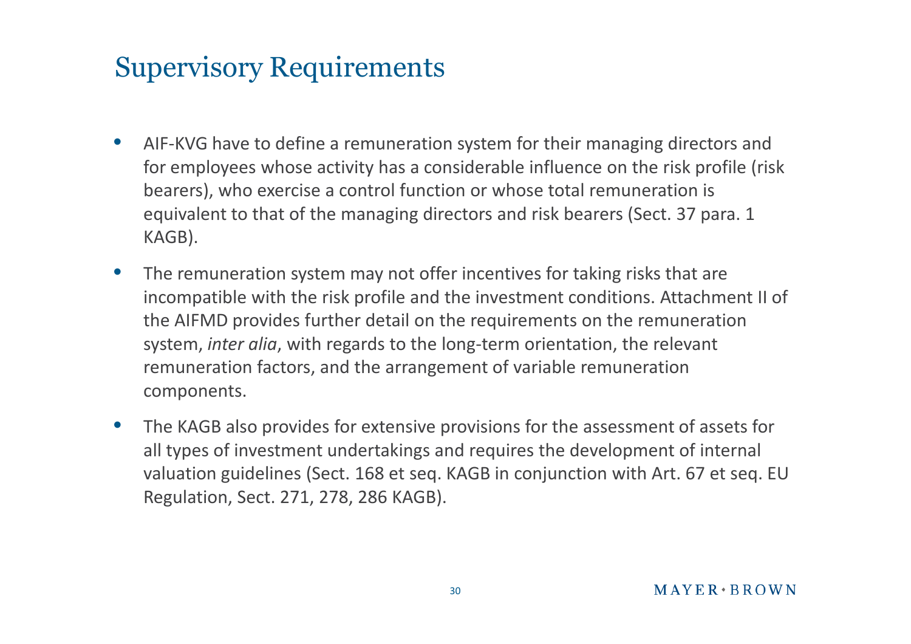# Supervisory Requirements

- AIF-KVG have to define a remuneration system for their managing directors and for employees whose activity has a considerable influence on the risk profile (risk bearers), who exercise a control function or whose total remuneration is equivalent to that of the managing directors and risk bearers (Sect. 37 para. 1 KAGB).
- The remuneration system may not offer incentives for taking risks that are incompatible with the risk profile and the investment conditions. Attachment II of the AIFMD provides further detail on the requirements on the remuneration system, *inter alia*, with regards to the long-term orientation, the relevant remuneration factors, and the arrangement of variable remuneration components.
- The KAGB also provides for extensive provisions for the assessment of assets for all types of investment undertakings and requires the development of internal valuation guidelines (Sect. 168 et seq. KAGB in conjunction with Art. 67 et seq. EU Regulation, Sect. 271, 278, 286 KAGB).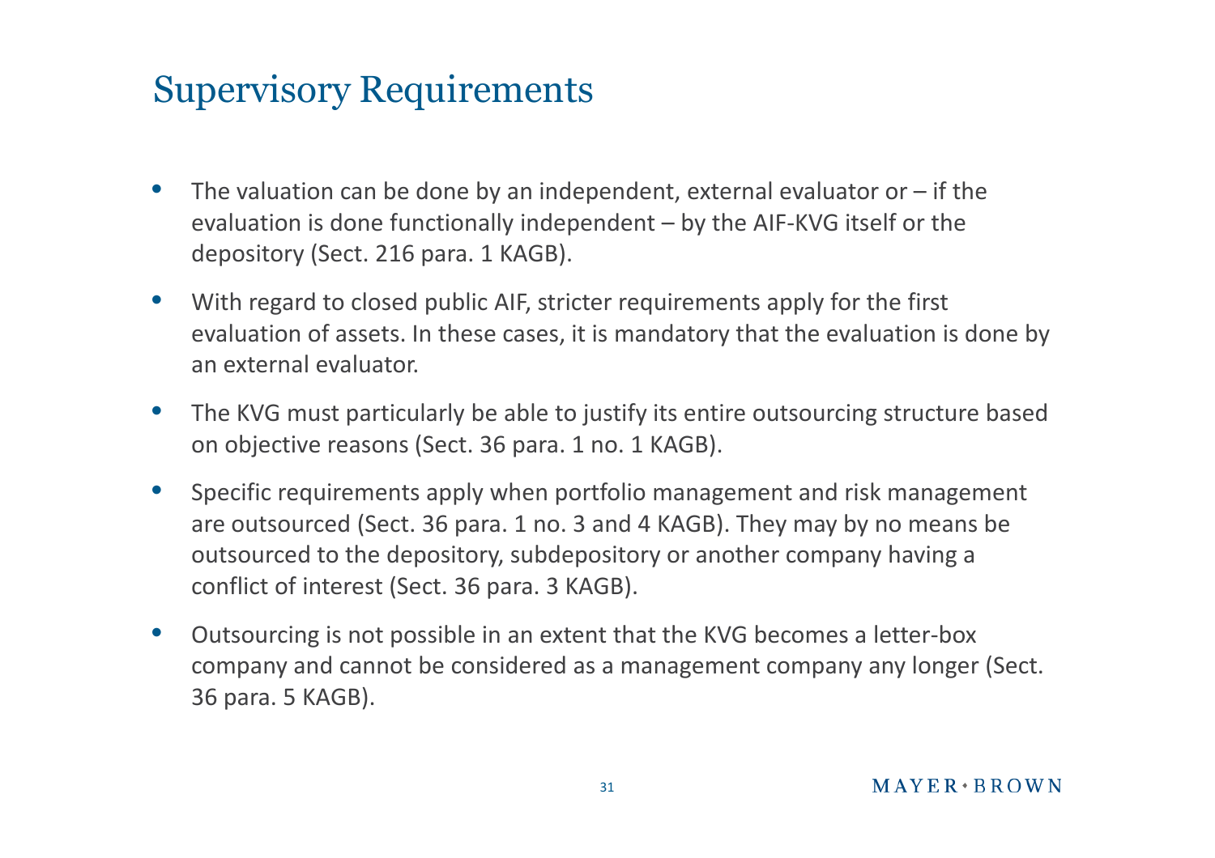# Supervisory Requirements

- The valuation can be done by an independent, external evaluator or – if the evaluation is done functionally independent – by the AIF-KVG itself or the depository (Sect. 216 para. 1 KAGB).
- With regard to closed public AIF, stricter requirements apply for the first evaluation of assets. In these cases, it is mandatory that the evaluation is done by an external evaluator.
- The KVG must particularly be able to justify its entire outsourcing structure based on objective reasons (Sect. 36 para. 1 no. 1 KAGB).
- Specific requirements apply when portfolio management and risk management are outsourced (Sect. 36 para. 1 no. 3 and 4 KAGB). They may by no means be outsourced to the depository, subdepository or another company having a conflict of interest (Sect. 36 para. 3 KAGB).
- Outsourcing is not possible in an extent that the KVG becomes a letter-box company and cannot be considered as a management company any longer (Sect. 36 para. 5 KAGB).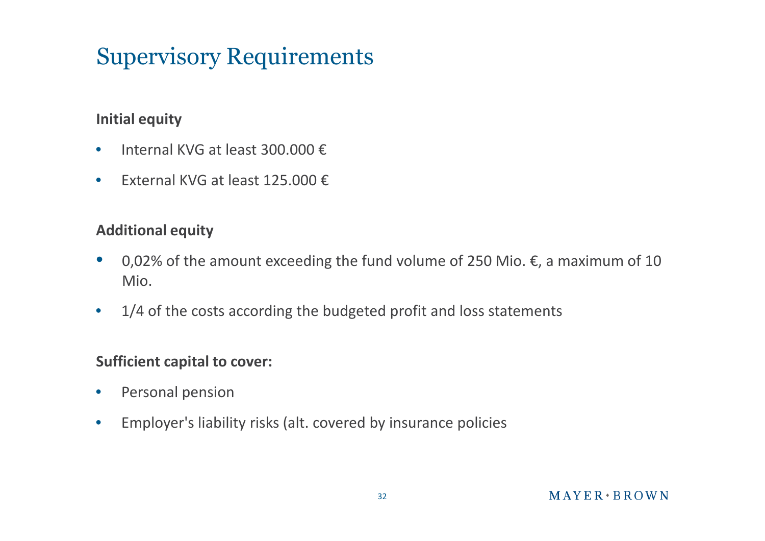# Supervisory Requirements

**Initial equity**

- Internal KVG at least 300.000 €
- External KVG at least 125.000 €

**Additional equity**

- 0,02% of the amount exceeding the fund volume of 250 Mio. €, a maximum of 10 Mio.
- 1/4 of the costs according the budgeted profit and loss statements

**Sufficient capital to cover:**

- Personal pension
- Employer's liability risks (alt. covered by insurance policies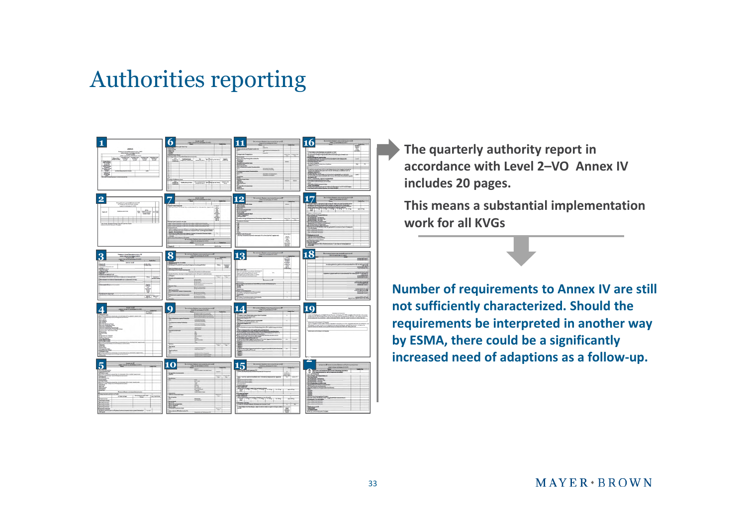# Authorities reporting

**The quarterly authority report in accordance with Level 2–VO Annex IV includes 20 pages.**

**This means a substantial implementation work for all KVGs**

**Number of requirements to Annex IV are still not sufficiently characterized. Should the requirements be interpreted in another way by ESMA, there could be a significantly increased need of adaptions as a follow-up.**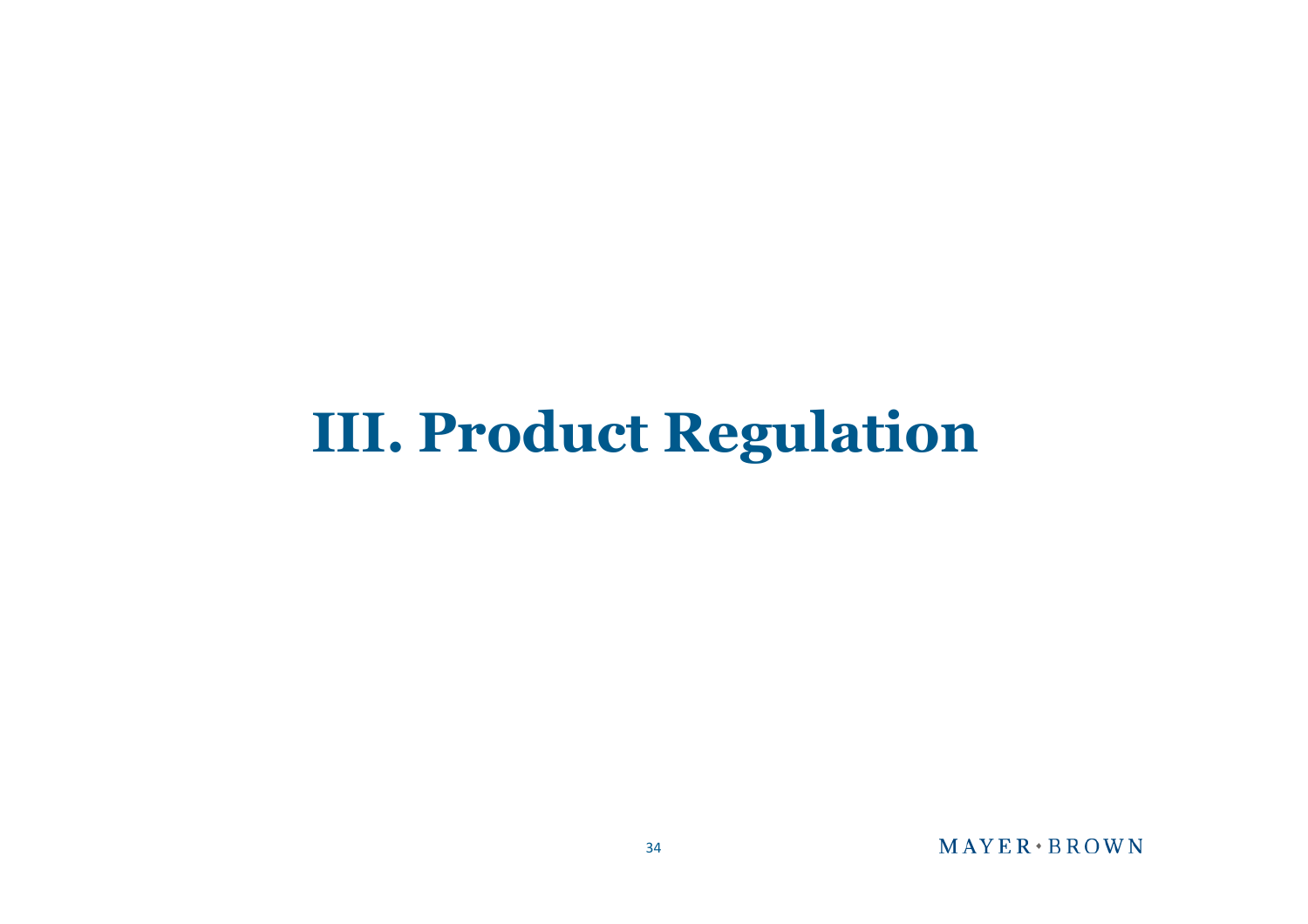# III. Product Regulation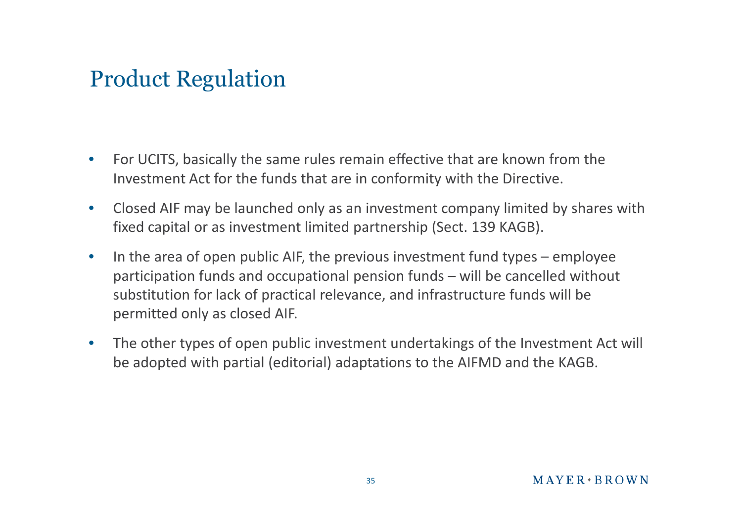# Product Regulation

- For UCITS, basically the same rules remain effective that are known from the Investment Act for the funds that are in conformity with the Directive.
- Closed AIF may be launched only as an investment company limited by shares with fixed capital or as investment limited partnership (Sect. 139 KAGB).
- In the area of open public AIF, the previous investment fund types – employee participation funds and occupational pension funds – will be cancelled without substitution for lack of practical relevance, and infrastructure funds will be permitted only as closed AIF.
- The other types of open public investment undertakings of the Investment Act will be adopted with partial (editorial) adaptations to the AIFMD and the KAGB.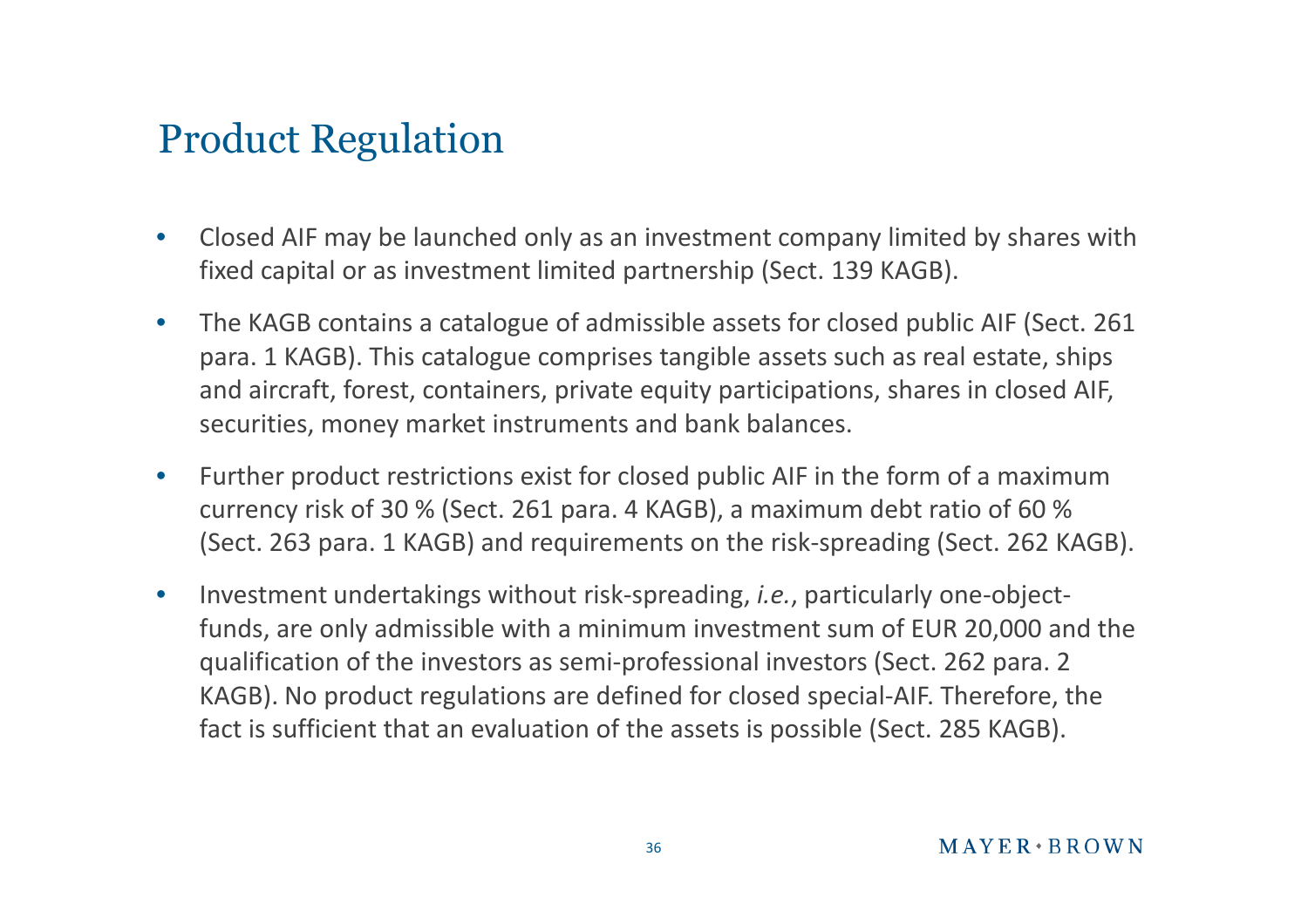# Product Regulation

- Closed AIF may be launched only as an investment company limited by shares with fixed capital or as investment limited partnership (Sect. 139 KAGB).
- The KAGB contains a catalogue of admissible assets for closed public AIF (Sect. 261 para. 1 KAGB). This catalogue comprises tangible assets such as real estate, ships and aircraft, forest, containers, private equity participations, shares in closed AIF, securities, money market instruments and bank balances.
- Further product restrictions exist for closed public AIF in the form of a maximum currency risk of 30 % (Sect. 261 para. 4 KAGB), a maximum debt ratio of 60 % (Sect. 263 para. 1 KAGB) and requirements on the risk-spreading (Sect. 262 KAGB).
- Investment undertakings without risk-spreading, *i.e.*, particularly one-object-funds, are only admissible with a minimum investment sum of EUR 20,000 and the qualification of the investors as semi-professional investors (Sect. 262 para. 2 KAGB). No product regulations are defined for closed special-AIF. Therefore, the fact is sufficient that an evaluation of the assets is possible (Sect. 285 KAGB).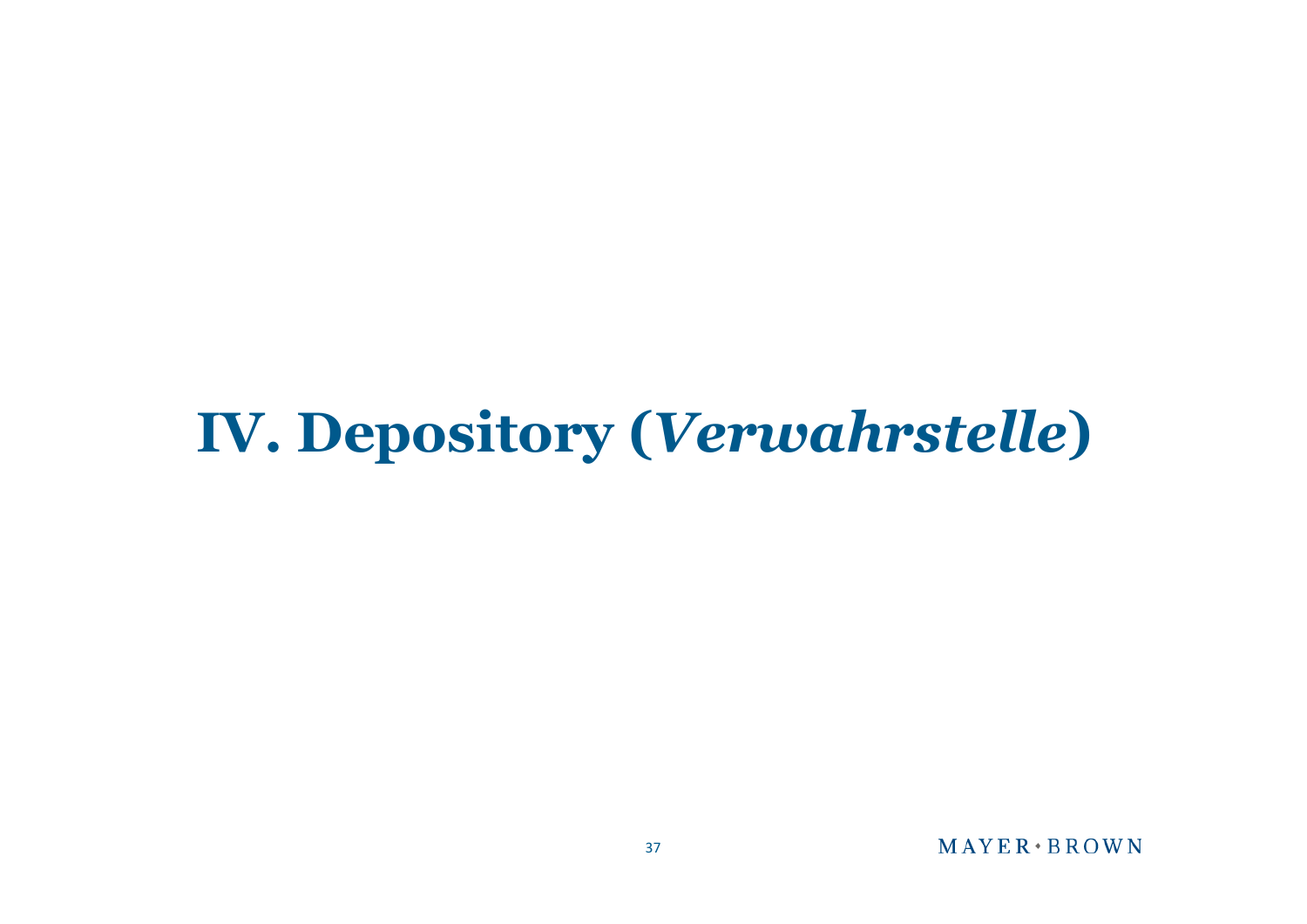# IV. Depository (*Verwahrstelle*)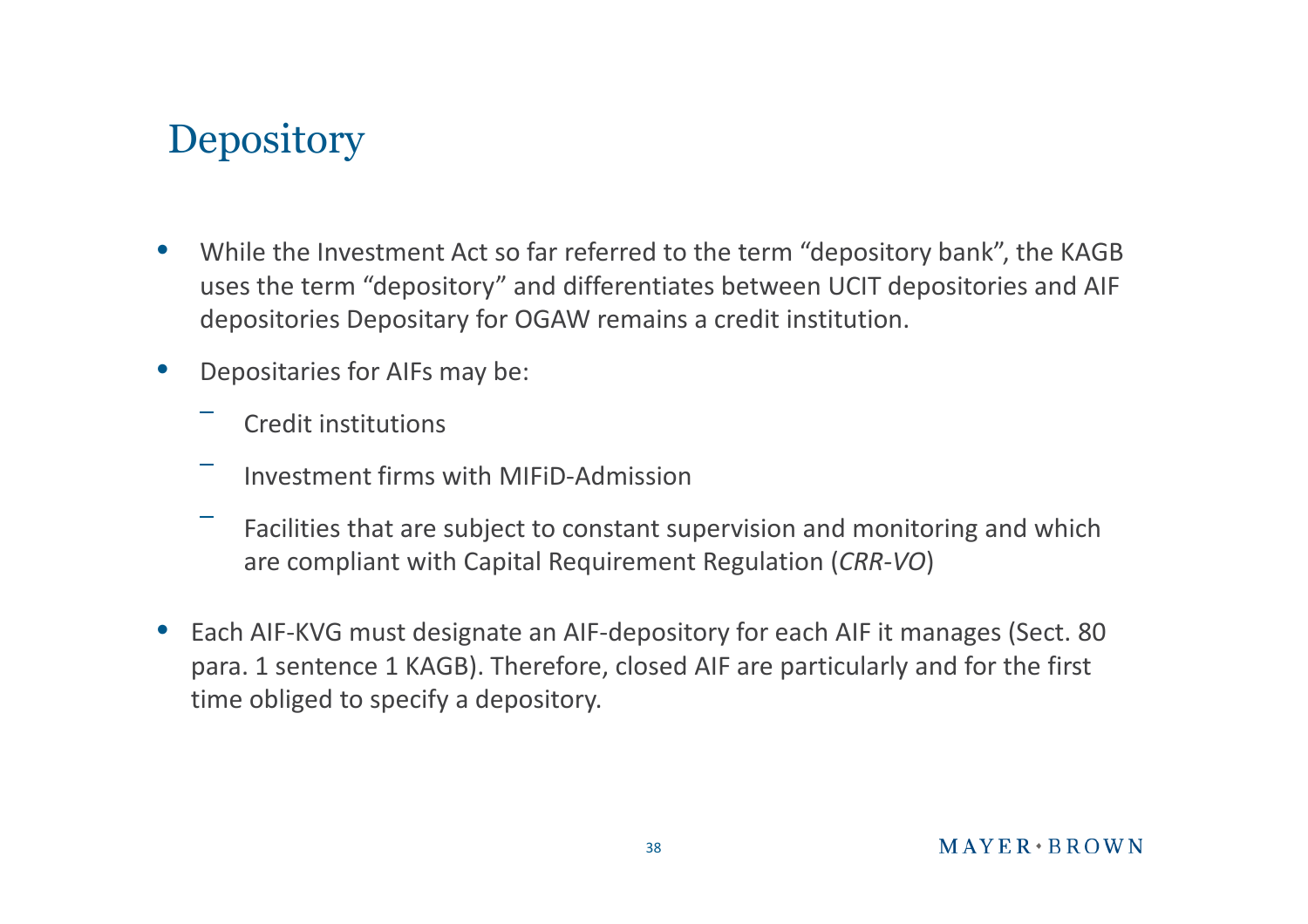# Depository

- While the Investment Act so far referred to the term “depository bank”, the KAGB uses the term “depository” and differentiates between UCIT depositories and AIF depositories Depositary for OGAW remains a credit institution.
- Depositaries for AIFs may be:
  - Credit institutions
  - Investment firms with MIFiD-Admission
  - Facilities that are subject to constant supervision and monitoring and which are compliant with Capital Requirement Regulation (*CRR-VO*)
- Each AIF-KVG must designate an AIF-depository for each AIF it manages (Sect. 80 para. 1 sentence 1 KAGB). Therefore, closed AIF are particularly and for the first time obliged to specify a depository.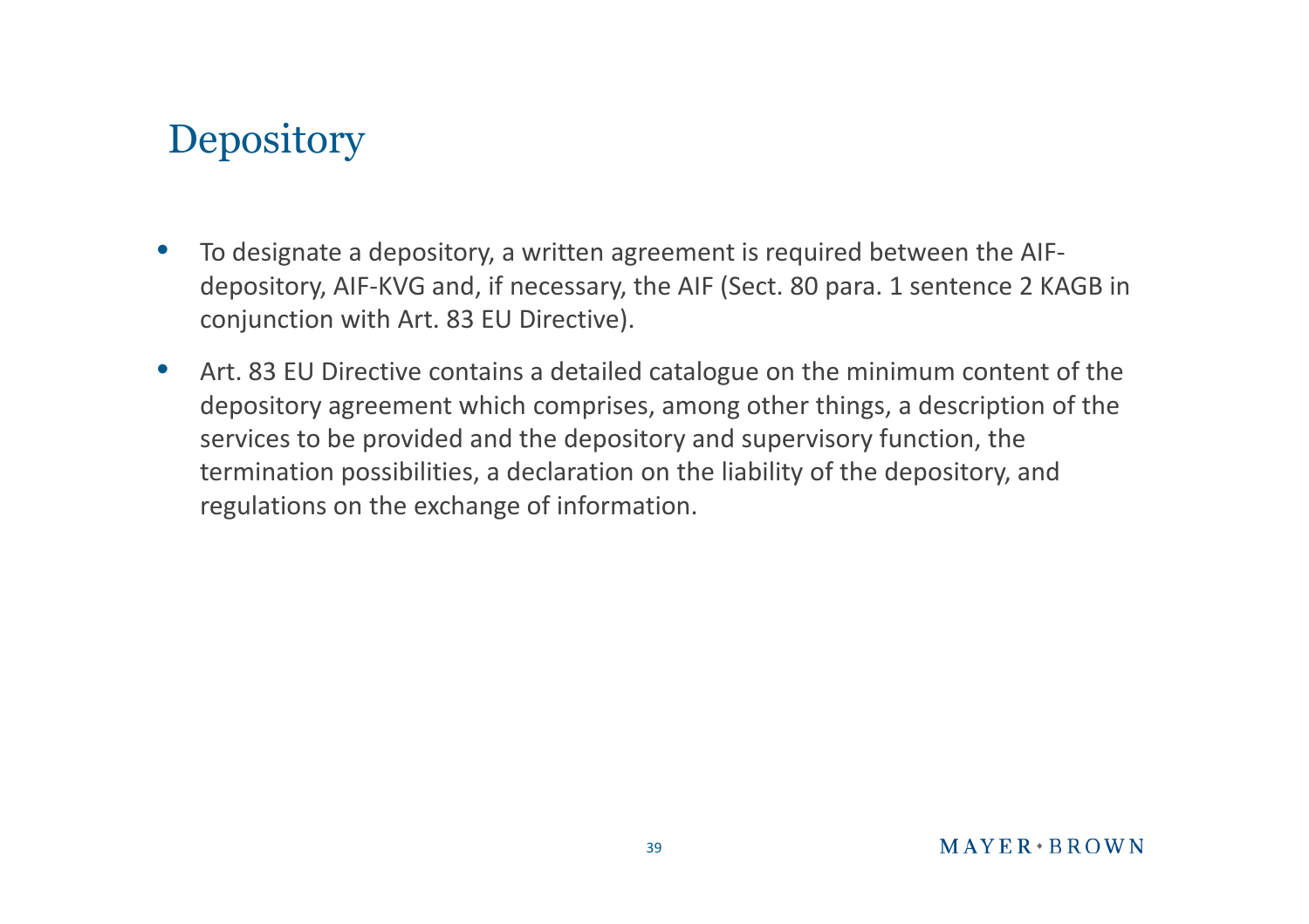# Depository

- To designate a depository, a written agreement is required between the AIF-depository, AIF-KVG and, if necessary, the AIF (Sect. 80 para. 1 sentence 2 KAGB in conjunction with Art. 83 EU Directive).
- Art. 83 EU Directive contains a detailed catalogue on the minimum content of the depository agreement which comprises, among other things, a description of the services to be provided and the depository and supervisory function, the termination possibilities, a declaration on the liability of the depository, and regulations on the exchange of information.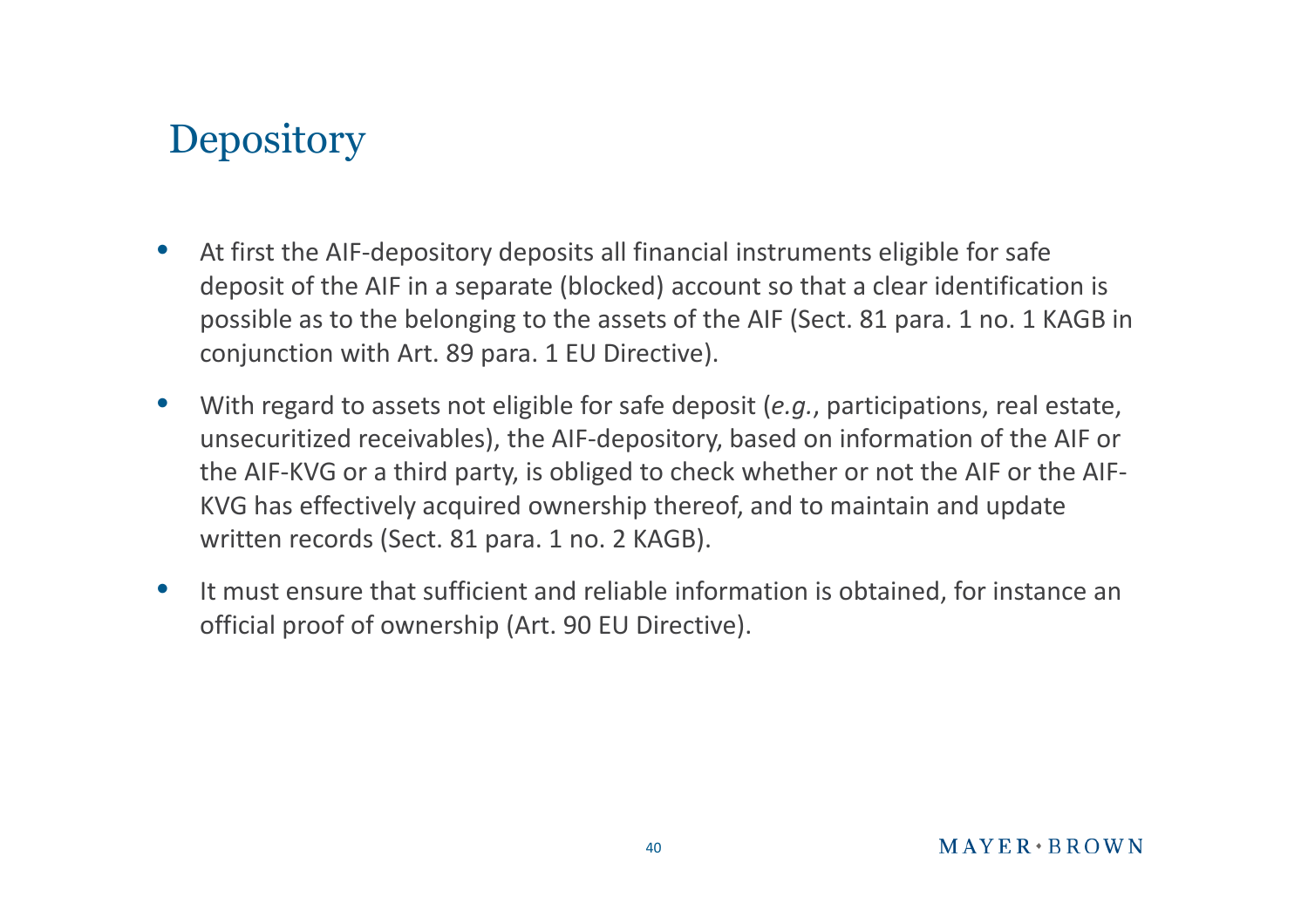# Depository

- At first the AIF-depository deposits all financial instruments eligible for safe deposit of the AIF in a separate (blocked) account so that a clear identification is possible as to the belonging to the assets of the AIF (Sect. 81 para. 1 no. 1 KAGB in conjunction with Art. 89 para. 1 EU Directive).
- With regard to assets not eligible for safe deposit (*e.g.*, participations, real estate, unsecuritized receivables), the AIF-depository, based on information of the AIF or the AIF-KVG or a third party, is obliged to check whether or not the AIF or the AIF-KVG has effectively acquired ownership thereof, and to maintain and update written records (Sect. 81 para. 1 no. 2 KAGB).
- It must ensure that sufficient and reliable information is obtained, for instance an official proof of ownership (Art. 90 EU Directive).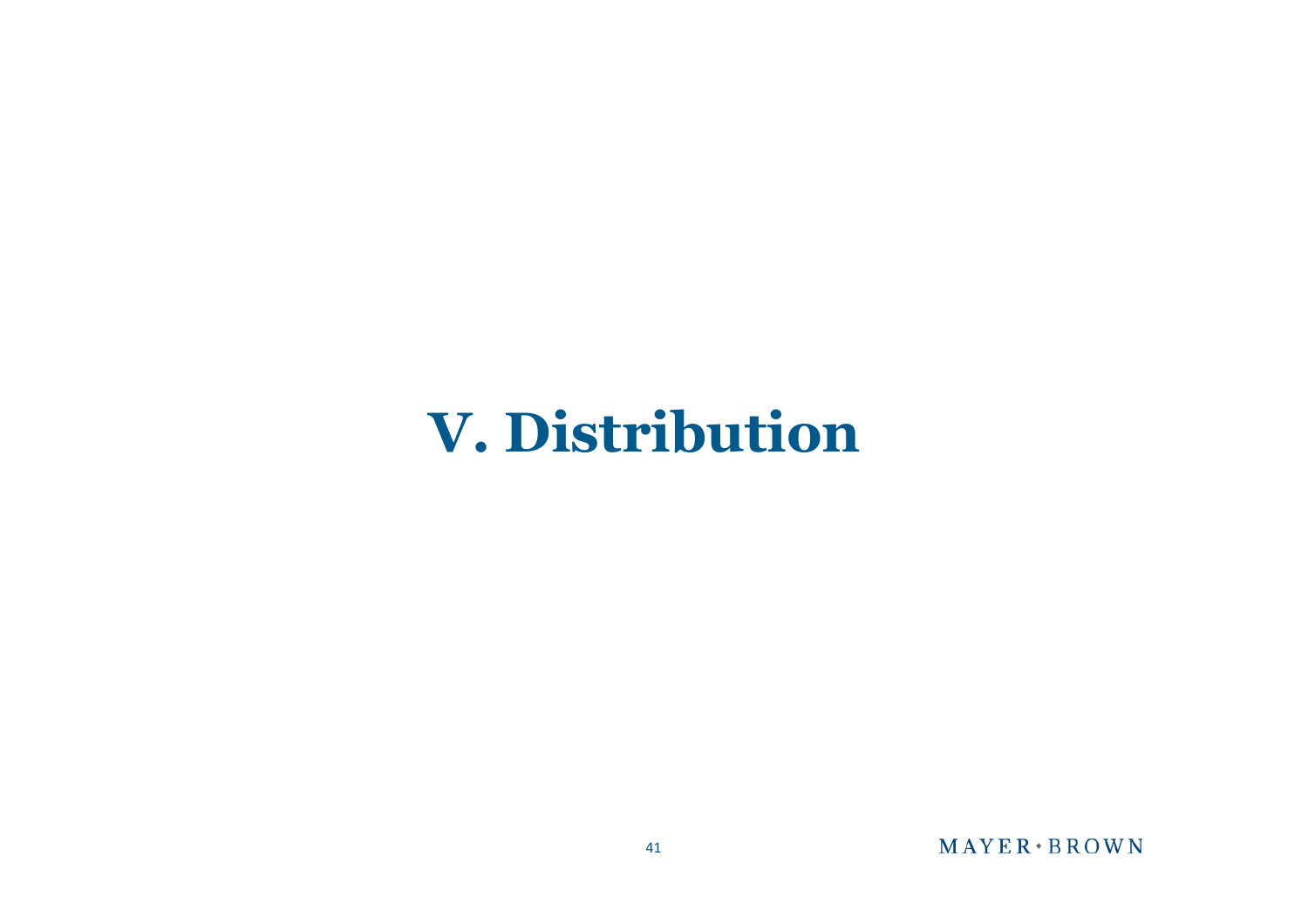# V. Distribution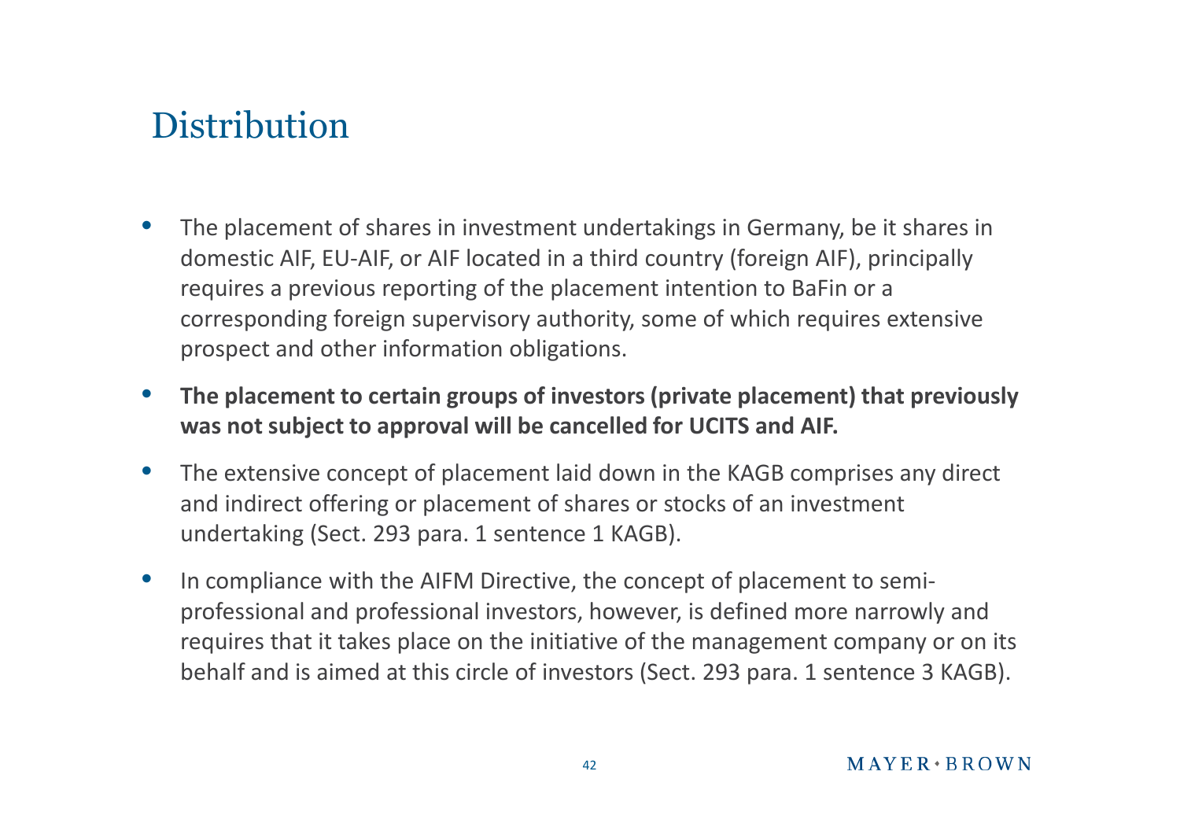# Distribution

- The placement of shares in investment undertakings in Germany, be it shares in domestic AIF, EU-AIF, or AIF located in a third country (foreign AIF), principally requires a previous reporting of the placement intention to BaFin or a corresponding foreign supervisory authority, some of which requires extensive prospect and other information obligations.
- **The placement to certain groups of investors (private placement) that previously was not subject to approval will be cancelled for UCITS and AIF.**
- The extensive concept of placement laid down in the KAGB comprises any direct and indirect offering or placement of shares or stocks of an investment undertaking (Sect. 293 para. 1 sentence 1 KAGB).
- In compliance with the AIFM Directive, the concept of placement to semi-professional and professional investors, however, is defined more narrowly and requires that it takes place on the initiative of the management company or on its behalf and is aimed at this circle of investors (Sect. 293 para. 1 sentence 3 KAGB).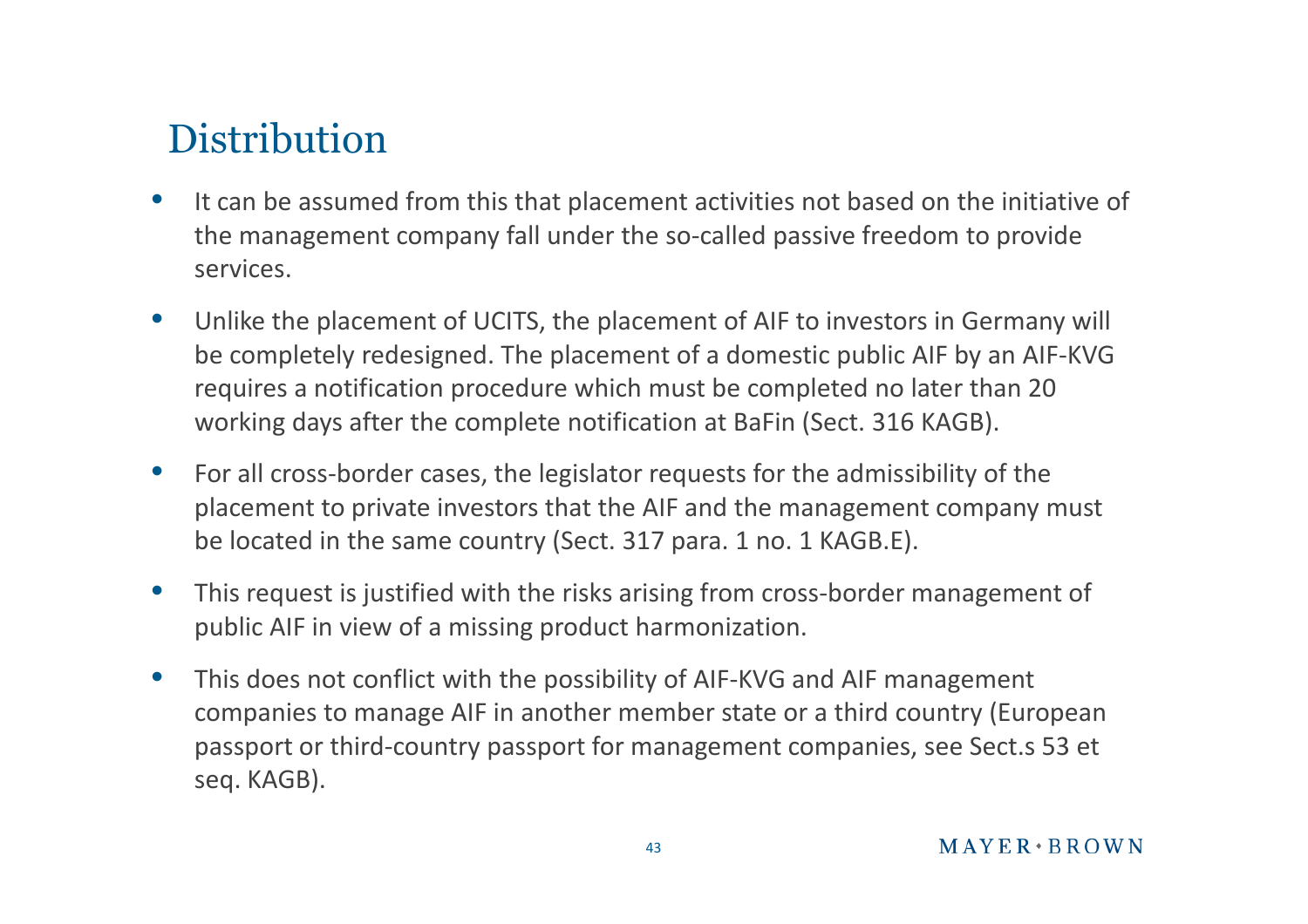# Distribution

- It can be assumed from this that placement activities not based on the initiative of the management company fall under the so-called passive freedom to provide services.
- Unlike the placement of UCITS, the placement of AIF to investors in Germany will be completely redesigned. The placement of a domestic public AIF by an AIF-KVG requires a notification procedure which must be completed no later than 20 working days after the complete notification at BaFin (Sect. 316 KAGB).
- For all cross-border cases, the legislator requests for the admissibility of the placement to private investors that the AIF and the management company must be located in the same country (Sect. 317 para. 1 no. 1 KAGB.E).
- This request is justified with the risks arising from cross-border management of public AIF in view of a missing product harmonization.
- This does not conflict with the possibility of AIF-KVG and AIF management companies to manage AIF in another member state or a third country (European passport or third-country passport for management companies, see Sect.s 53 et seq. KAGB).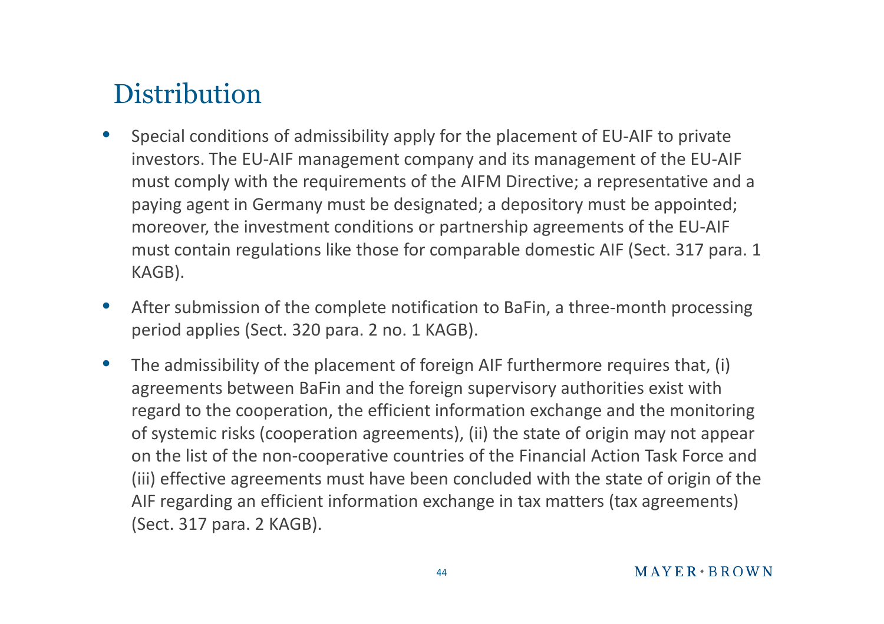# Distribution

- Special conditions of admissibility apply for the placement of EU-AIF to private investors. The EU-AIF management company and its management of the EU-AIF must comply with the requirements of the AIFM Directive; a representative and a paying agent in Germany must be designated; a depository must be appointed; moreover, the investment conditions or partnership agreements of the EU-AIF must contain regulations like those for comparable domestic AIF (Sect. 317 para. 1 KAGB).
- After submission of the complete notification to BaFin, a three-month processing period applies (Sect. 320 para. 2 no. 1 KAGB).
- The admissibility of the placement of foreign AIF furthermore requires that, (i) agreements between BaFin and the foreign supervisory authorities exist with regard to the cooperation, the efficient information exchange and the monitoring of systemic risks (cooperation agreements), (ii) the state of origin may not appear on the list of the non-cooperative countries of the Financial Action Task Force and (iii) effective agreements must have been concluded with the state of origin of the AIF regarding an efficient information exchange in tax matters (tax agreements) (Sect. 317 para. 2 KAGB).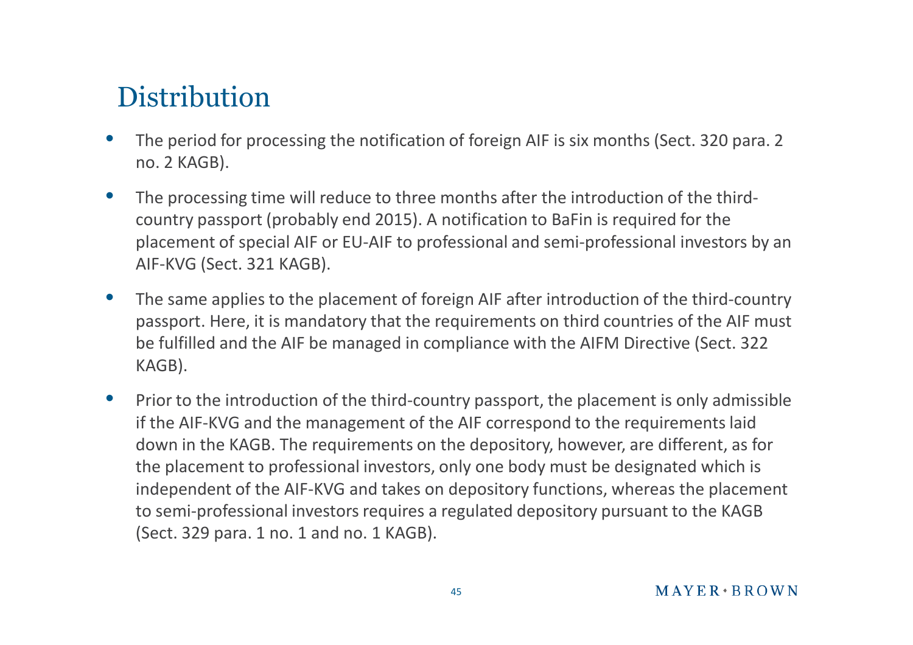# Distribution

- The period for processing the notification of foreign AIF is six months (Sect. 320 para. 2 no. 2 KAGB).
- The processing time will reduce to three months after the introduction of the third-country passport (probably end 2015). A notification to BaFin is required for the placement of special AIF or EU-AIF to professional and semi-professional investors by an AIF-KVG (Sect. 321 KAGB).
- The same applies to the placement of foreign AIF after introduction of the third-country passport. Here, it is mandatory that the requirements on third countries of the AIF must be fulfilled and the AIF be managed in compliance with the AIFM Directive (Sect. 322 KAGB).
- Prior to the introduction of the third-country passport, the placement is only admissible if the AIF-KVG and the management of the AIF correspond to the requirements laid down in the KAGB. The requirements on the depository, however, are different, as for the placement to professional investors, only one body must be designated which is independent of the AIF-KVG and takes on depository functions, whereas the placement to semi-professional investors requires a regulated depository pursuant to the KAGB (Sect. 329 para. 1 no. 1 and no. 1 KAGB).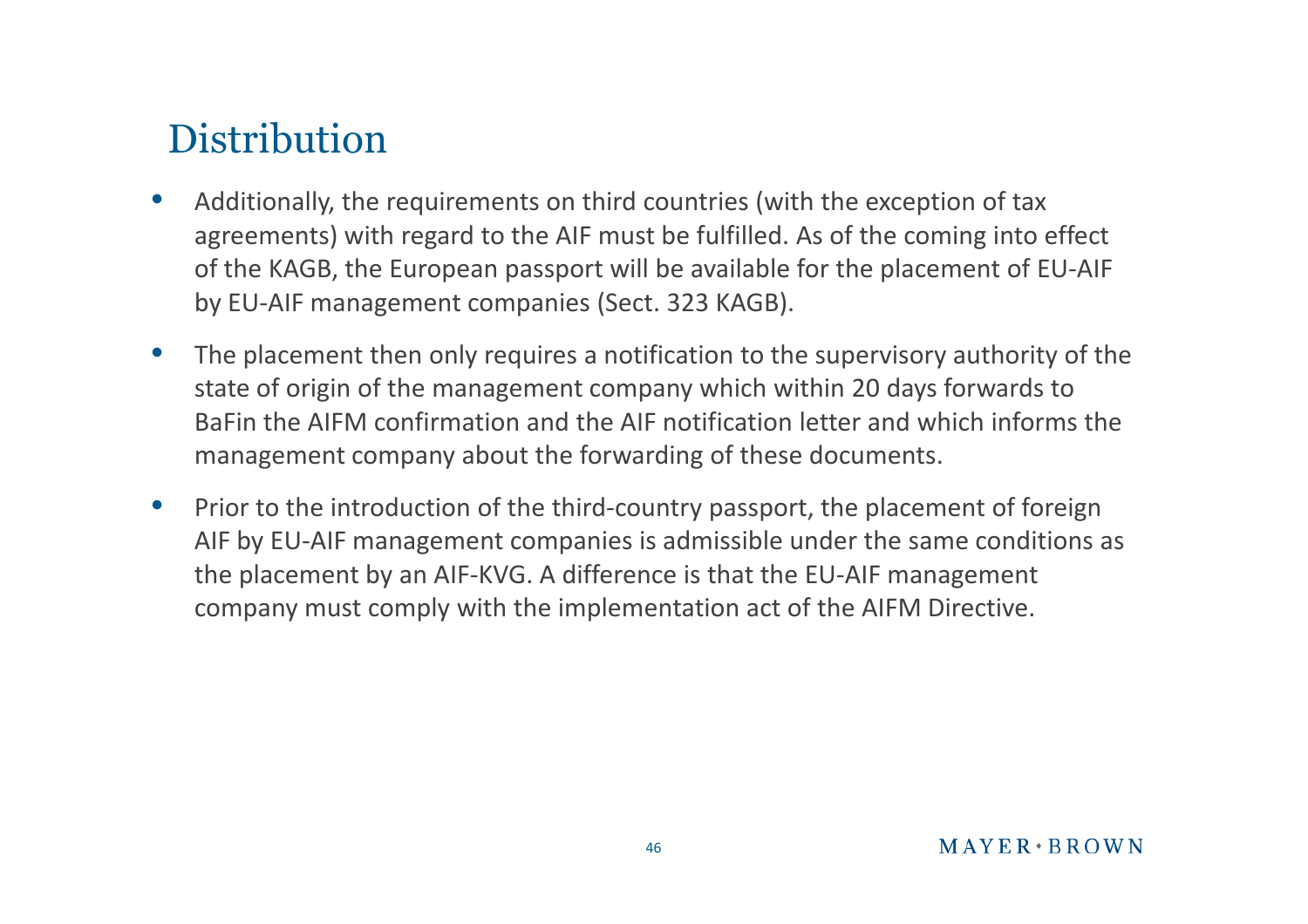# Distribution

- Additionally, the requirements on third countries (with the exception of tax agreements) with regard to the AIF must be fulfilled. As of the coming into effect of the KAGB, the European passport will be available for the placement of EU-AIF by EU-AIF management companies (Sect. 323 KAGB).
- The placement then only requires a notification to the supervisory authority of the state of origin of the management company which within 20 days forwards to BaFin the AIFM confirmation and the AIF notification letter and which informs the management company about the forwarding of these documents.
- Prior to the introduction of the third-country passport, the placement of foreign AIF by EU-AIF management companies is admissible under the same conditions as the placement by an AIF-KVG. A difference is that the EU-AIF management company must comply with the implementation act of the AIFM Directive.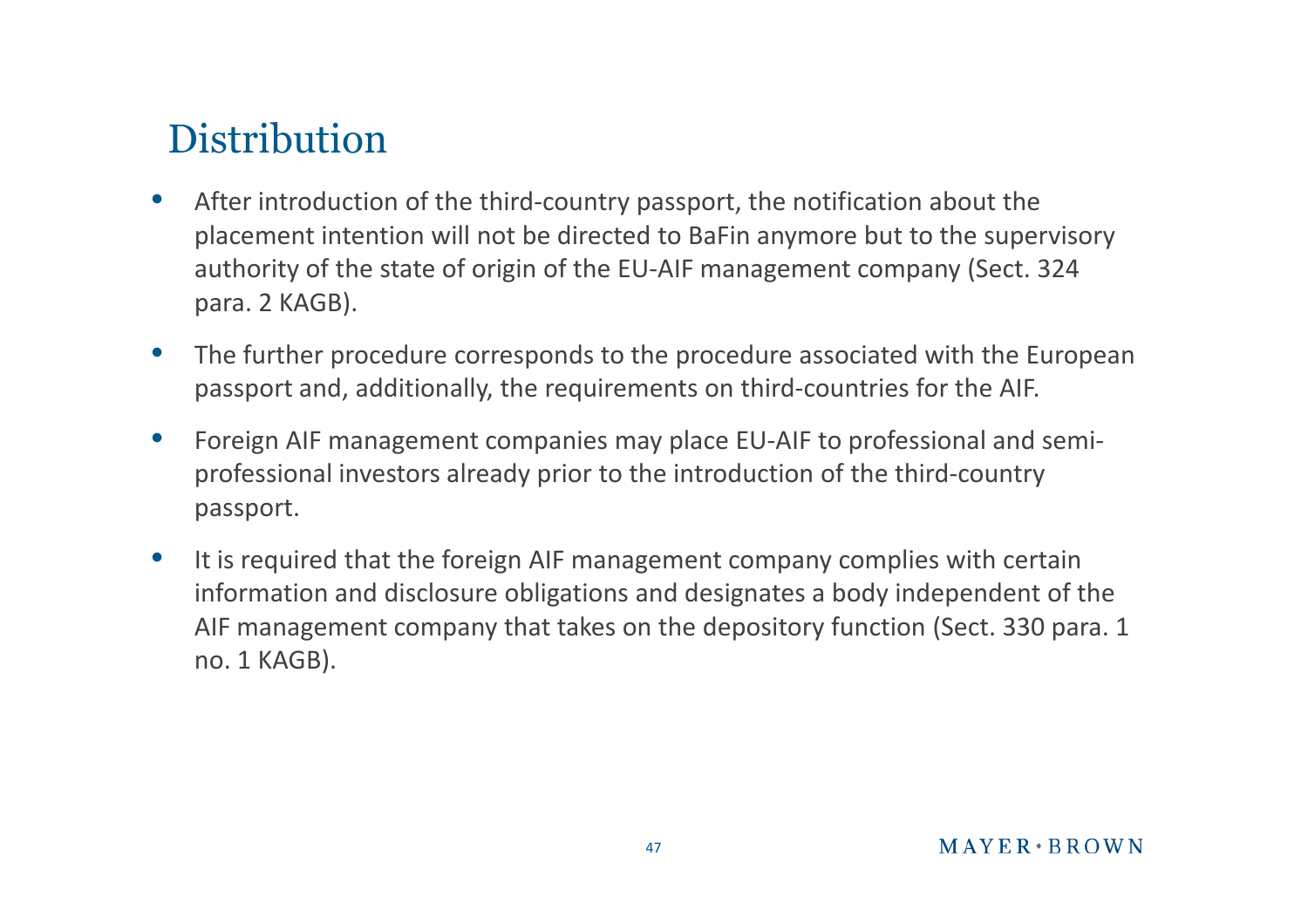# Distribution

- After introduction of the third-country passport, the notification about the placement intention will not be directed to BaFin anymore but to the supervisory authority of the state of origin of the EU-AIF management company (Sect. 324 para. 2 KAGB).
- The further procedure corresponds to the procedure associated with the European passport and, additionally, the requirements on third-countries for the AIF.
- Foreign AIF management companies may place EU-AIF to professional and semi-professional investors already prior to the introduction of the third-country passport.
- It is required that the foreign AIF management company complies with certain information and disclosure obligations and designates a body independent of the AIF management company that takes on the depository function (Sect. 330 para. 1 no. 1 KAGB).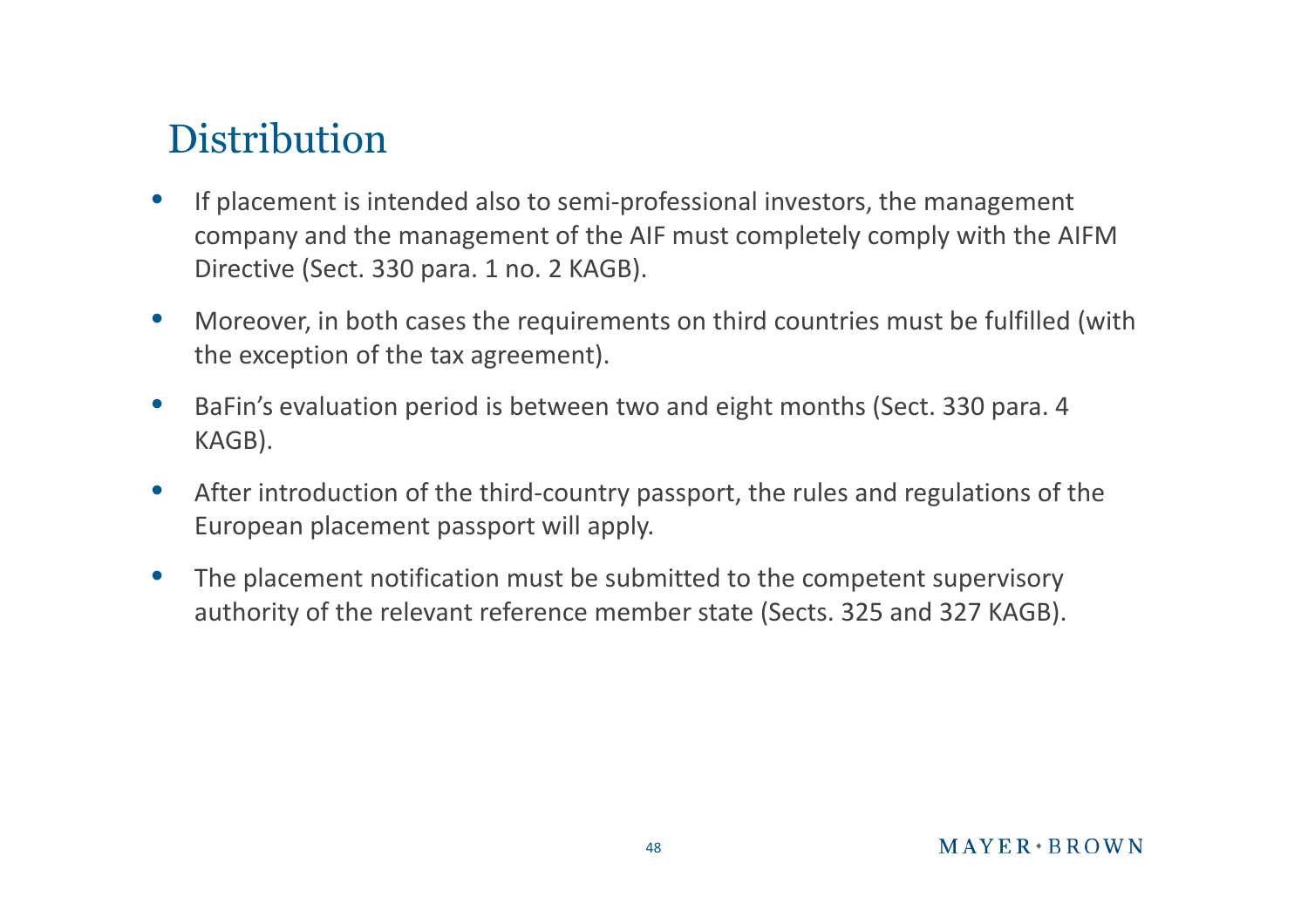# Distribution

- If placement is intended also to semi-professional investors, the management company and the management of the AIF must completely comply with the AIFM Directive (Sect. 330 para. 1 no. 2 KAGB).
- Moreover, in both cases the requirements on third countries must be fulfilled (with the exception of the tax agreement).
- BaFin's evaluation period is between two and eight months (Sect. 330 para. 4 KAGB).
- After introduction of the third-country passport, the rules and regulations of the European placement passport will apply.
- The placement notification must be submitted to the competent supervisory authority of the relevant reference member state (Sects. 325 and 327 KAGB).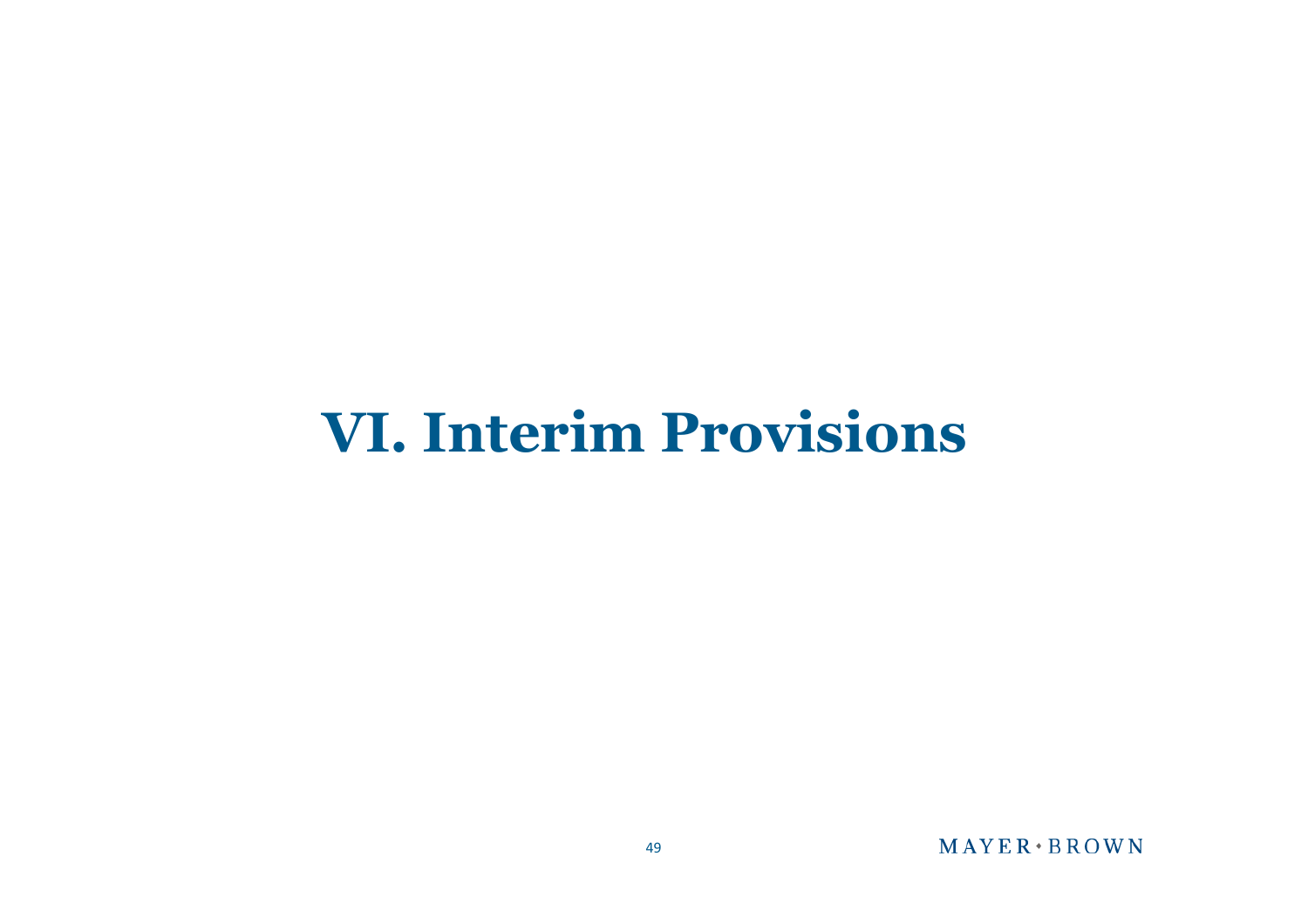# VI. Interim Provisions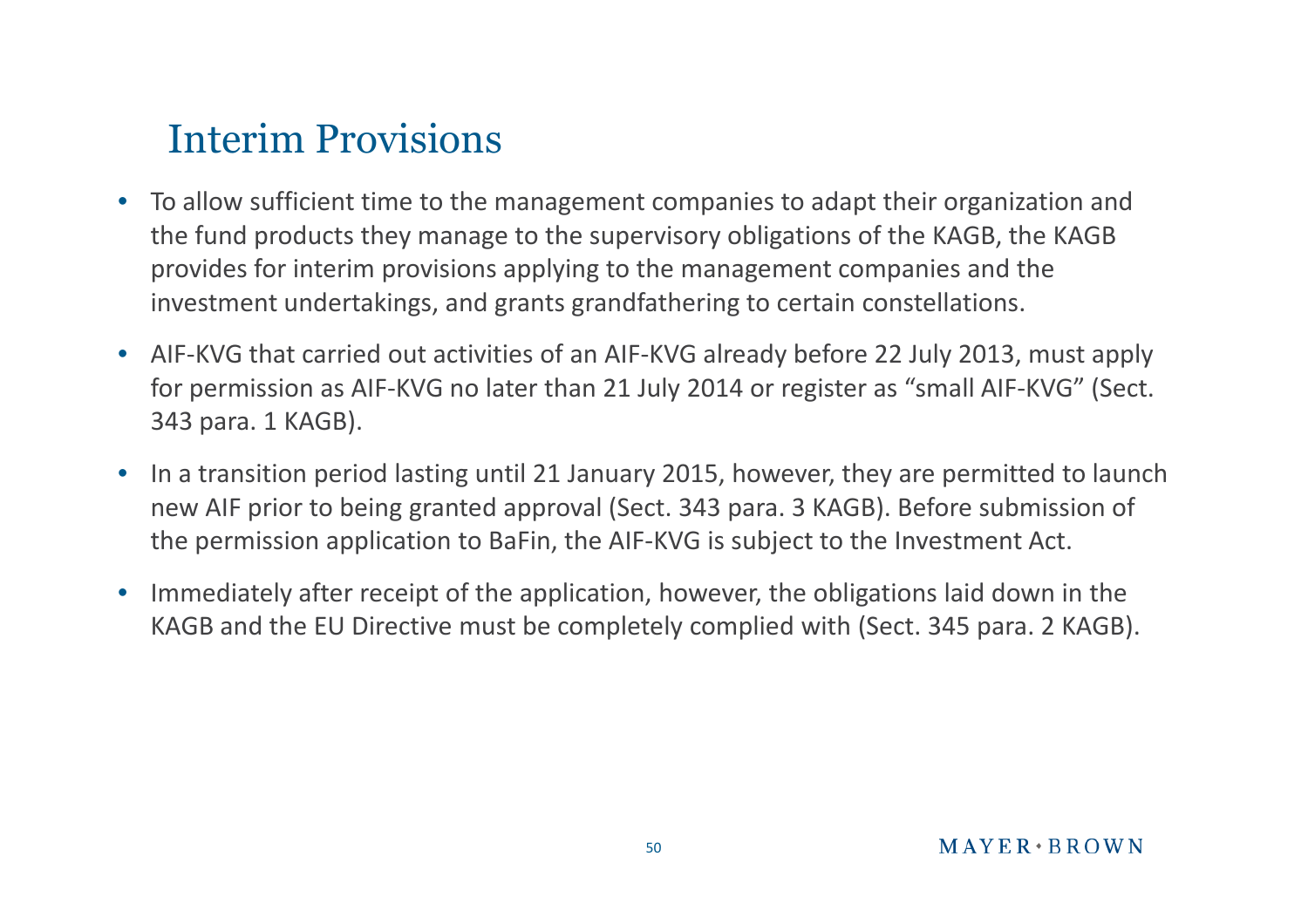# Interim Provisions

- To allow sufficient time to the management companies to adapt their organization and the fund products they manage to the supervisory obligations of the KAGB, the KAGB provides for interim provisions applying to the management companies and the investment undertakings, and grants grandfathering to certain constellations.
- AIF-KVG that carried out activities of an AIF-KVG already before 22 July 2013, must apply for permission as AIF-KVG no later than 21 July 2014 or register as “small AIF-KVG” (Sect. 343 para. 1 KAGB).
- In a transition period lasting until 21 January 2015, however, they are permitted to launch new AIF prior to being granted approval (Sect. 343 para. 3 KAGB). Before submission of the permission application to BaFin, the AIF-KVG is subject to the Investment Act.
- Immediately after receipt of the application, however, the obligations laid down in the KAGB and the EU Directive must be completely complied with (Sect. 345 para. 2 KAGB).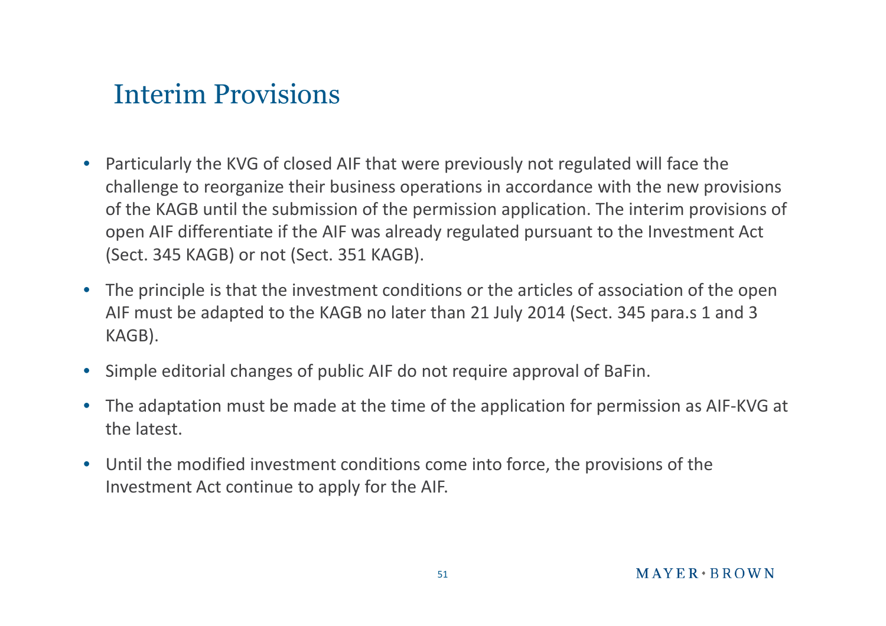# Interim Provisions

- Particularly the KVG of closed AIF that were previously not regulated will face the challenge to reorganize their business operations in accordance with the new provisions of the KAGB until the submission of the permission application. The interim provisions of open AIF differentiate if the AIF was already regulated pursuant to the Investment Act (Sect. 345 KAGB) or not (Sect. 351 KAGB).
- The principle is that the investment conditions or the articles of association of the open AIF must be adapted to the KAGB no later than 21 July 2014 (Sect. 345 para.s 1 and 3 KAGB).
- Simple editorial changes of public AIF do not require approval of BaFin.
- The adaptation must be made at the time of the application for permission as AIF-KVG at the latest.
- Until the modified investment conditions come into force, the provisions of the Investment Act continue to apply for the AIF.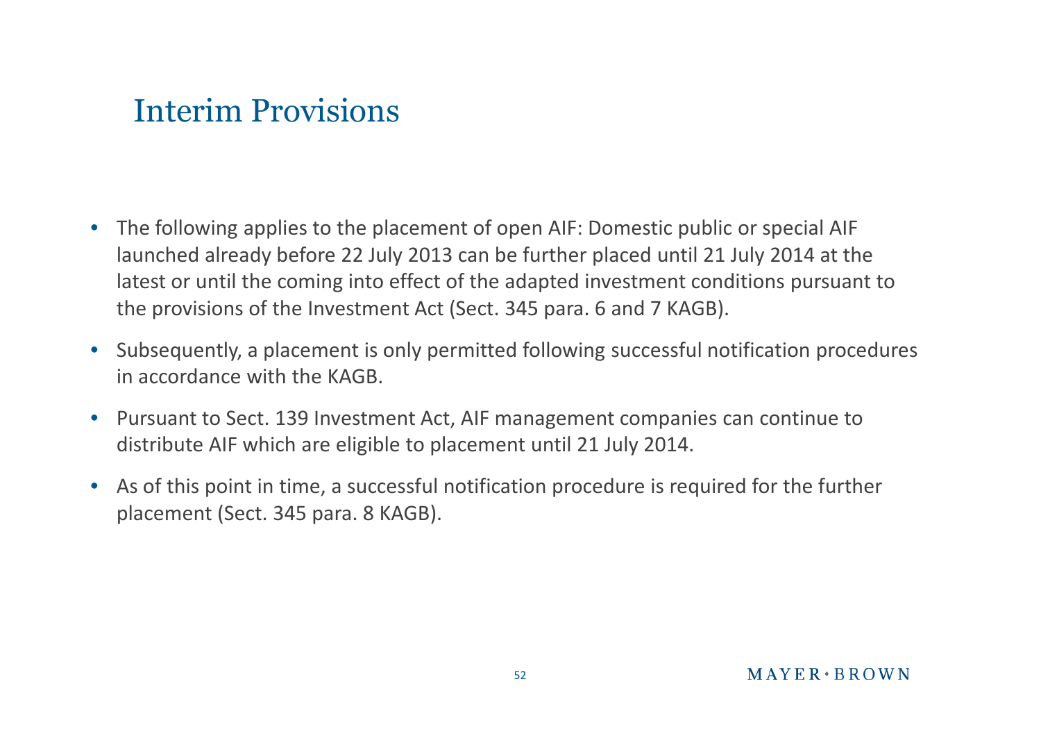# Interim Provisions

- The following applies to the placement of open AIF: Domestic public or special AIF launched already before 22 July 2013 can be further placed until 21 July 2014 at the latest or until the coming into effect of the adapted investment conditions pursuant to the provisions of the Investment Act (Sect. 345 para. 6 and 7 KAGB).
- Subsequently, a placement is only permitted following successful notification procedures in accordance with the KAGB.
- Pursuant to Sect. 139 Investment Act, AIF management companies can continue to distribute AIF which are eligible to placement until 21 July 2014.
- As of this point in time, a successful notification procedure is required for the further placement (Sect. 345 para. 8 KAGB).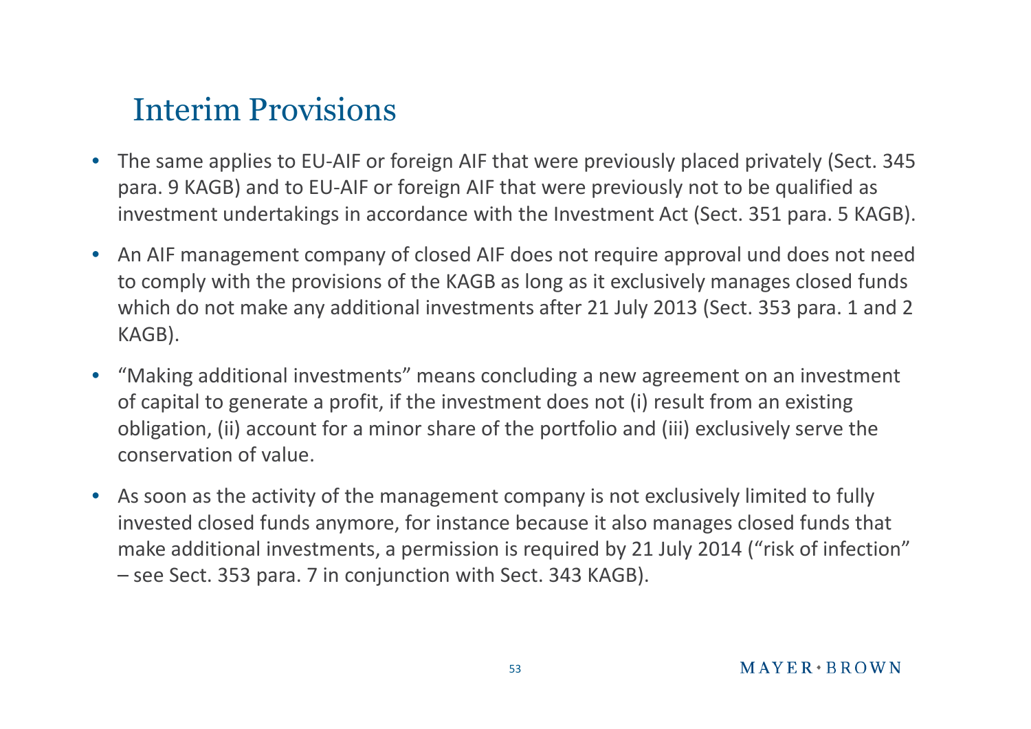# Interim Provisions

- The same applies to EU-AIF or foreign AIF that were previously placed privately (Sect. 345 para. 9 KAGB) and to EU-AIF or foreign AIF that were previously not to be qualified as investment undertakings in accordance with the Investment Act (Sect. 351 para. 5 KAGB).
- An AIF management company of closed AIF does not require approval und does not need to comply with the provisions of the KAGB as long as it exclusively manages closed funds which do not make any additional investments after 21 July 2013 (Sect. 353 para. 1 and 2 KAGB).
- "Making additional investments" means concluding a new agreement on an investment of capital to generate a profit, if the investment does not (i) result from an existing obligation, (ii) account for a minor share of the portfolio and (iii) exclusively serve the conservation of value.
- As soon as the activity of the management company is not exclusively limited to fully invested closed funds anymore, for instance because it also manages closed funds that make additional investments, a permission is required by 21 July 2014 ("risk of infection" – see Sect. 353 para. 7 in conjunction with Sect. 343 KAGB).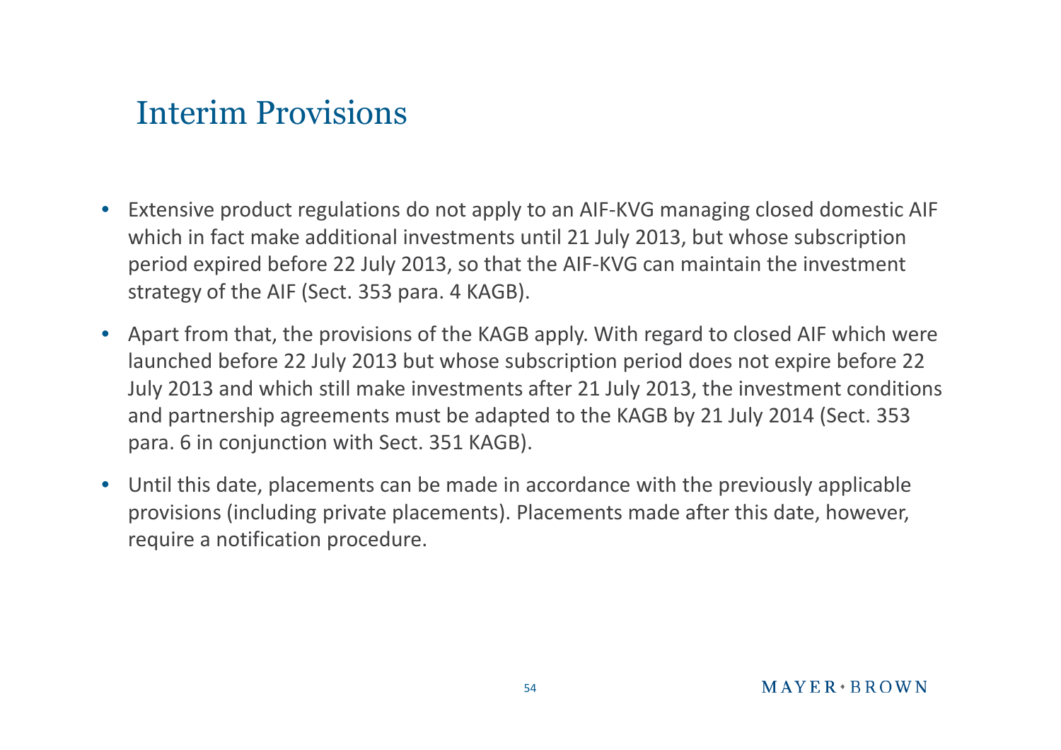# Interim Provisions

- Extensive product regulations do not apply to an AIF-KVG managing closed domestic AIF which in fact make additional investments until 21 July 2013, but whose subscription period expired before 22 July 2013, so that the AIF-KVG can maintain the investment strategy of the AIF (Sect. 353 para. 4 KAGB).
- Apart from that, the provisions of the KAGB apply. With regard to closed AIF which were launched before 22 July 2013 but whose subscription period does not expire before 22 July 2013 and which still make investments after 21 July 2013, the investment conditions and partnership agreements must be adapted to the KAGB by 21 July 2014 (Sect. 353 para. 6 in conjunction with Sect. 351 KAGB).
- Until this date, placements can be made in accordance with the previously applicable provisions (including private placements). Placements made after this date, however, require a notification procedure.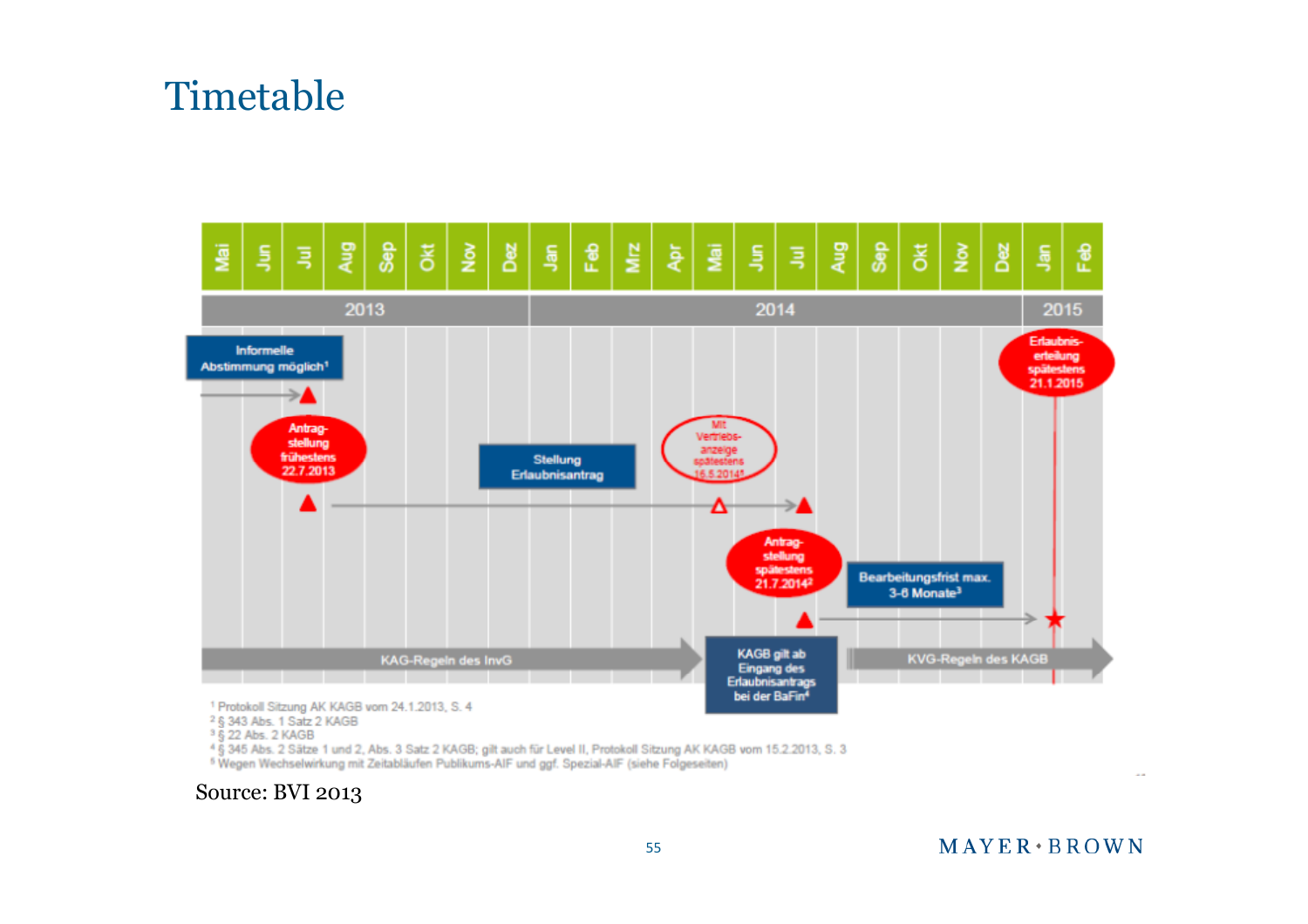# Timetable

| Mai | Jun | Jul | Aug | Sep | Okt | Nov | Dez | Jan | Feb | Mrz | Apr | Mai | Jun | Jul | Aug | Sep | Okt | Nov | Dez | Jan | Feb |
|---|---|---|---|---|---|---|---|---|---|---|---|---|---|---|---|---|---|---|---|---|---|
| 2013 | | | | | | | | 2014 | | | | | | | | | | | | 2015 | |

- Informelle Abstimmung möglich[1]
- Antragstellung frühestens 22.7.2013
- Stellung Erlaubnisantrag
- Mit Vertriebsanzeige spätestens 15.5.2014[5]
- Antragstellung spätestens 21.7.2014[2]
- Bearbeitungsfrist max. 3-6 Monate[3]
- Erlaubniserteilung spätestens 21.1.2015
- KAG-Regeln des InvG
- KAGB gilt ab Eingang des Erlaubnisantrags bei der BaFin[4]
- KVG-Regeln des KAGB

[1] Protokoll Sitzung AK KAGB vom 24.1.2013, S. 4
[2] § 343 Abs. 1 Satz 2 KAGB
[3] § 22 Abs. 2 KAGB
[4] § 345 Abs. 2 Sätze 1 und 2, Abs. 3 Satz 2 KAGB; gilt auch für Level II, Protokoll Sitzung AK KAGB vom 15.2.2013, S. 3
[5] Wegen Wechselwirkung mit Zeitabläufen Publikums-AIF und ggf. Spezial-AIF (siehe Folgeseiten)

Source: BVI 2013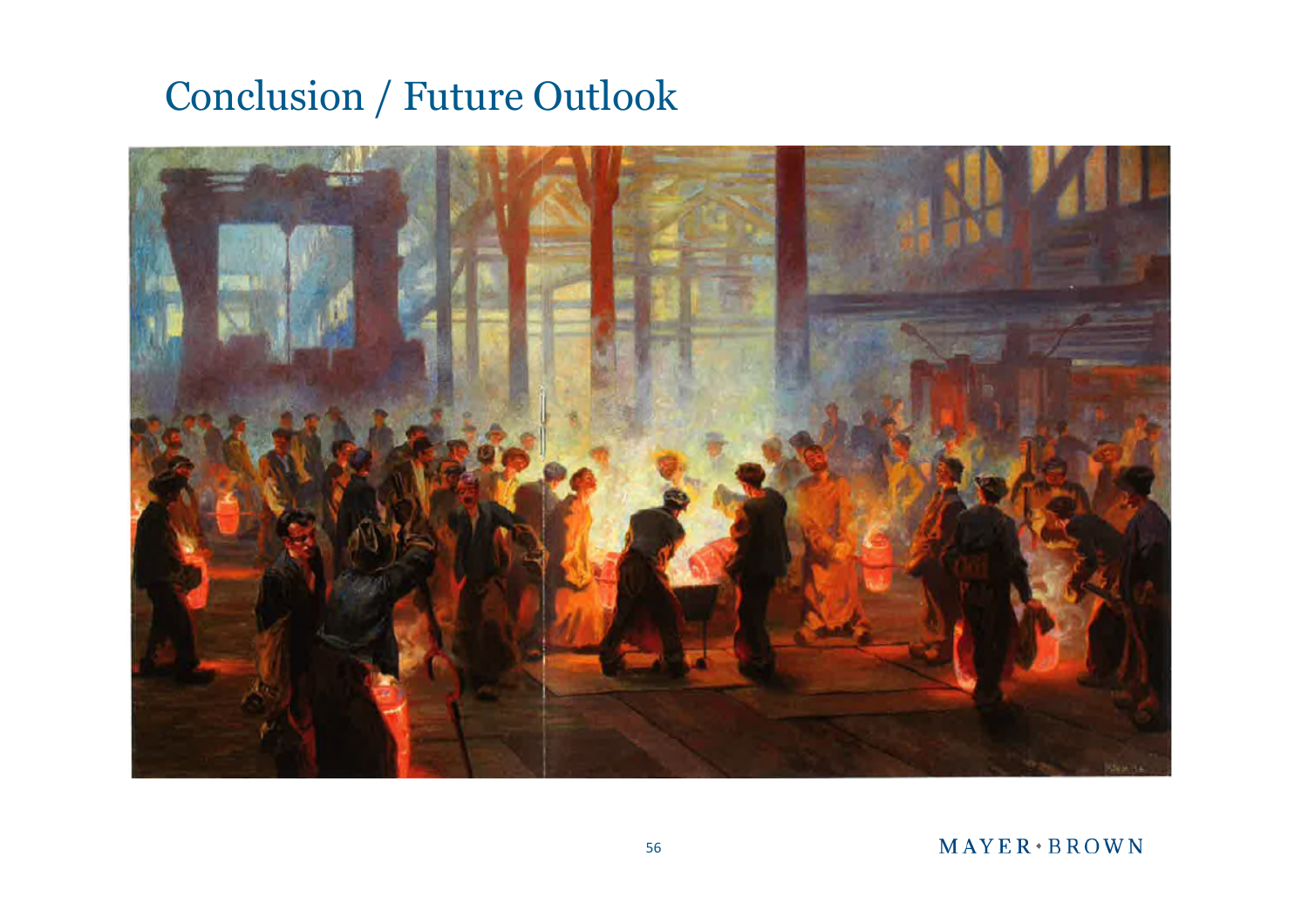# Conclusion / Future Outlook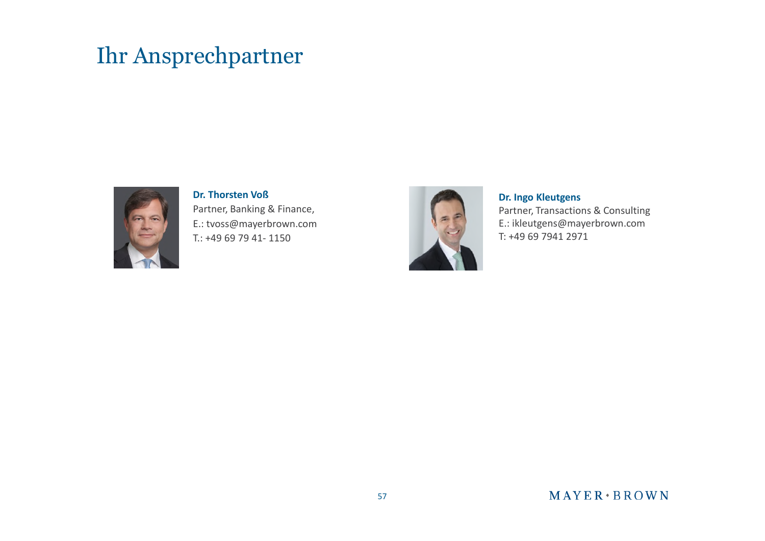# Ihr Ansprechpartner

**Dr. Thorsten Voß**
Partner, Banking & Finance,
E.: tvoss@mayerbrown.com
T.: +49 69 79 41- 1150

**Dr. Ingo Kleutgens**
Partner, Transactions & Consulting
E.: ikleutgens@mayerbrown.com
T: +49 69 7941 2971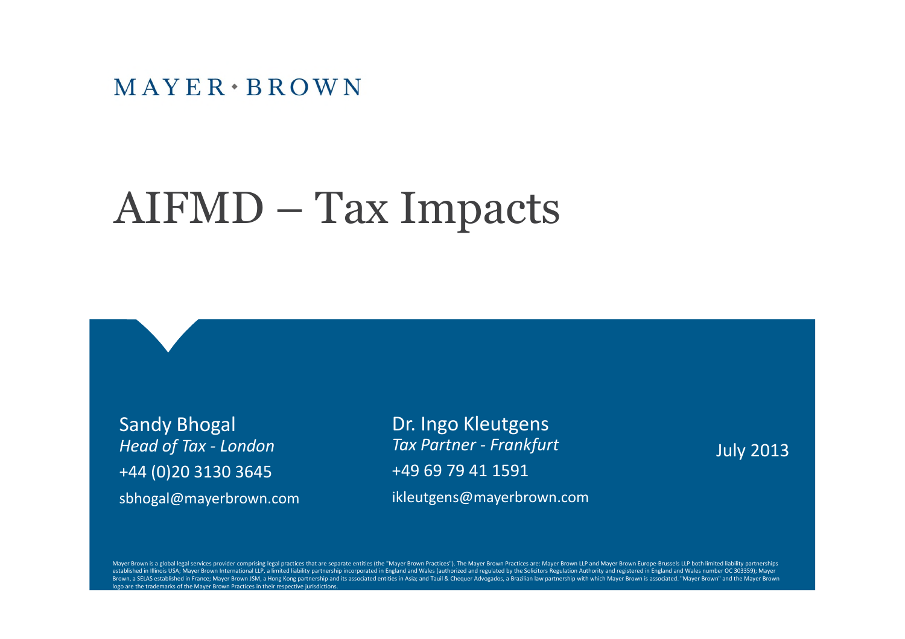MAYER • BROWN

# AIFMD – Tax Impacts

Sandy Bhogal
*Head of Tax - London*
+44 (0)20 3130 3645
sbhogal@mayerbrown.com

Dr. Ingo Kleutgens
*Tax Partner - Frankfurt*
+49 69 79 41 1591
ikleutgens@mayerbrown.com

July 2013

Mayer Brown is a global legal services provider comprising legal practices that are separate entities (the "Mayer Brown Practices"). The Mayer Brown Practices are: Mayer Brown LLP and Mayer Brown Europe-Brussels LLP both limited liability partnerships established in Illinois USA; Mayer Brown International LLP, a limited liability partnership incorporated in England and Wales (authorized and regulated by the Solicitors Regulation Authority and registered in England and Wales number OC 303359); Mayer Brown, a SELAS established in France; Mayer Brown JSM, a Hong Kong partnership and its associated entities in Asia; and Tauil & Chequer Advogados, a Brazilian law partnership with which Mayer Brown is associated. "Mayer Brown" and the Mayer Brown logo are the trademarks of the Mayer Brown Practices in their respective jurisdictions.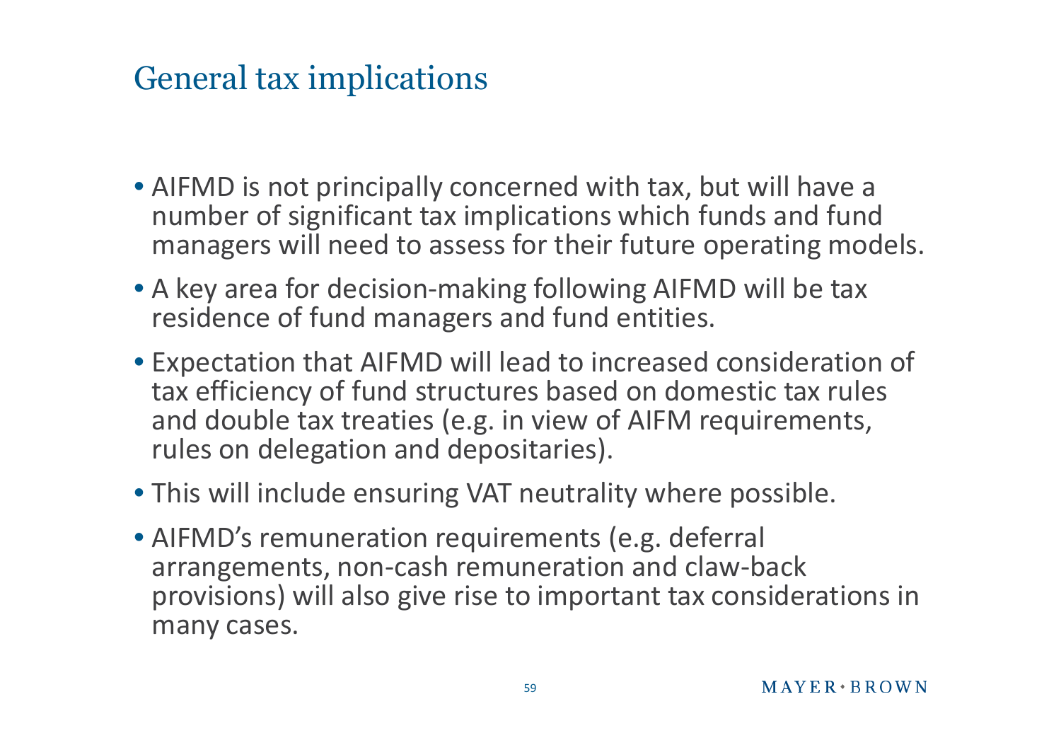# General tax implications

- AIFMD is not principally concerned with tax, but will have a number of significant tax implications which funds and fund managers will need to assess for their future operating models.
- A key area for decision-making following AIFMD will be tax residence of fund managers and fund entities.
- Expectation that AIFMD will lead to increased consideration of tax efficiency of fund structures based on domestic tax rules and double tax treaties (e.g. in view of AIFM requirements, rules on delegation and depositaries).
- This will include ensuring VAT neutrality where possible.
- AIFMD's remuneration requirements (e.g. deferral arrangements, non-cash remuneration and claw-back provisions) will also give rise to important tax considerations in many cases.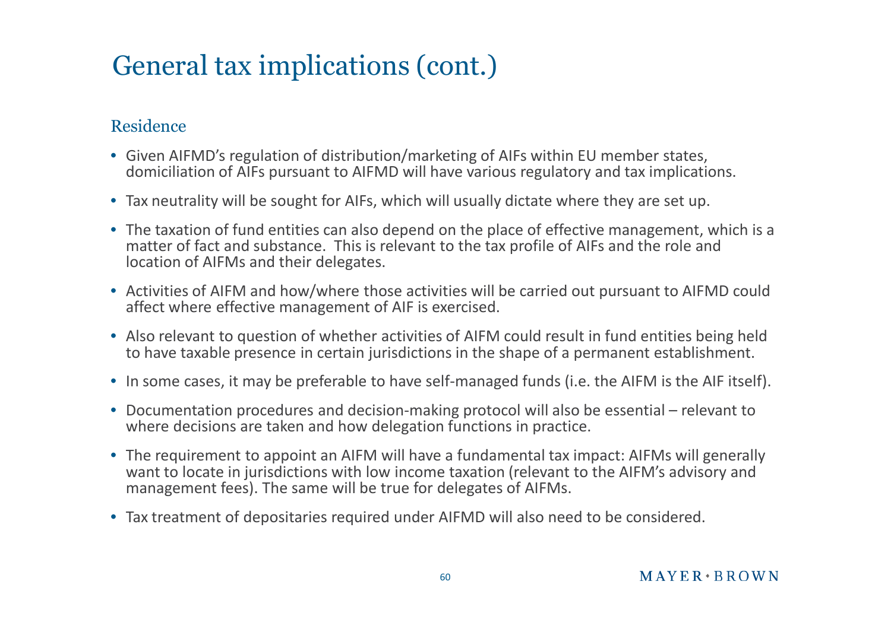# General tax implications (cont.)

## Residence

- Given AIFMD's regulation of distribution/marketing of AIFs within EU member states, domiciliation of AIFs pursuant to AIFMD will have various regulatory and tax implications.
- Tax neutrality will be sought for AIFs, which will usually dictate where they are set up.
- The taxation of fund entities can also depend on the place of effective management, which is a matter of fact and substance. This is relevant to the tax profile of AIFs and the role and location of AIFMs and their delegates.
- Activities of AIFM and how/where those activities will be carried out pursuant to AIFMD could affect where effective management of AIF is exercised.
- Also relevant to question of whether activities of AIFM could result in fund entities being held to have taxable presence in certain jurisdictions in the shape of a permanent establishment.
- In some cases, it may be preferable to have self-managed funds (i.e. the AIFM is the AIF itself).
- Documentation procedures and decision-making protocol will also be essential – relevant to where decisions are taken and how delegation functions in practice.
- The requirement to appoint an AIFM will have a fundamental tax impact: AIFMs will generally want to locate in jurisdictions with low income taxation (relevant to the AIFM's advisory and management fees). The same will be true for delegates of AIFMs.
- Tax treatment of depositaries required under AIFMD will also need to be considered.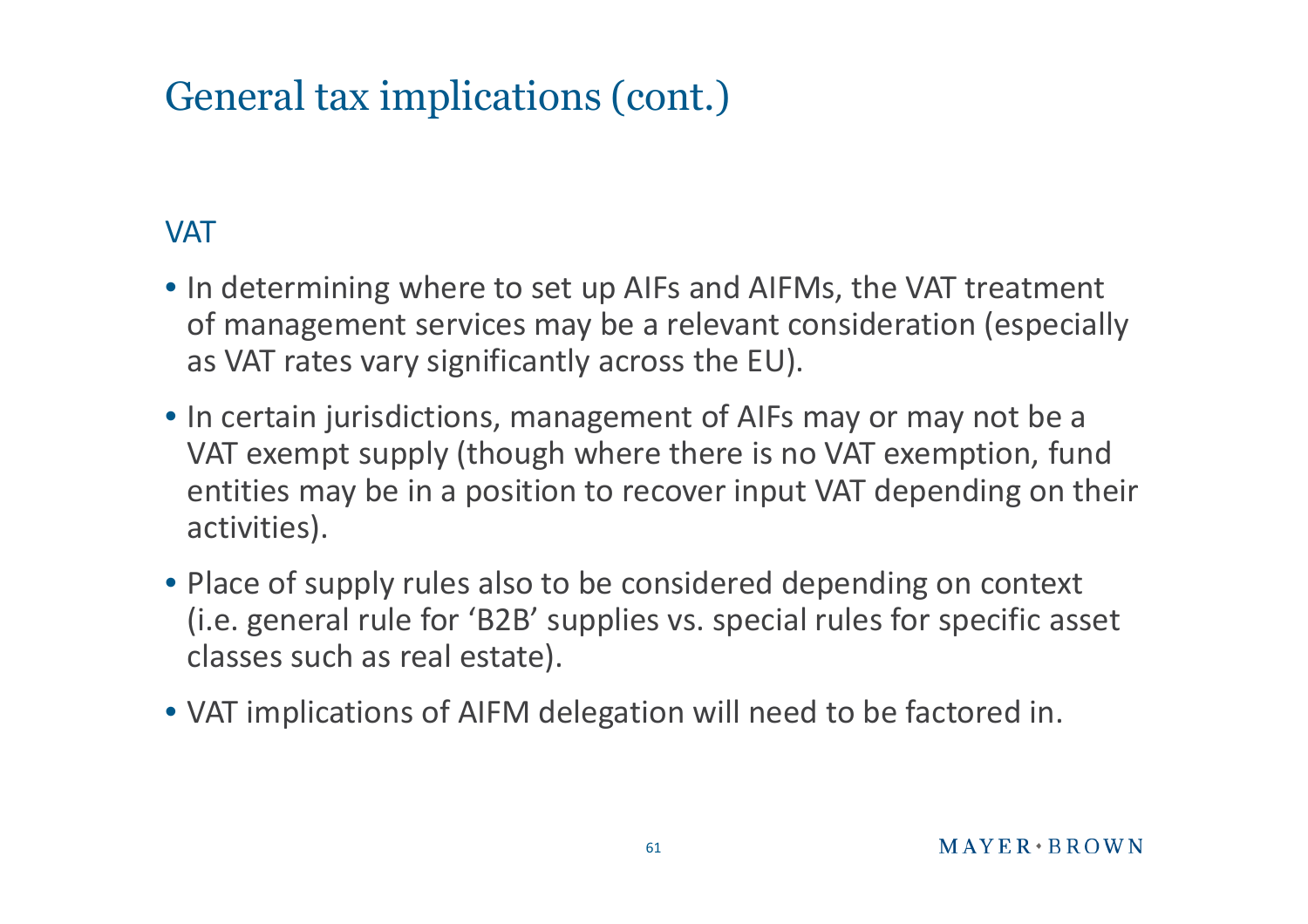# General tax implications (cont.)

## VAT

- In determining where to set up AIFs and AIFMs, the VAT treatment of management services may be a relevant consideration (especially as VAT rates vary significantly across the EU).
- In certain jurisdictions, management of AIFs may or may not be a VAT exempt supply (though where there is no VAT exemption, fund entities may be in a position to recover input VAT depending on their activities).
- Place of supply rules also to be considered depending on context (i.e. general rule for 'B2B' supplies vs. special rules for specific asset classes such as real estate).
- VAT implications of AIFM delegation will need to be factored in.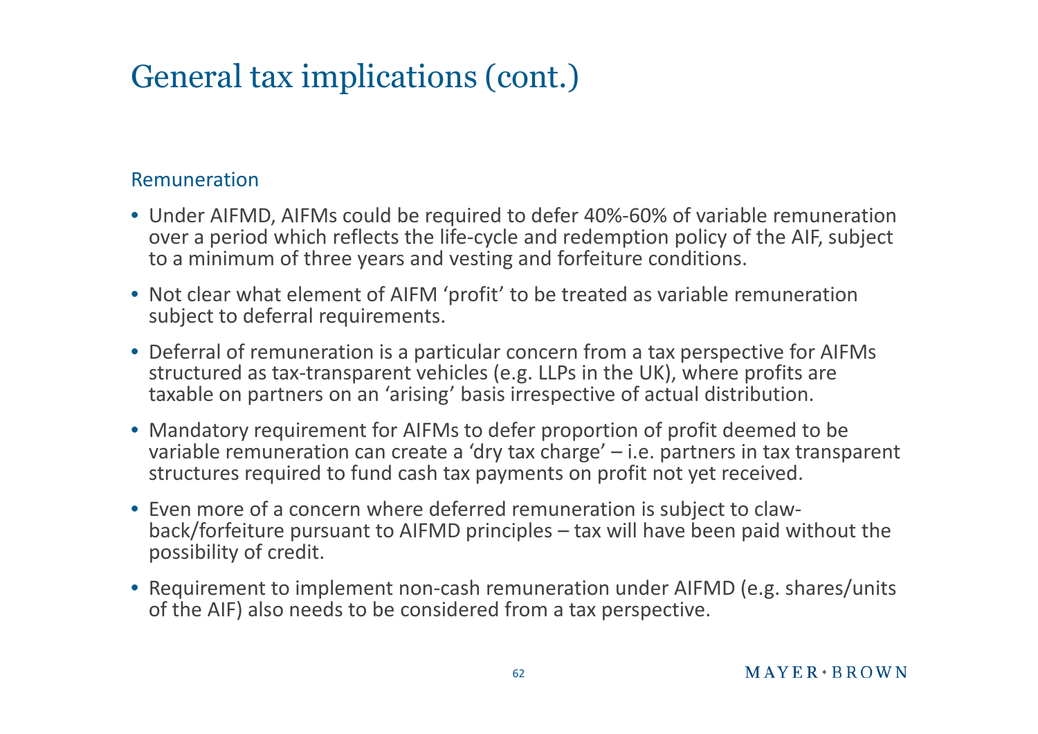# General tax implications (cont.)

## Remuneration

- Under AIFMD, AIFMs could be required to defer 40%-60% of variable remuneration over a period which reflects the life-cycle and redemption policy of the AIF, subject to a minimum of three years and vesting and forfeiture conditions.
- Not clear what element of AIFM 'profit' to be treated as variable remuneration subject to deferral requirements.
- Deferral of remuneration is a particular concern from a tax perspective for AIFMs structured as tax-transparent vehicles (e.g. LLPs in the UK), where profits are taxable on partners on an 'arising' basis irrespective of actual distribution.
- Mandatory requirement for AIFMs to defer proportion of profit deemed to be variable remuneration can create a 'dry tax charge' – i.e. partners in tax transparent structures required to fund cash tax payments on profit not yet received.
- Even more of a concern where deferred remuneration is subject to claw-back/forfeiture pursuant to AIFMD principles – tax will have been paid without the possibility of credit.
- Requirement to implement non-cash remuneration under AIFMD (e.g. shares/units of the AIF) also needs to be considered from a tax perspective.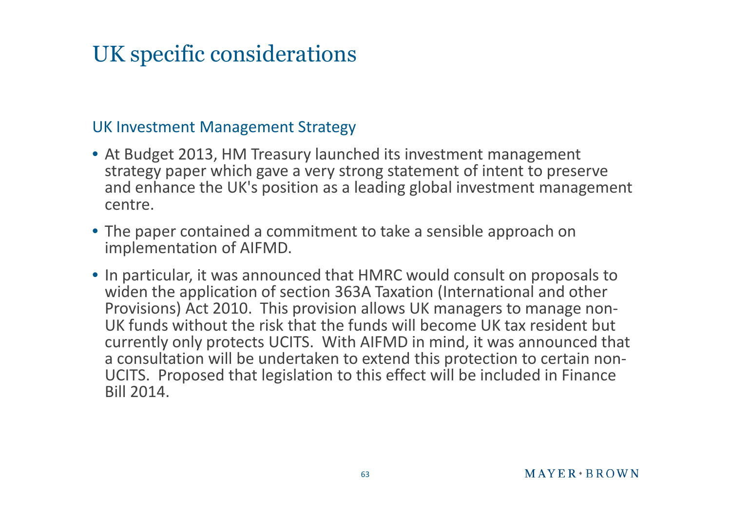# UK specific considerations

## UK Investment Management Strategy

- At Budget 2013, HM Treasury launched its investment management strategy paper which gave a very strong statement of intent to preserve and enhance the UK's position as a leading global investment management centre.
- The paper contained a commitment to take a sensible approach on implementation of AIFMD.
- In particular, it was announced that HMRC would consult on proposals to widen the application of section 363A Taxation (International and other Provisions) Act 2010. This provision allows UK managers to manage non-UK funds without the risk that the funds will become UK tax resident but currently only protects UCITS. With AIFMD in mind, it was announced that a consultation will be undertaken to extend this protection to certain non-UCITS. Proposed that legislation to this effect will be included in Finance Bill 2014.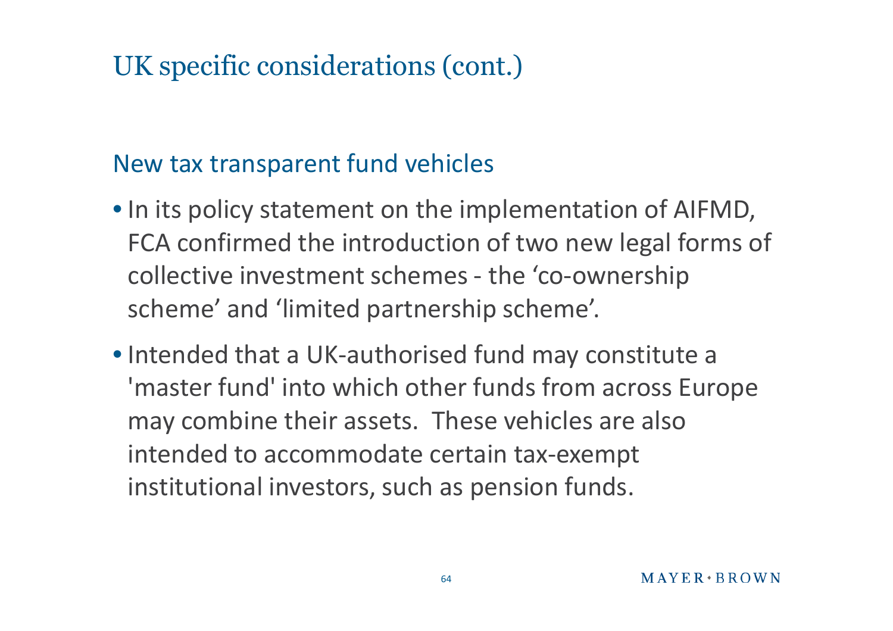# UK specific considerations (cont.)

## New tax transparent fund vehicles

- In its policy statement on the implementation of AIFMD, FCA confirmed the introduction of two new legal forms of collective investment schemes - the ‘co-ownership scheme’ and ‘limited partnership scheme’.
- Intended that a UK-authorised fund may constitute a 'master fund' into which other funds from across Europe may combine their assets. These vehicles are also intended to accommodate certain tax-exempt institutional investors, such as pension funds.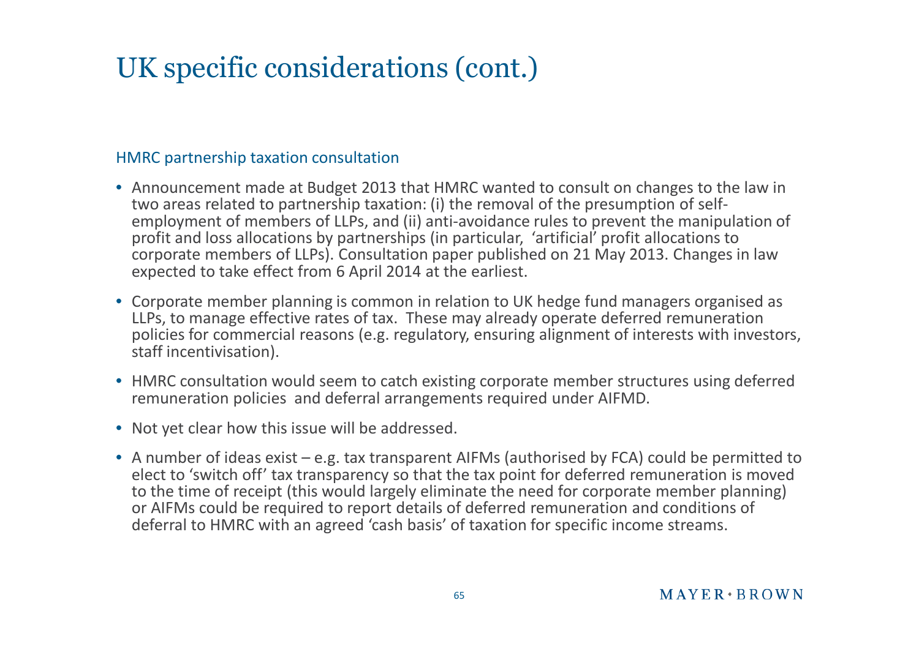# UK specific considerations (cont.)

## HMRC partnership taxation consultation

- Announcement made at Budget 2013 that HMRC wanted to consult on changes to the law in two areas related to partnership taxation: (i) the removal of the presumption of self-employment of members of LLPs, and (ii) anti-avoidance rules to prevent the manipulation of profit and loss allocations by partnerships (in particular, 'artificial' profit allocations to corporate members of LLPs). Consultation paper published on 21 May 2013. Changes in law expected to take effect from 6 April 2014 at the earliest.
- Corporate member planning is common in relation to UK hedge fund managers organised as LLPs, to manage effective rates of tax. These may already operate deferred remuneration policies for commercial reasons (e.g. regulatory, ensuring alignment of interests with investors, staff incentivisation).
- HMRC consultation would seem to catch existing corporate member structures using deferred remuneration policies and deferral arrangements required under AIFMD.
- Not yet clear how this issue will be addressed.
- A number of ideas exist – e.g. tax transparent AIFMs (authorised by FCA) could be permitted to elect to 'switch off' tax transparency so that the tax point for deferred remuneration is moved to the time of receipt (this would largely eliminate the need for corporate member planning) or AIFMs could be required to report details of deferred remuneration and conditions of deferral to HMRC with an agreed 'cash basis' of taxation for specific income streams.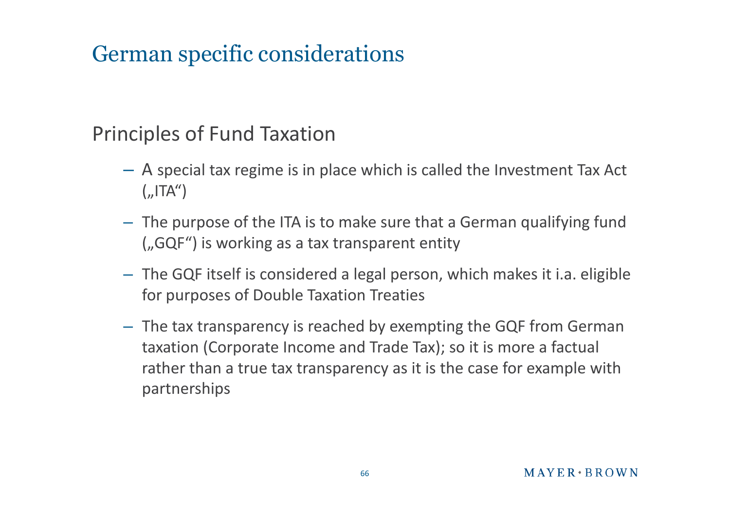# German specific considerations

## Principles of Fund Taxation

- A special tax regime is in place which is called the Investment Tax Act („ITA“)
- The purpose of the ITA is to make sure that a German qualifying fund („GQF“) is working as a tax transparent entity
- The GQF itself is considered a legal person, which makes it i.a. eligible for purposes of Double Taxation Treaties
- The tax transparency is reached by exempting the GQF from German taxation (Corporate Income and Trade Tax); so it is more a factual rather than a true tax transparency as it is the case for example with partnerships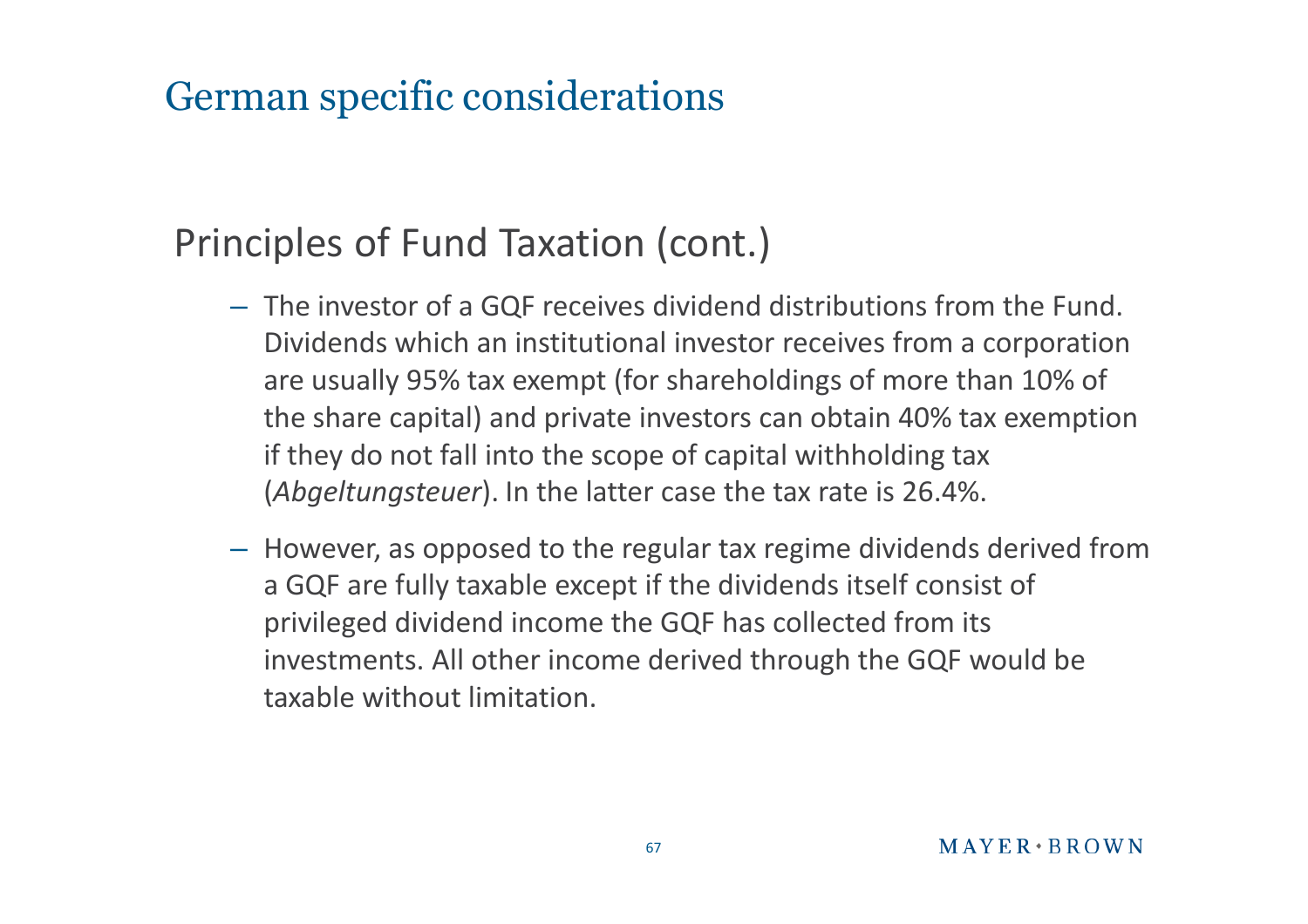# German specific considerations

## Principles of Fund Taxation (cont.)

- The investor of a GQF receives dividend distributions from the Fund. Dividends which an institutional investor receives from a corporation are usually 95% tax exempt (for shareholdings of more than 10% of the share capital) and private investors can obtain 40% tax exemption if they do not fall into the scope of capital withholding tax (*Abgeltungsteuer*). In the latter case the tax rate is 26.4%.
- However, as opposed to the regular tax regime dividends derived from a GQF are fully taxable except if the dividends itself consist of privileged dividend income the GQF has collected from its investments. All other income derived through the GQF would be taxable without limitation.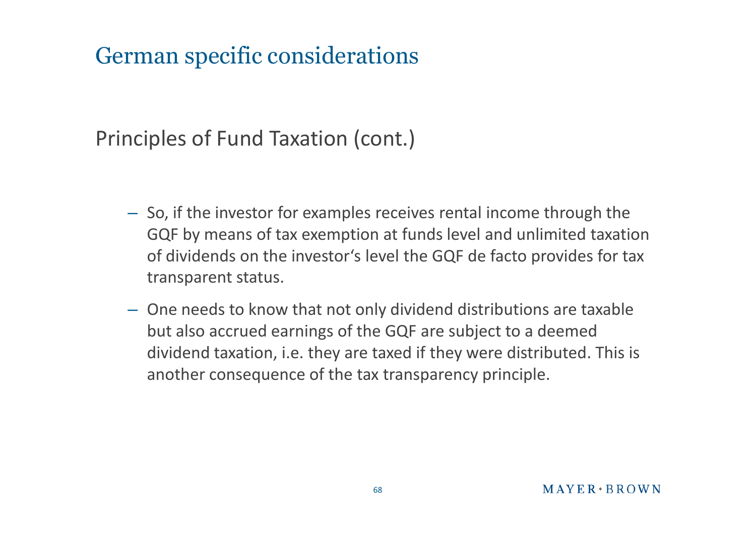# German specific considerations

## Principles of Fund Taxation (cont.)

- So, if the investor for examples receives rental income through the GQF by means of tax exemption at funds level and unlimited taxation of dividends on the investor‘s level the GQF de facto provides for tax transparent status.
- One needs to know that not only dividend distributions are taxable but also accrued earnings of the GQF are subject to a deemed dividend taxation, i.e. they are taxed if they were distributed. This is another consequence of the tax transparency principle.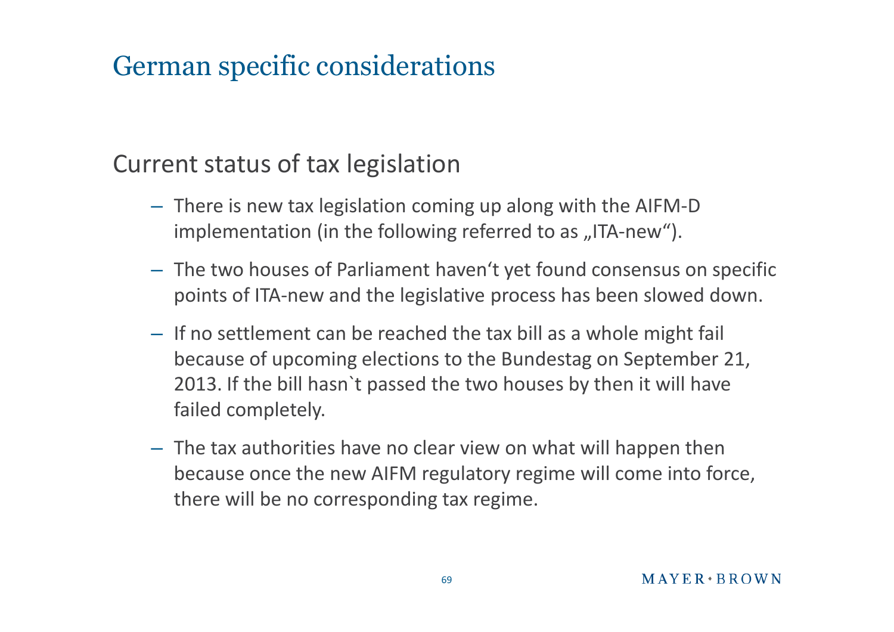# German specific considerations

## Current status of tax legislation

- There is new tax legislation coming up along with the AIFM-D implementation (in the following referred to as „ITA-new“).
- The two houses of Parliament haven‘t yet found consensus on specific points of ITA-new and the legislative process has been slowed down.
- If no settlement can be reached the tax bill as a whole might fail because of upcoming elections to the Bundestag on September 21, 2013. If the bill hasn`t passed the two houses by then it will have failed completely.
- The tax authorities have no clear view on what will happen then because once the new AIFM regulatory regime will come into force, there will be no corresponding tax regime.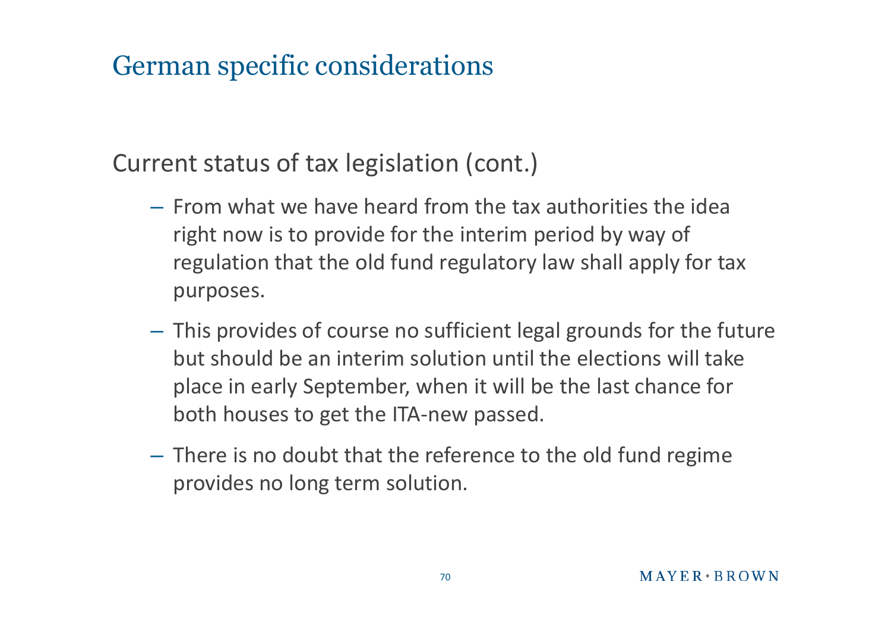# German specific considerations

Current status of tax legislation (cont.)

- From what we have heard from the tax authorities the idea right now is to provide for the interim period by way of regulation that the old fund regulatory law shall apply for tax purposes.
- This provides of course no sufficient legal grounds for the future but should be an interim solution until the elections will take place in early September, when it will be the last chance for both houses to get the ITA-new passed.
- There is no doubt that the reference to the old fund regime provides no long term solution.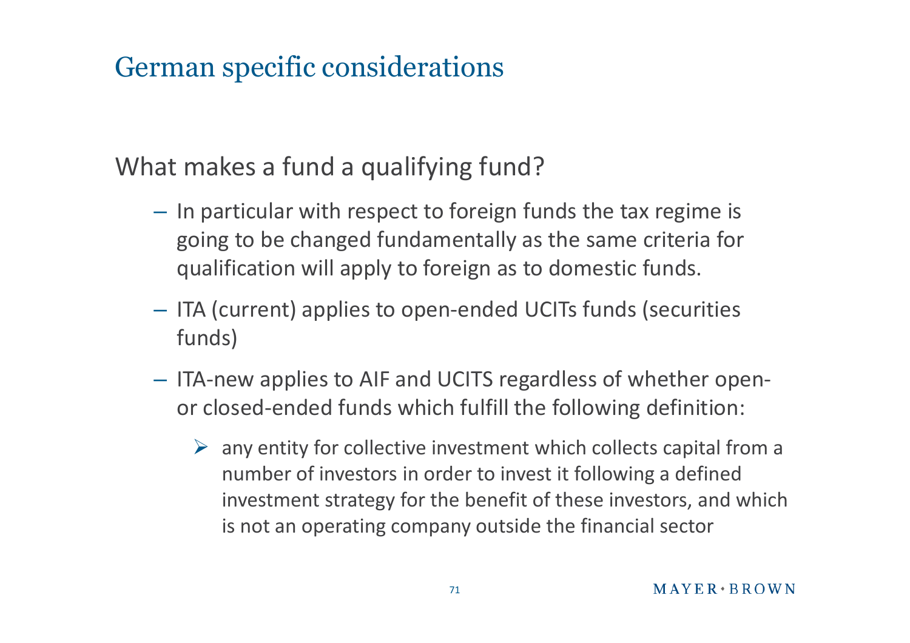# German specific considerations

What makes a fund a qualifying fund?

- In particular with respect to foreign funds the tax regime is going to be changed fundamentally as the same criteria for qualification will apply to foreign as to domestic funds.
- ITA (current) applies to open-ended UCITs funds (securities funds)
- ITA-new applies to AIF and UCITS regardless of whether open- or closed-ended funds which fulfill the following definition:
  - any entity for collective investment which collects capital from a number of investors in order to invest it following a defined investment strategy for the benefit of these investors, and which is not an operating company outside the financial sector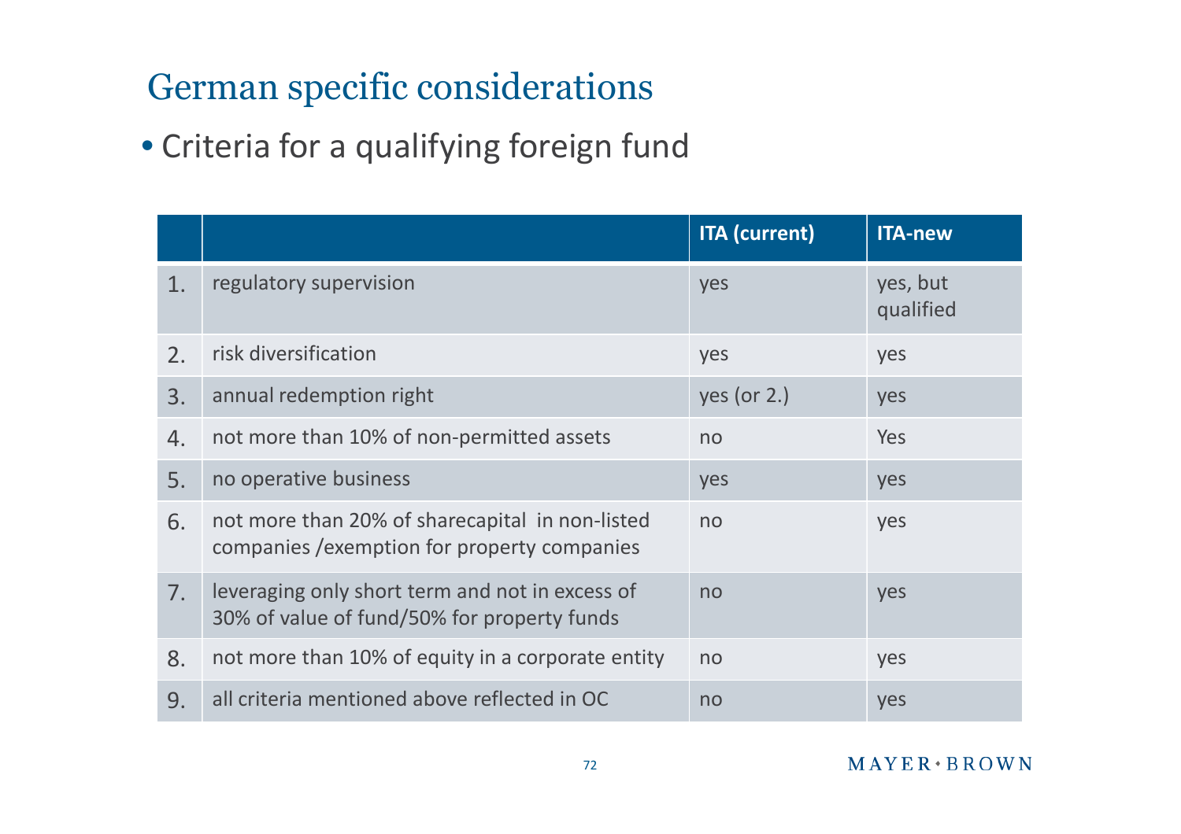# German specific considerations

- Criteria for a qualifying foreign fund

| | | ITA (current) | ITA-new |
|---|---|---|---|
| 1. | regulatory supervision | yes | yes, but qualified |
| 2. | risk diversification | yes | yes |
| 3. | annual redemption right | yes (or 2.) | yes |
| 4. | not more than 10% of non-permitted assets | no | Yes |
| 5. | no operative business | yes | yes |
| 6. | not more than 20% of sharecapital in non-listed companies /exemption for property companies | no | yes |
| 7. | leveraging only short term and not in excess of 30% of value of fund/50% for property funds | no | yes |
| 8. | not more than 10% of equity in a corporate entity | no | yes |
| 9. | all criteria mentioned above reflected in OC | no | yes |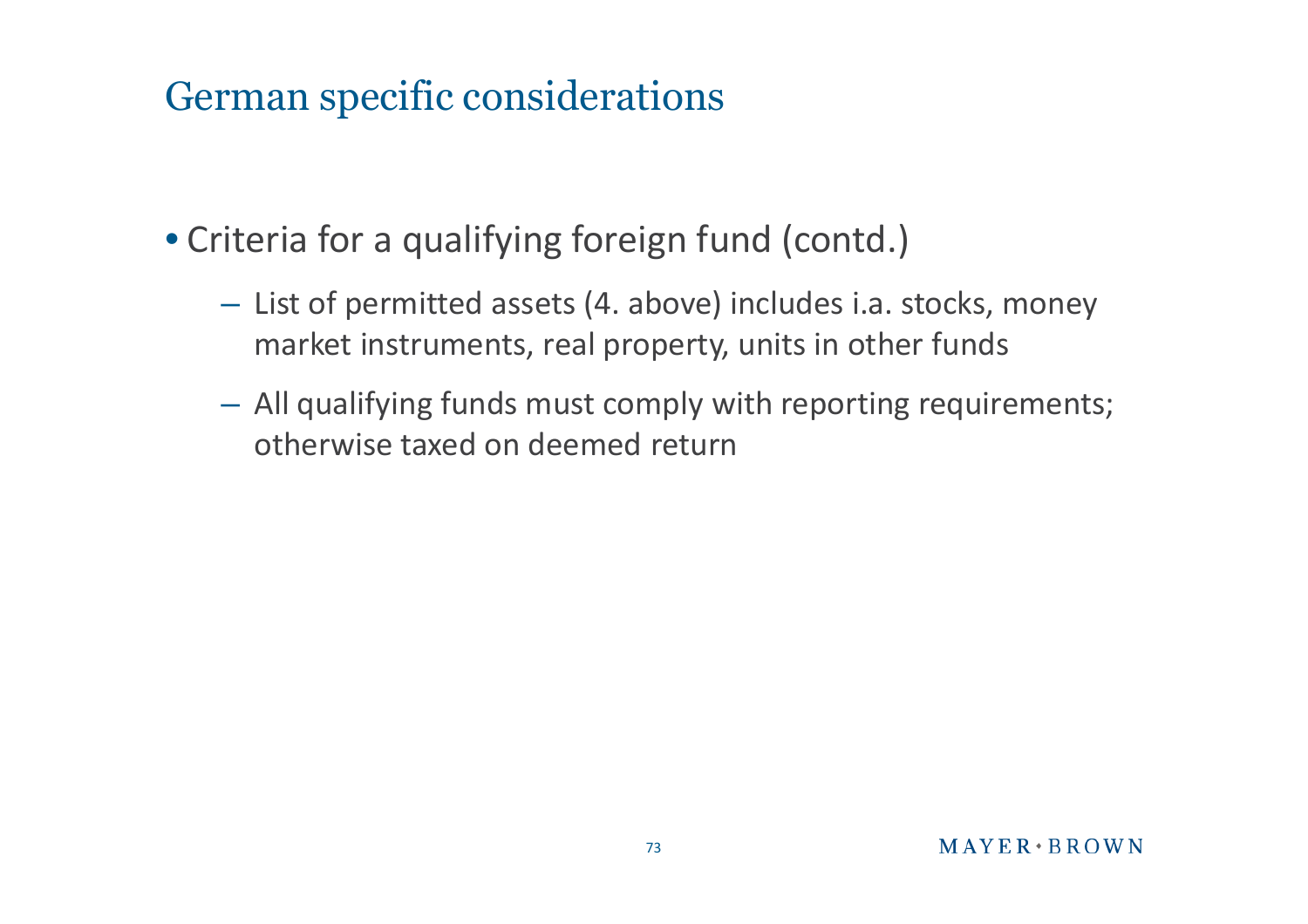# German specific considerations

- Criteria for a qualifying foreign fund (contd.)
  - List of permitted assets (4. above) includes i.a. stocks, money market instruments, real property, units in other funds
  - All qualifying funds must comply with reporting requirements; otherwise taxed on deemed return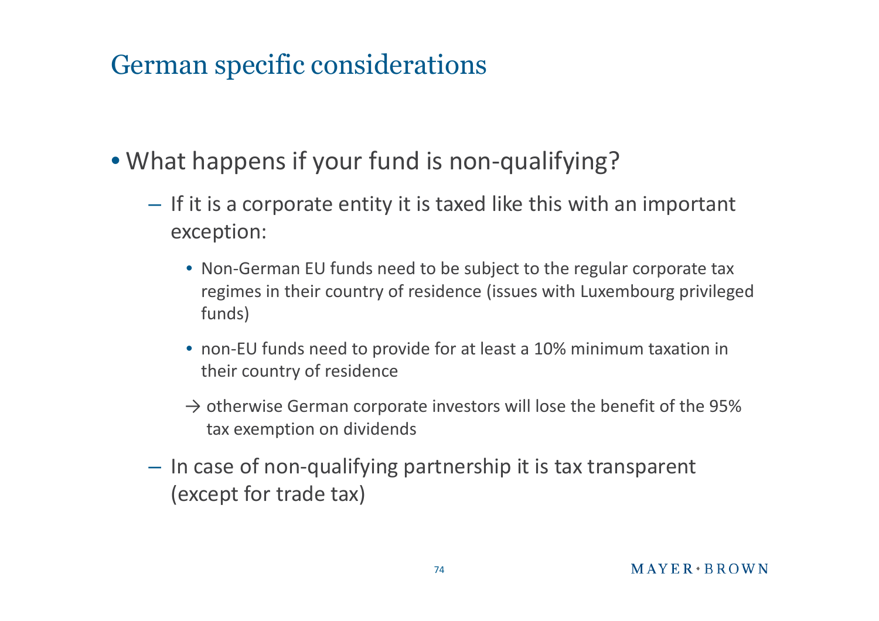# German specific considerations

- What happens if your fund is non-qualifying?
  - If it is a corporate entity it is taxed like this with an important exception:
    - Non-German EU funds need to be subject to the regular corporate tax regimes in their country of residence (issues with Luxembourg privileged funds)
    - non-EU funds need to provide for at least a 10% minimum taxation in their country of residence

    → otherwise German corporate investors will lose the benefit of the 95% tax exemption on dividends
  - In case of non-qualifying partnership it is tax transparent (except for trade tax)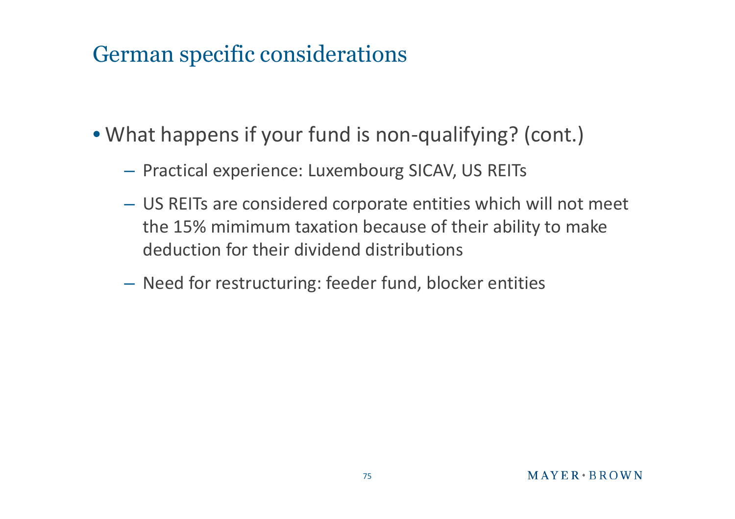# German specific considerations

- What happens if your fund is non-qualifying? (cont.)
  - Practical experience: Luxembourg SICAV, US REITs
  - US REITs are considered corporate entities which will not meet the 15% mimimum taxation because of their ability to make deduction for their dividend distributions
  - Need for restructuring: feeder fund, blocker entities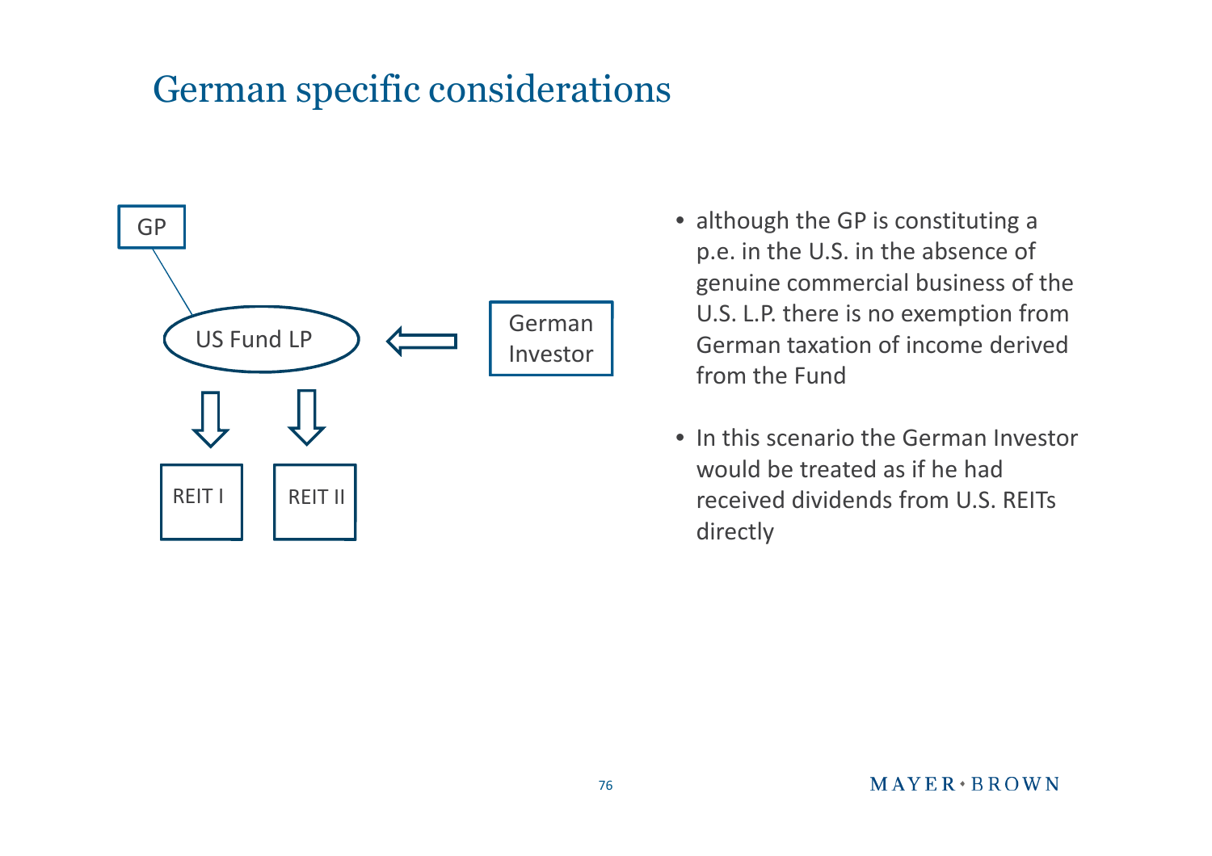# German specific considerations

GP

US Fund LP

German Investor

REIT I

REIT II

- although the GP is constituting a p.e. in the U.S. in the absence of genuine commercial business of the U.S. L.P. there is no exemption from German taxation of income derived from the Fund
- In this scenario the German Investor would be treated as if he had received dividends from U.S. REITs directly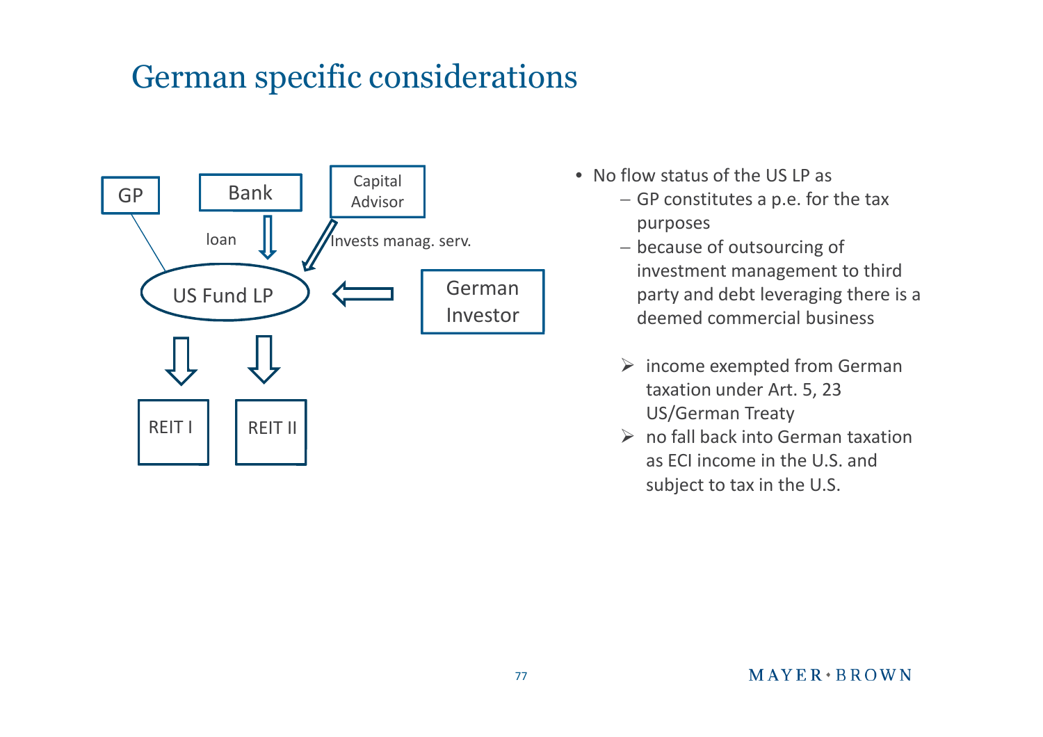# German specific considerations

GP

Bank

Capital Advisor

loan

Invests manag. serv.

US Fund LP

German Investor

REIT I

REIT II

- No flow status of the US LP as
  - GP constitutes a p.e. for the tax purposes
  - because of outsourcing of investment management to third party and debt leveraging there is a deemed commercial business

  - ➢ income exempted from German taxation under Art. 5, 23 US/German Treaty
  - ➢ no fall back into German taxation as ECI income in the U.S. and subject to tax in the U.S.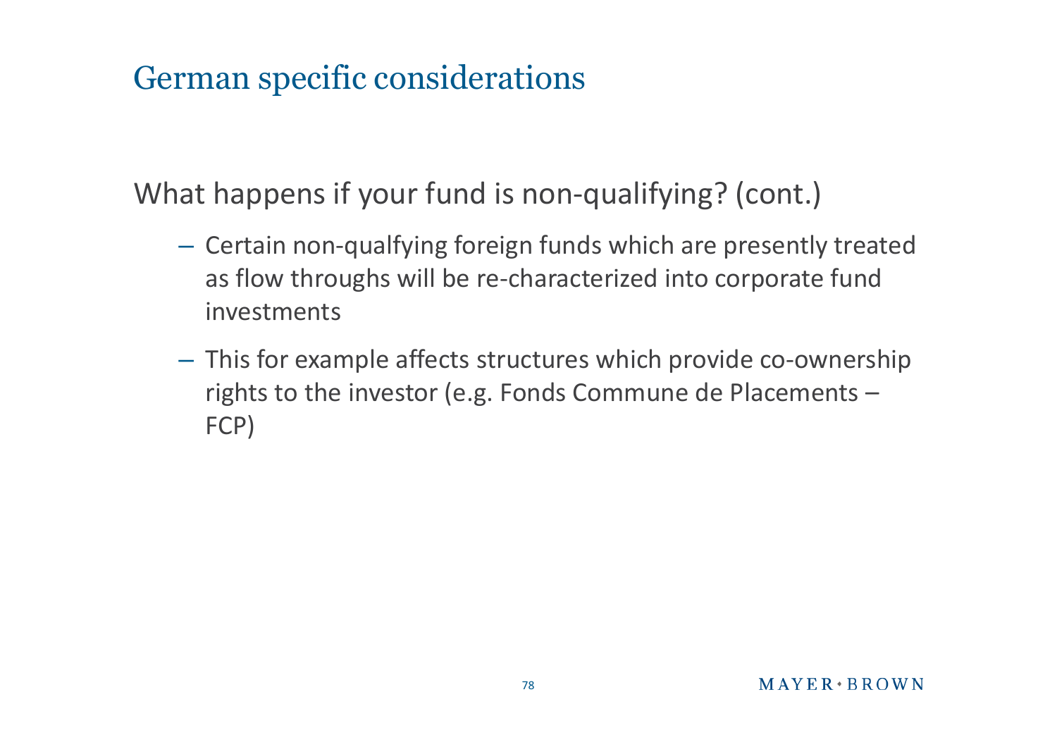# German specific considerations

What happens if your fund is non-qualifying? (cont.)

- Certain non-qualfying foreign funds which are presently treated as flow throughs will be re-characterized into corporate fund investments
- This for example affects structures which provide co-ownership rights to the investor (e.g. Fonds Commune de Placements – FCP)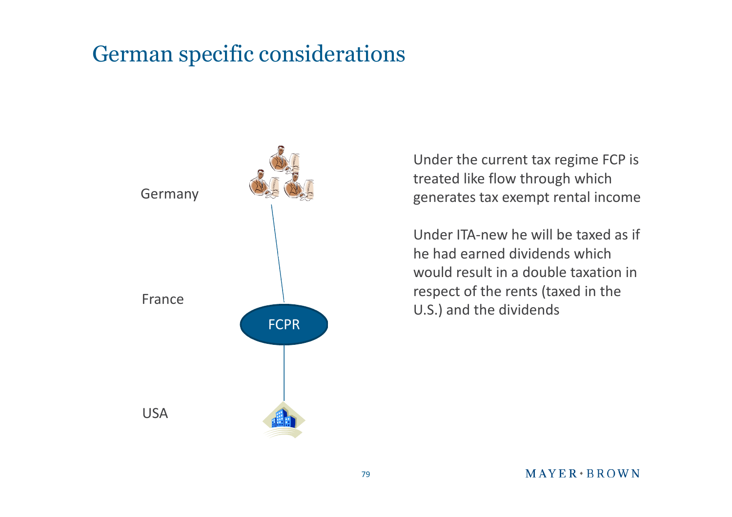# German specific considerations

Germany

France

FCPR

USA

Under the current tax regime FCP is treated like flow through which generates tax exempt rental income

Under ITA-new he will be taxed as if he had earned dividends which would result in a double taxation in respect of the rents (taxed in the U.S.) and the dividends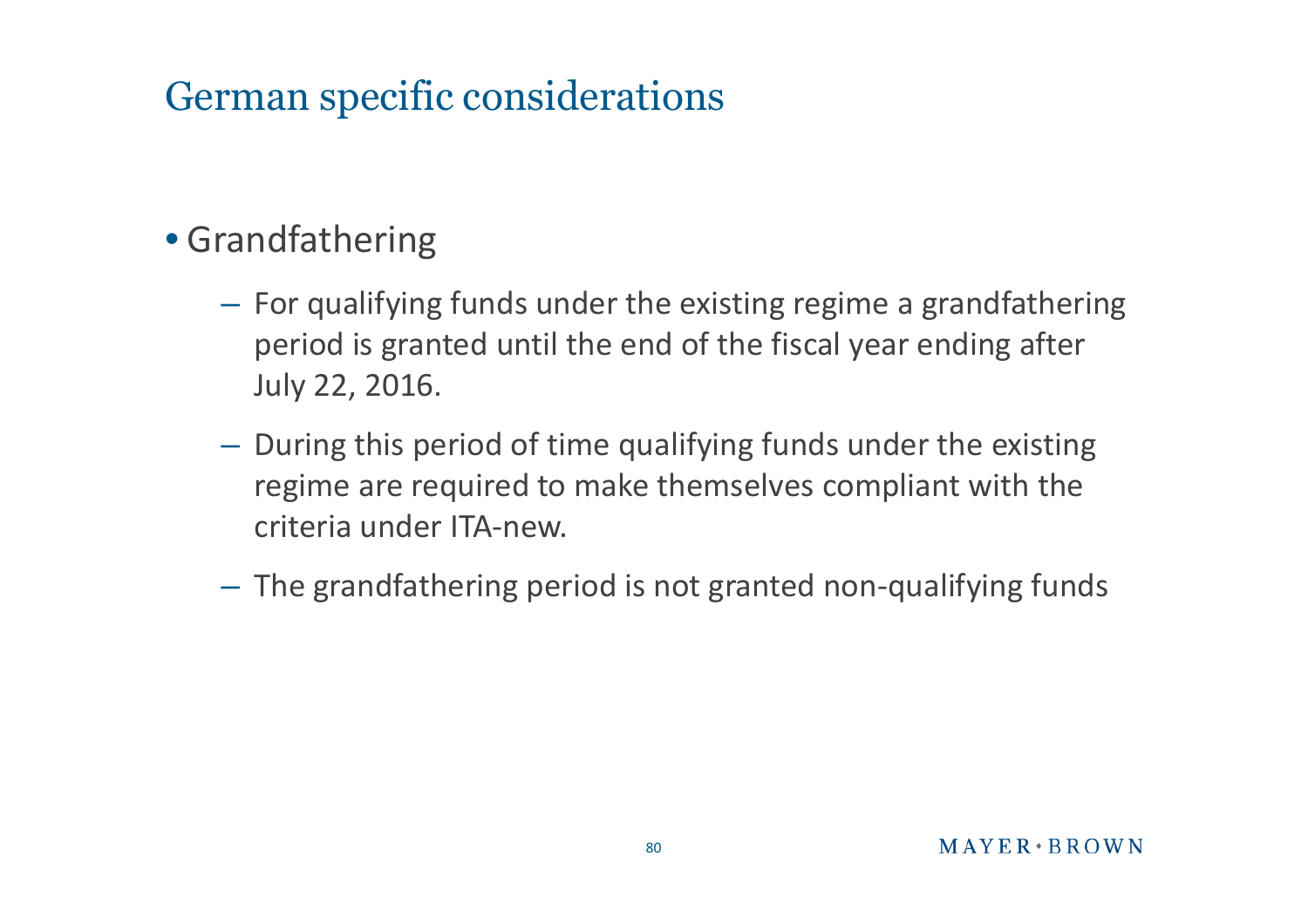# German specific considerations

- Grandfathering
  - For qualifying funds under the existing regime a grandfathering period is granted until the end of the fiscal year ending after July 22, 2016.
  - During this period of time qualifying funds under the existing regime are required to make themselves compliant with the criteria under ITA-new.
  - The grandfathering period is not granted non-qualifying funds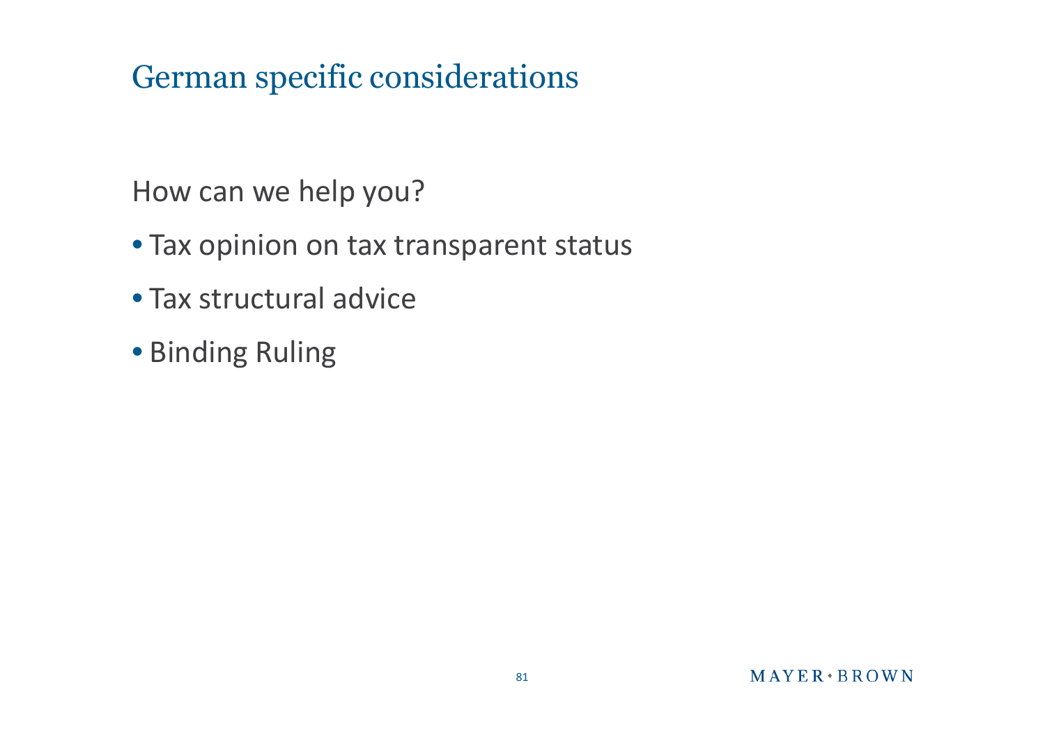# German specific considerations

How can we help you?

- Tax opinion on tax transparent status
- Tax structural advice
- Binding Ruling